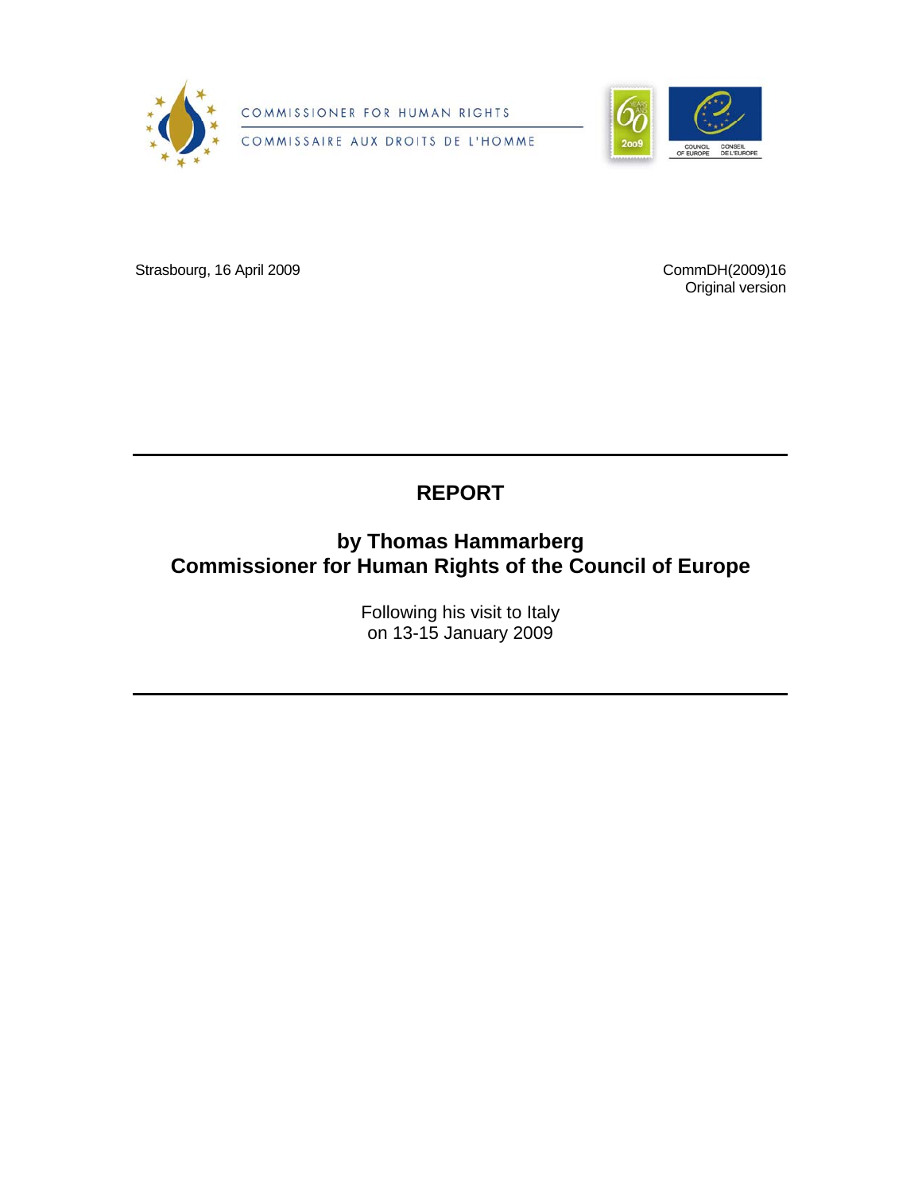COMMISSIONER FOR HUMAN RIGHTS

COMMISSAIRE AUX DROITS DE L'HOMME

Strasbourg, 16 April 2009

CommDH(2009)16
Original version

---

# REPORT

## by Thomas Hammarberg
## Commissioner for Human Rights of the Council of Europe

Following his visit to Italy
on 13-15 January 2009

---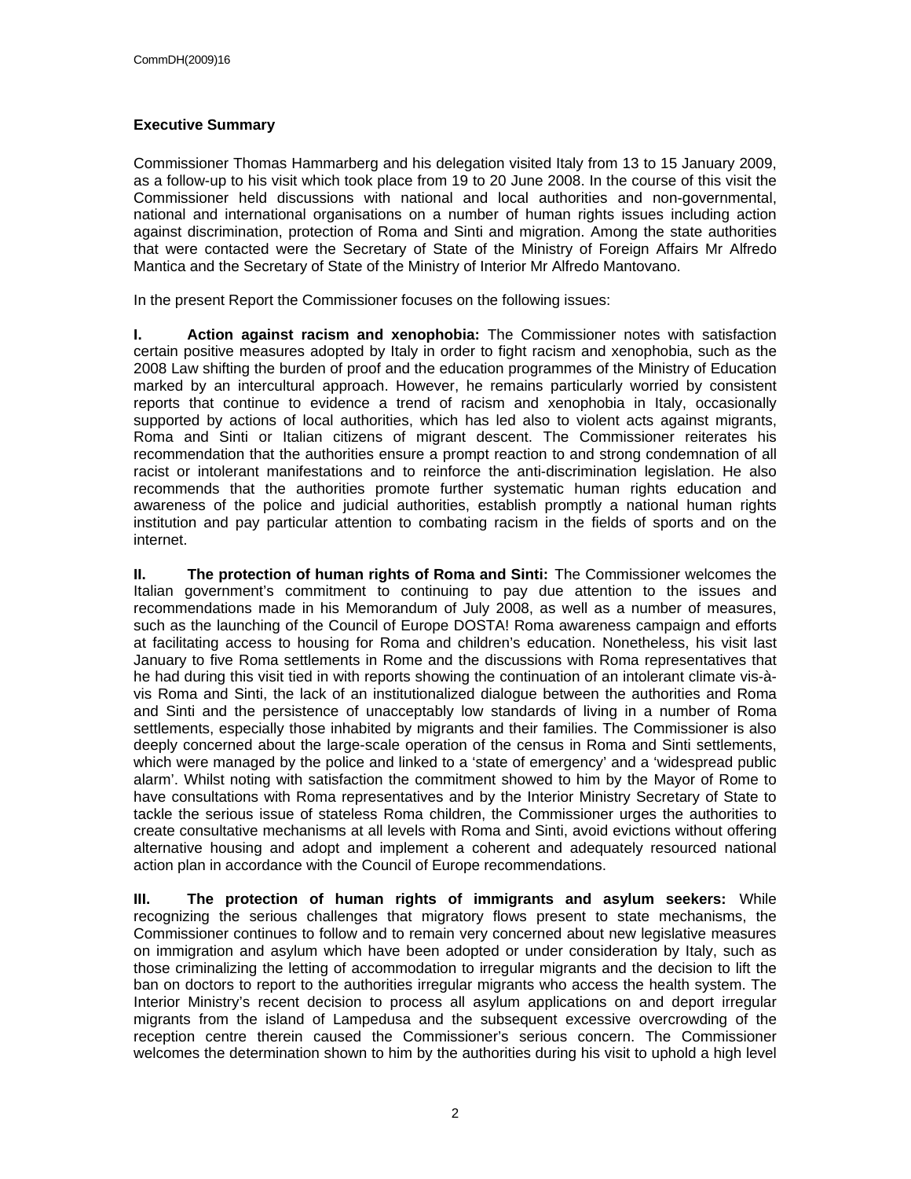### Executive Summary

Commissioner Thomas Hammarberg and his delegation visited Italy from 13 to 15 January 2009, as a follow-up to his visit which took place from 19 to 20 June 2008. In the course of this visit the Commissioner held discussions with national and local authorities and non-governmental, national and international organisations on a number of human rights issues including action against discrimination, protection of Roma and Sinti and migration. Among the state authorities that were contacted were the Secretary of State of the Ministry of Foreign Affairs Mr Alfredo Mantica and the Secretary of State of the Ministry of Interior Mr Alfredo Mantovano.

In the present Report the Commissioner focuses on the following issues:

**I. Action against racism and xenophobia:** The Commissioner notes with satisfaction certain positive measures adopted by Italy in order to fight racism and xenophobia, such as the 2008 Law shifting the burden of proof and the education programmes of the Ministry of Education marked by an intercultural approach. However, he remains particularly worried by consistent reports that continue to evidence a trend of racism and xenophobia in Italy, occasionally supported by actions of local authorities, which has led also to violent acts against migrants, Roma and Sinti or Italian citizens of migrant descent. The Commissioner reiterates his recommendation that the authorities ensure a prompt reaction to and strong condemnation of all racist or intolerant manifestations and to reinforce the anti-discrimination legislation. He also recommends that the authorities promote further systematic human rights education and awareness of the police and judicial authorities, establish promptly a national human rights institution and pay particular attention to combating racism in the fields of sports and on the internet.

**II. The protection of human rights of Roma and Sinti:** The Commissioner welcomes the Italian government's commitment to continuing to pay due attention to the issues and recommendations made in his Memorandum of July 2008, as well as a number of measures, such as the launching of the Council of Europe DOSTA! Roma awareness campaign and efforts at facilitating access to housing for Roma and children's education. Nonetheless, his visit last January to five Roma settlements in Rome and the discussions with Roma representatives that he had during this visit tied in with reports showing the continuation of an intolerant climate vis-à-vis Roma and Sinti, the lack of an institutionalized dialogue between the authorities and Roma and Sinti and the persistence of unacceptably low standards of living in a number of Roma settlements, especially those inhabited by migrants and their families. The Commissioner is also deeply concerned about the large-scale operation of the census in Roma and Sinti settlements, which were managed by the police and linked to a 'state of emergency' and a 'widespread public alarm'. Whilst noting with satisfaction the commitment showed to him by the Mayor of Rome to have consultations with Roma representatives and by the Interior Ministry Secretary of State to tackle the serious issue of stateless Roma children, the Commissioner urges the authorities to create consultative mechanisms at all levels with Roma and Sinti, avoid evictions without offering alternative housing and adopt and implement a coherent and adequately resourced national action plan in accordance with the Council of Europe recommendations.

**III. The protection of human rights of immigrants and asylum seekers:** While recognizing the serious challenges that migratory flows present to state mechanisms, the Commissioner continues to follow and to remain very concerned about new legislative measures on immigration and asylum which have been adopted or under consideration by Italy, such as those criminalizing the letting of accommodation to irregular migrants and the decision to lift the ban on doctors to report to the authorities irregular migrants who access the health system. The Interior Ministry's recent decision to process all asylum applications on and deport irregular migrants from the island of Lampedusa and the subsequent excessive overcrowding of the reception centre therein caused the Commissioner's serious concern. The Commissioner welcomes the determination shown to him by the authorities during his visit to uphold a high level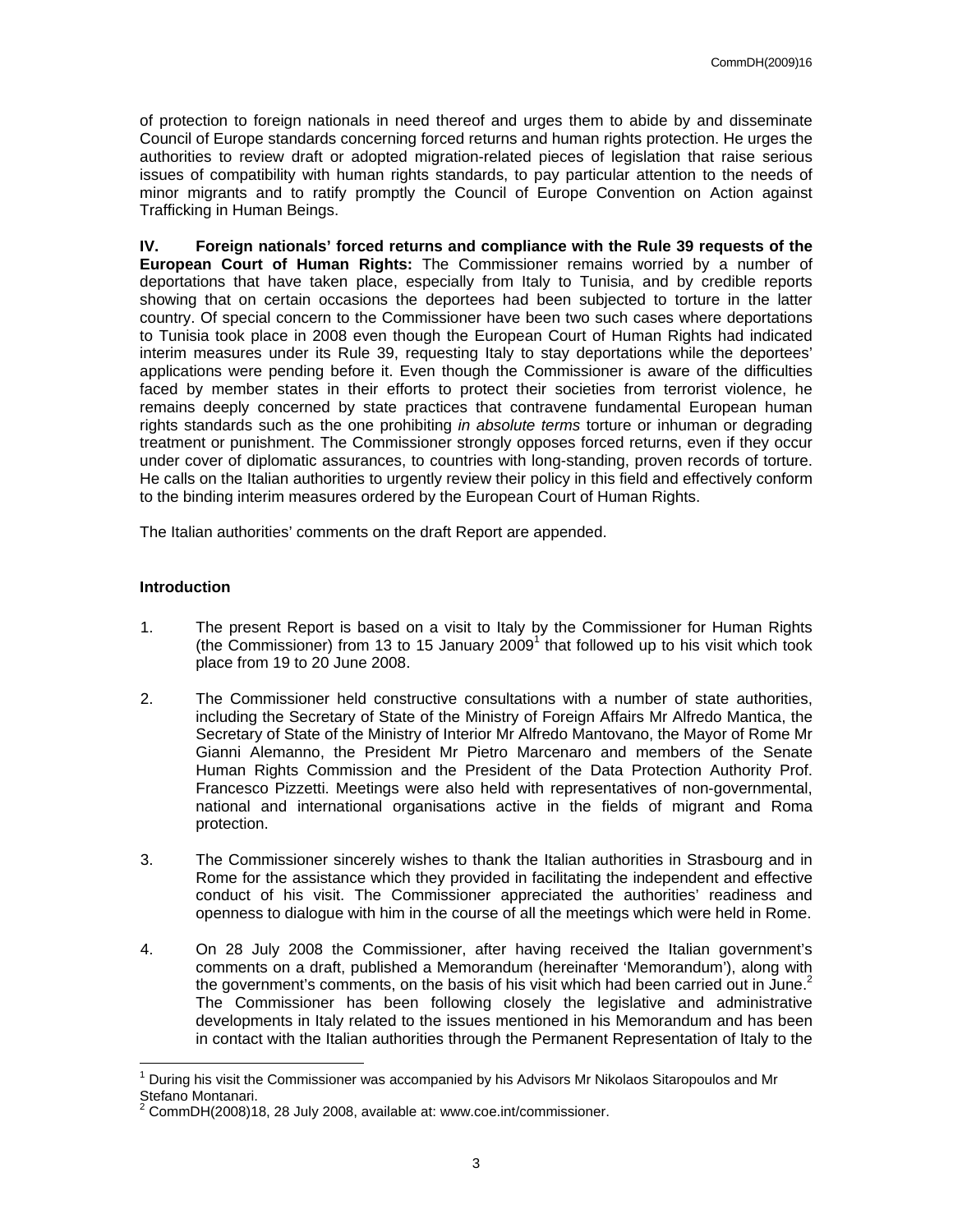of protection to foreign nationals in need thereof and urges them to abide by and disseminate Council of Europe standards concerning forced returns and human rights protection. He urges the authorities to review draft or adopted migration-related pieces of legislation that raise serious issues of compatibility with human rights standards, to pay particular attention to the needs of minor migrants and to ratify promptly the Council of Europe Convention on Action against Trafficking in Human Beings.

**IV. Foreign nationals' forced returns and compliance with the Rule 39 requests of the European Court of Human Rights:** The Commissioner remains worried by a number of deportations that have taken place, especially from Italy to Tunisia, and by credible reports showing that on certain occasions the deportees had been subjected to torture in the latter country. Of special concern to the Commissioner have been two such cases where deportations to Tunisia took place in 2008 even though the European Court of Human Rights had indicated interim measures under its Rule 39, requesting Italy to stay deportations while the deportees' applications were pending before it. Even though the Commissioner is aware of the difficulties faced by member states in their efforts to protect their societies from terrorist violence, he remains deeply concerned by state practices that contravene fundamental European human rights standards such as the one prohibiting *in absolute terms* torture or inhuman or degrading treatment or punishment. The Commissioner strongly opposes forced returns, even if they occur under cover of diplomatic assurances, to countries with long-standing, proven records of torture. He calls on the Italian authorities to urgently review their policy in this field and effectively conform to the binding interim measures ordered by the European Court of Human Rights.

The Italian authorities' comments on the draft Report are appended.

**Introduction**

1. The present Report is based on a visit to Italy by the Commissioner for Human Rights (the Commissioner) from 13 to 15 January 2009[1] that followed up to his visit which took place from 19 to 20 June 2008.

2. The Commissioner held constructive consultations with a number of state authorities, including the Secretary of State of the Ministry of Foreign Affairs Mr Alfredo Mantica, the Secretary of State of the Ministry of Interior Mr Alfredo Mantovano, the Mayor of Rome Mr Gianni Alemanno, the President Mr Pietro Marcenaro and members of the Senate Human Rights Commission and the President of the Data Protection Authority Prof. Francesco Pizzetti. Meetings were also held with representatives of non-governmental, national and international organisations active in the fields of migrant and Roma protection.

3. The Commissioner sincerely wishes to thank the Italian authorities in Strasbourg and in Rome for the assistance which they provided in facilitating the independent and effective conduct of his visit. The Commissioner appreciated the authorities' readiness and openness to dialogue with him in the course of all the meetings which were held in Rome.

4. On 28 July 2008 the Commissioner, after having received the Italian government's comments on a draft, published a Memorandum (hereinafter 'Memorandum'), along with the government's comments, on the basis of his visit which had been carried out in June.[2] The Commissioner has been following closely the legislative and administrative developments in Italy related to the issues mentioned in his Memorandum and has been in contact with the Italian authorities through the Permanent Representation of Italy to the

[1] During his visit the Commissioner was accompanied by his Advisors Mr Nikolaos Sitaropoulos and Mr Stefano Montanari.

[2] CommDH(2008)18, 28 July 2008, available at: www.coe.int/commissioner.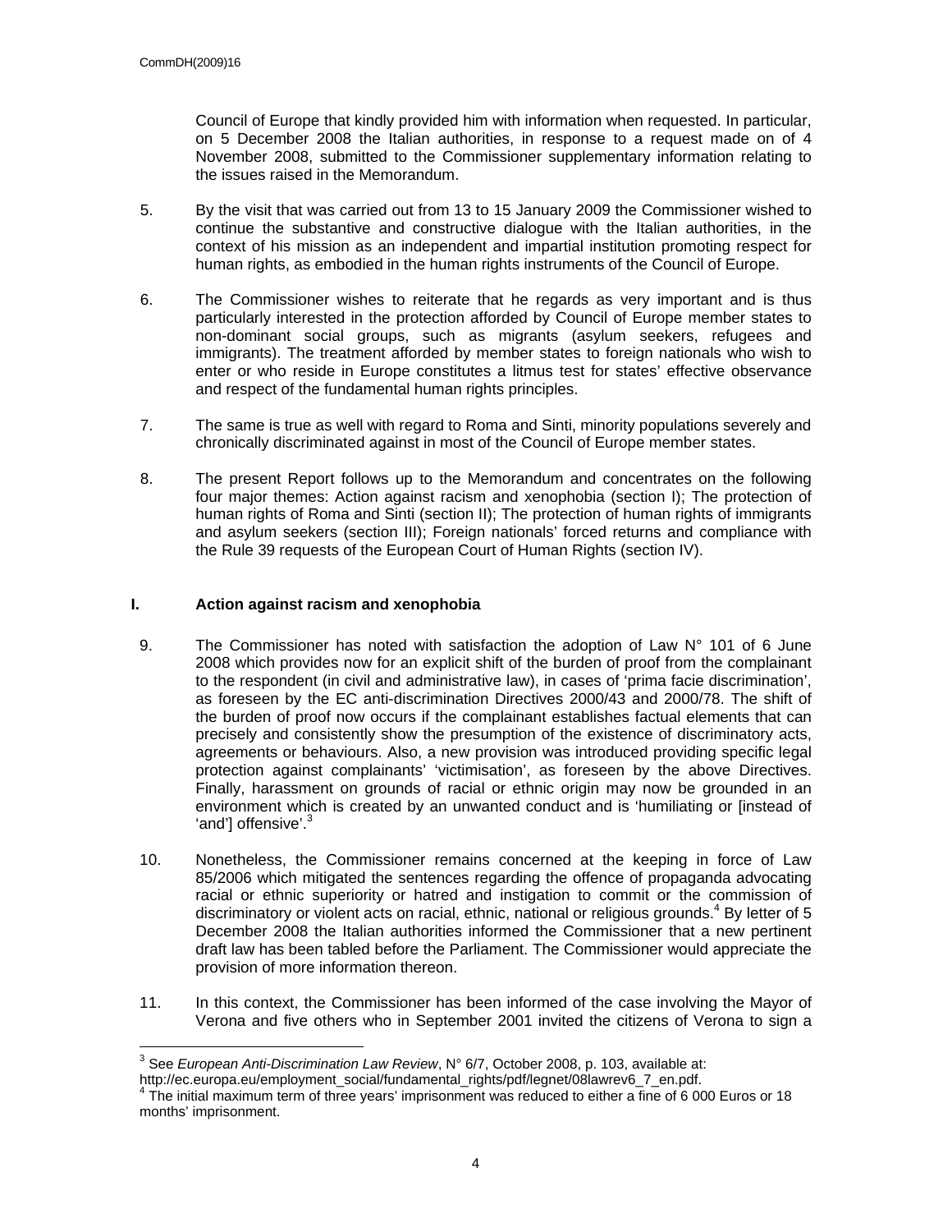Council of Europe that kindly provided him with information when requested. In particular, on 5 December 2008 the Italian authorities, in response to a request made on of 4 November 2008, submitted to the Commissioner supplementary information relating to the issues raised in the Memorandum.

5. By the visit that was carried out from 13 to 15 January 2009 the Commissioner wished to continue the substantive and constructive dialogue with the Italian authorities, in the context of his mission as an independent and impartial institution promoting respect for human rights, as embodied in the human rights instruments of the Council of Europe.

6. The Commissioner wishes to reiterate that he regards as very important and is thus particularly interested in the protection afforded by Council of Europe member states to non-dominant social groups, such as migrants (asylum seekers, refugees and immigrants). The treatment afforded by member states to foreign nationals who wish to enter or who reside in Europe constitutes a litmus test for states' effective observance and respect of the fundamental human rights principles.

7. The same is true as well with regard to Roma and Sinti, minority populations severely and chronically discriminated against in most of the Council of Europe member states.

8. The present Report follows up to the Memorandum and concentrates on the following four major themes: Action against racism and xenophobia (section I); The protection of human rights of Roma and Sinti (section II); The protection of human rights of immigrants and asylum seekers (section III); Foreign nationals' forced returns and compliance with the Rule 39 requests of the European Court of Human Rights (section IV).

## I. Action against racism and xenophobia

9. The Commissioner has noted with satisfaction the adoption of Law N° 101 of 6 June 2008 which provides now for an explicit shift of the burden of proof from the complainant to the respondent (in civil and administrative law), in cases of 'prima facie discrimination', as foreseen by the EC anti-discrimination Directives 2000/43 and 2000/78. The shift of the burden of proof now occurs if the complainant establishes factual elements that can precisely and consistently show the presumption of the existence of discriminatory acts, agreements or behaviours. Also, a new provision was introduced providing specific legal protection against complainants' 'victimisation', as foreseen by the above Directives. Finally, harassment on grounds of racial or ethnic origin may now be grounded in an environment which is created by an unwanted conduct and is 'humiliating or [instead of 'and'] offensive'.[3]

10. Nonetheless, the Commissioner remains concerned at the keeping in force of Law 85/2006 which mitigated the sentences regarding the offence of propaganda advocating racial or ethnic superiority or hatred and instigation to commit or the commission of discriminatory or violent acts on racial, ethnic, national or religious grounds.[4] By letter of 5 December 2008 the Italian authorities informed the Commissioner that a new pertinent draft law has been tabled before the Parliament. The Commissioner would appreciate the provision of more information thereon.

11. In this context, the Commissioner has been informed of the case involving the Mayor of Verona and five others who in September 2001 invited the citizens of Verona to sign a

---

[3] See *European Anti-Discrimination Law Review*, N° 6/7, October 2008, p. 103, available at: http://ec.europa.eu/employment_social/fundamental_rights/pdf/legnet/08lawrev6_7_en.pdf.

[4] The initial maximum term of three years' imprisonment was reduced to either a fine of 6 000 Euros or 18 months' imprisonment.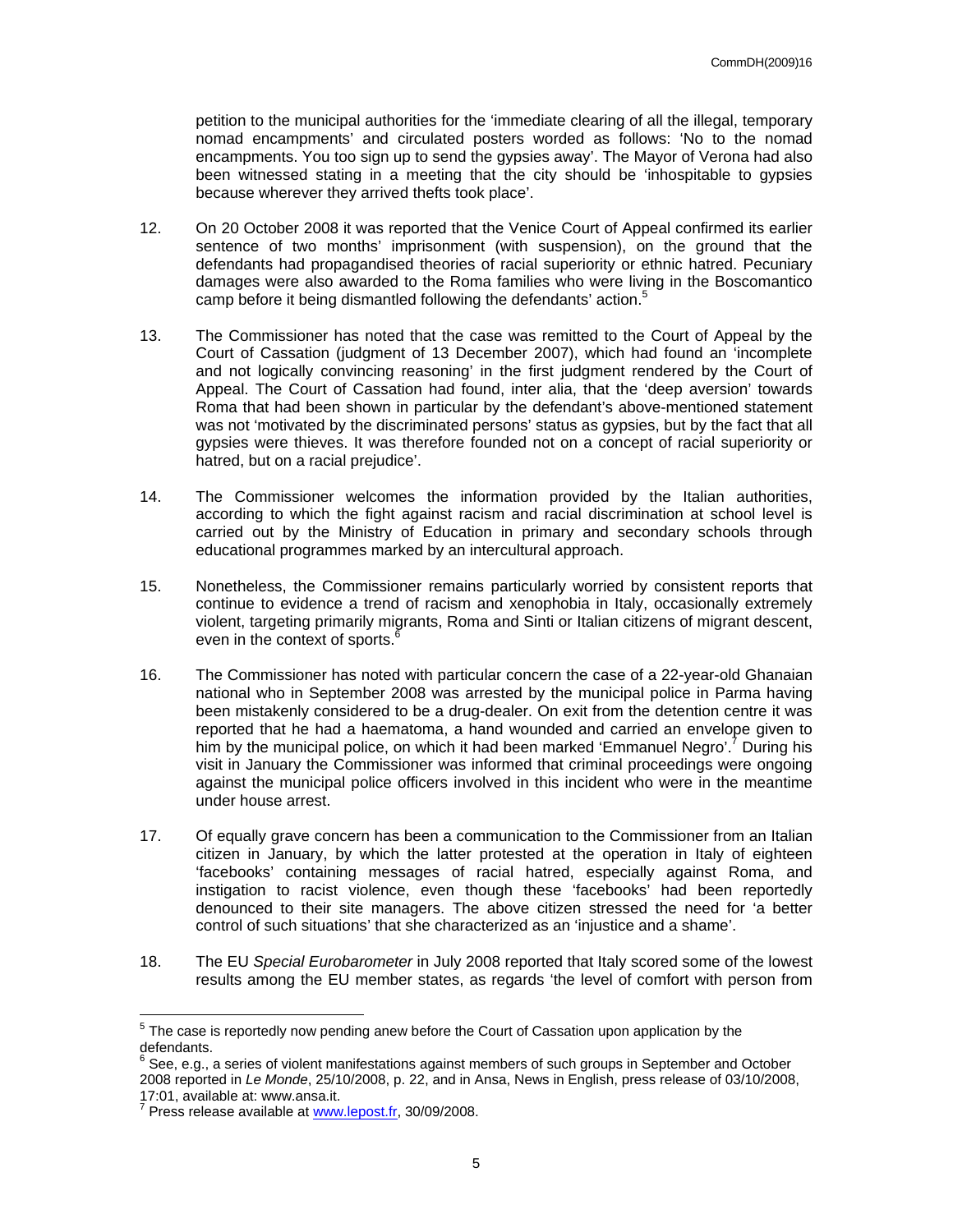petition to the municipal authorities for the 'immediate clearing of all the illegal, temporary nomad encampments' and circulated posters worded as follows: 'No to the nomad encampments. You too sign up to send the gypsies away'. The Mayor of Verona had also been witnessed stating in a meeting that the city should be 'inhospitable to gypsies because wherever they arrived thefts took place'.

12. On 20 October 2008 it was reported that the Venice Court of Appeal confirmed its earlier sentence of two months' imprisonment (with suspension), on the ground that the defendants had propagandised theories of racial superiority or ethnic hatred. Pecuniary damages were also awarded to the Roma families who were living in the Boscomantico camp before it being dismantled following the defendants' action.[5]

13. The Commissioner has noted that the case was remitted to the Court of Appeal by the Court of Cassation (judgment of 13 December 2007), which had found an 'incomplete and not logically convincing reasoning' in the first judgment rendered by the Court of Appeal. The Court of Cassation had found, inter alia, that the 'deep aversion' towards Roma that had been shown in particular by the defendant's above-mentioned statement was not 'motivated by the discriminated persons' status as gypsies, but by the fact that all gypsies were thieves. It was therefore founded not on a concept of racial superiority or hatred, but on a racial prejudice'.

14. The Commissioner welcomes the information provided by the Italian authorities, according to which the fight against racism and racial discrimination at school level is carried out by the Ministry of Education in primary and secondary schools through educational programmes marked by an intercultural approach.

15. Nonetheless, the Commissioner remains particularly worried by consistent reports that continue to evidence a trend of racism and xenophobia in Italy, occasionally extremely violent, targeting primarily migrants, Roma and Sinti or Italian citizens of migrant descent, even in the context of sports.[6]

16. The Commissioner has noted with particular concern the case of a 22-year-old Ghanaian national who in September 2008 was arrested by the municipal police in Parma having been mistakenly considered to be a drug-dealer. On exit from the detention centre it was reported that he had a haematoma, a hand wounded and carried an envelope given to him by the municipal police, on which it had been marked 'Emmanuel Negro'.[7] During his visit in January the Commissioner was informed that criminal proceedings were ongoing against the municipal police officers involved in this incident who were in the meantime under house arrest.

17. Of equally grave concern has been a communication to the Commissioner from an Italian citizen in January, by which the latter protested at the operation in Italy of eighteen 'facebooks' containing messages of racial hatred, especially against Roma, and instigation to racist violence, even though these 'facebooks' had been reportedly denounced to their site managers. The above citizen stressed the need for 'a better control of such situations' that she characterized as an 'injustice and a shame'.

18. The EU *Special Eurobarometer* in July 2008 reported that Italy scored some of the lowest results among the EU member states, as regards 'the level of comfort with person from

---

[5] The case is reportedly now pending anew before the Court of Cassation upon application by the defendants.

[6] See, e.g., a series of violent manifestations against members of such groups in September and October 2008 reported in *Le Monde*, 25/10/2008, p. 22, and in Ansa, News in English, press release of 03/10/2008, 17:01, available at: www.ansa.it.

[7] Press release available at www.lepost.fr, 30/09/2008.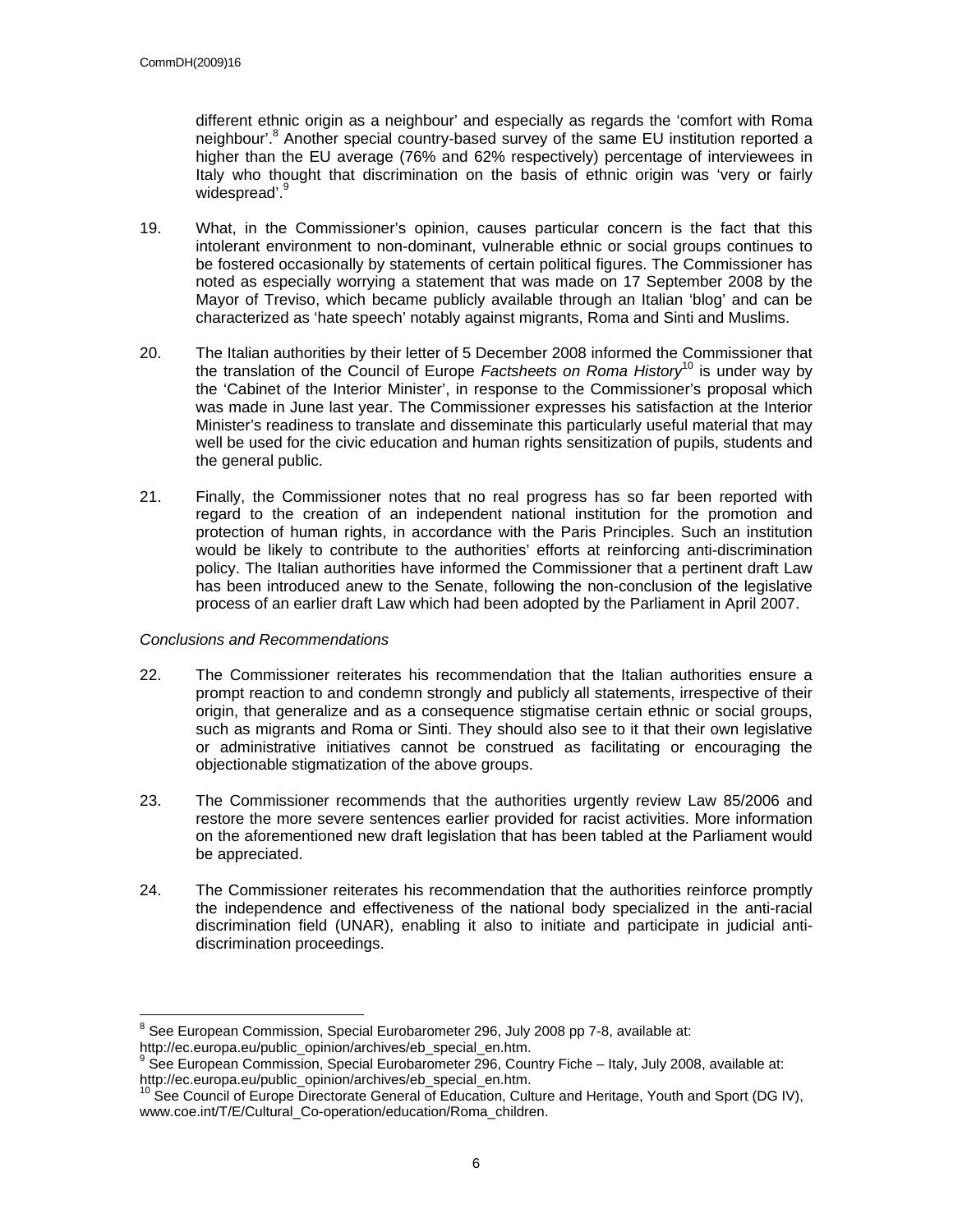different ethnic origin as a neighbour' and especially as regards the 'comfort with Roma neighbour'.[8] Another special country-based survey of the same EU institution reported a higher than the EU average (76% and 62% respectively) percentage of interviewees in Italy who thought that discrimination on the basis of ethnic origin was 'very or fairly widespread'.[9]

19. What, in the Commissioner's opinion, causes particular concern is the fact that this intolerant environment to non-dominant, vulnerable ethnic or social groups continues to be fostered occasionally by statements of certain political figures. The Commissioner has noted as especially worrying a statement that was made on 17 September 2008 by the Mayor of Treviso, which became publicly available through an Italian 'blog' and can be characterized as 'hate speech' notably against migrants, Roma and Sinti and Muslims.

20. The Italian authorities by their letter of 5 December 2008 informed the Commissioner that the translation of the Council of Europe *Factsheets on Roma History*[10] is under way by the 'Cabinet of the Interior Minister', in response to the Commissioner's proposal which was made in June last year. The Commissioner expresses his satisfaction at the Interior Minister's readiness to translate and disseminate this particularly useful material that may well be used for the civic education and human rights sensitization of pupils, students and the general public.

21. Finally, the Commissioner notes that no real progress has so far been reported with regard to the creation of an independent national institution for the promotion and protection of human rights, in accordance with the Paris Principles. Such an institution would be likely to contribute to the authorities' efforts at reinforcing anti-discrimination policy. The Italian authorities have informed the Commissioner that a pertinent draft Law has been introduced anew to the Senate, following the non-conclusion of the legislative process of an earlier draft Law which had been adopted by the Parliament in April 2007.

*Conclusions and Recommendations*

22. The Commissioner reiterates his recommendation that the Italian authorities ensure a prompt reaction to and condemn strongly and publicly all statements, irrespective of their origin, that generalize and as a consequence stigmatise certain ethnic or social groups, such as migrants and Roma or Sinti. They should also see to it that their own legislative or administrative initiatives cannot be construed as facilitating or encouraging the objectionable stigmatization of the above groups.

23. The Commissioner recommends that the authorities urgently review Law 85/2006 and restore the more severe sentences earlier provided for racist activities. More information on the aforementioned new draft legislation that has been tabled at the Parliament would be appreciated.

24. The Commissioner reiterates his recommendation that the authorities reinforce promptly the independence and effectiveness of the national body specialized in the anti-racial discrimination field (UNAR), enabling it also to initiate and participate in judicial anti-discrimination proceedings.

---

[8] See European Commission, Special Eurobarometer 296, July 2008 pp 7-8, available at: http://ec.europa.eu/public_opinion/archives/eb_special_en.htm.

[9] See European Commission, Special Eurobarometer 296, Country Fiche – Italy, July 2008, available at: http://ec.europa.eu/public_opinion/archives/eb_special_en.htm.

[10] See Council of Europe Directorate General of Education, Culture and Heritage, Youth and Sport (DG IV), www.coe.int/T/E/Cultural_Co-operation/education/Roma_children.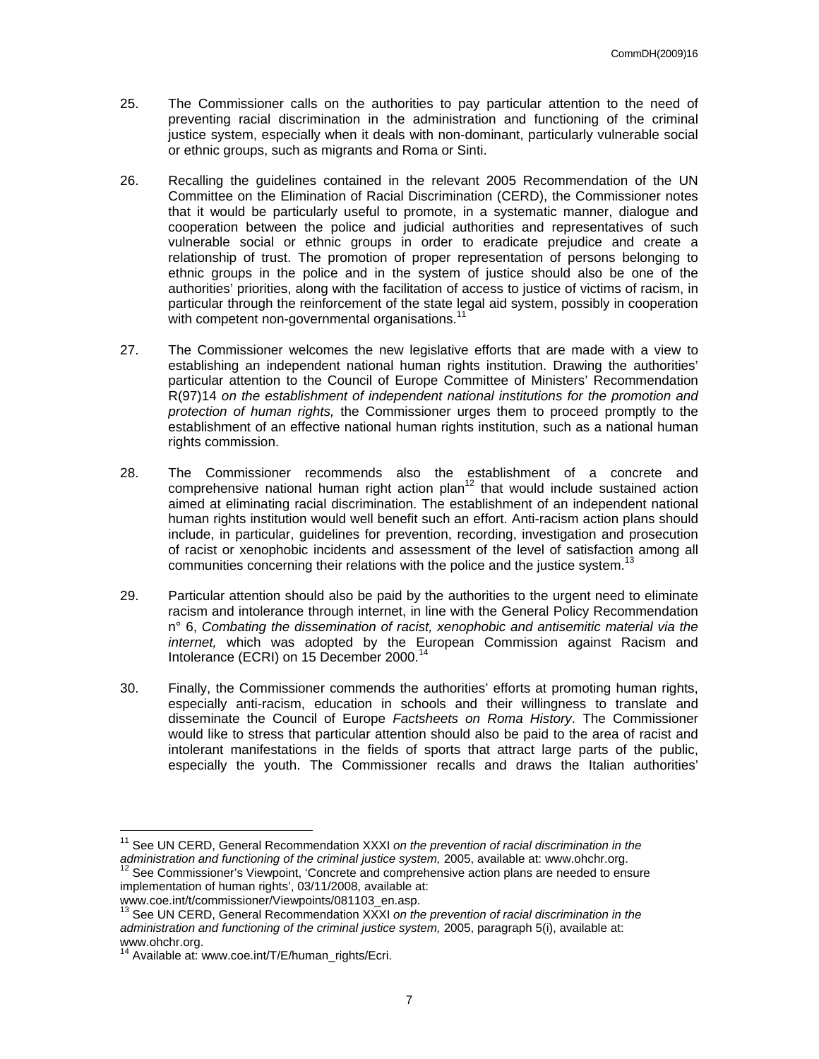25. The Commissioner calls on the authorities to pay particular attention to the need of preventing racial discrimination in the administration and functioning of the criminal justice system, especially when it deals with non-dominant, particularly vulnerable social or ethnic groups, such as migrants and Roma or Sinti.

26. Recalling the guidelines contained in the relevant 2005 Recommendation of the UN Committee on the Elimination of Racial Discrimination (CERD), the Commissioner notes that it would be particularly useful to promote, in a systematic manner, dialogue and cooperation between the police and judicial authorities and representatives of such vulnerable social or ethnic groups in order to eradicate prejudice and create a relationship of trust. The promotion of proper representation of persons belonging to ethnic groups in the police and in the system of justice should also be one of the authorities' priorities, along with the facilitation of access to justice of victims of racism, in particular through the reinforcement of the state legal aid system, possibly in cooperation with competent non-governmental organisations.[11]

27. The Commissioner welcomes the new legislative efforts that are made with a view to establishing an independent national human rights institution. Drawing the authorities' particular attention to the Council of Europe Committee of Ministers' Recommendation R(97)14 *on the establishment of independent national institutions for the promotion and protection of human rights,* the Commissioner urges them to proceed promptly to the establishment of an effective national human rights institution, such as a national human rights commission.

28. The Commissioner recommends also the establishment of a concrete and comprehensive national human right action plan[12] that would include sustained action aimed at eliminating racial discrimination. The establishment of an independent national human rights institution would well benefit such an effort. Anti-racism action plans should include, in particular, guidelines for prevention, recording, investigation and prosecution of racist or xenophobic incidents and assessment of the level of satisfaction among all communities concerning their relations with the police and the justice system.[13]

29. Particular attention should also be paid by the authorities to the urgent need to eliminate racism and intolerance through internet, in line with the General Policy Recommendation n° 6, *Combating the dissemination of racist, xenophobic and antisemitic material via the internet,* which was adopted by the European Commission against Racism and Intolerance (ECRI) on 15 December 2000.[14]

30. Finally, the Commissioner commends the authorities' efforts at promoting human rights, especially anti-racism, education in schools and their willingness to translate and disseminate the Council of Europe *Factsheets on Roma History*. The Commissioner would like to stress that particular attention should also be paid to the area of racist and intolerant manifestations in the fields of sports that attract large parts of the public, especially the youth. The Commissioner recalls and draws the Italian authorities'

---

[11] See UN CERD, General Recommendation XXXI *on the prevention of racial discrimination in the administration and functioning of the criminal justice system,* 2005, available at: www.ohchr.org.

[12] See Commissioner's Viewpoint, 'Concrete and comprehensive action plans are needed to ensure implementation of human rights', 03/11/2008, available at: www.coe.int/t/commissioner/Viewpoints/081103_en.asp.

[13] See UN CERD, General Recommendation XXXI *on the prevention of racial discrimination in the administration and functioning of the criminal justice system,* 2005, paragraph 5(i), available at: www.ohchr.org.

[14] Available at: www.coe.int/T/E/human_rights/Ecri.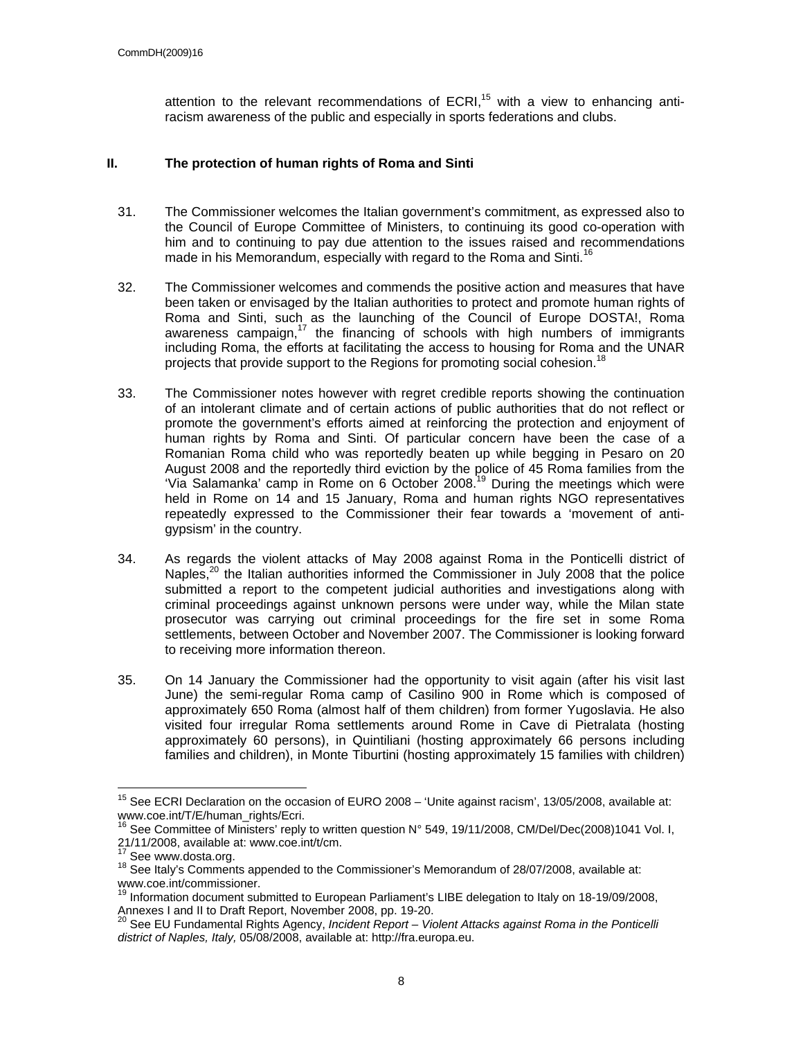attention to the relevant recommendations of ECRI,[15] with a view to enhancing anti-racism awareness of the public and especially in sports federations and clubs.

## II. The protection of human rights of Roma and Sinti

31. The Commissioner welcomes the Italian government's commitment, as expressed also to the Council of Europe Committee of Ministers, to continuing its good co-operation with him and to continuing to pay due attention to the issues raised and recommendations made in his Memorandum, especially with regard to the Roma and Sinti.[16]

32. The Commissioner welcomes and commends the positive action and measures that have been taken or envisaged by the Italian authorities to protect and promote human rights of Roma and Sinti, such as the launching of the Council of Europe DOSTA!, Roma awareness campaign,[17] the financing of schools with high numbers of immigrants including Roma, the efforts at facilitating the access to housing for Roma and the UNAR projects that provide support to the Regions for promoting social cohesion.[18]

33. The Commissioner notes however with regret credible reports showing the continuation of an intolerant climate and of certain actions of public authorities that do not reflect or promote the government's efforts aimed at reinforcing the protection and enjoyment of human rights by Roma and Sinti. Of particular concern have been the case of a Romanian Roma child who was reportedly beaten up while begging in Pesaro on 20 August 2008 and the reportedly third eviction by the police of 45 Roma families from the 'Via Salamanka' camp in Rome on 6 October 2008.[19] During the meetings which were held in Rome on 14 and 15 January, Roma and human rights NGO representatives repeatedly expressed to the Commissioner their fear towards a 'movement of anti-gypsism' in the country.

34. As regards the violent attacks of May 2008 against Roma in the Ponticelli district of Naples,[20] the Italian authorities informed the Commissioner in July 2008 that the police submitted a report to the competent judicial authorities and investigations along with criminal proceedings against unknown persons were under way, while the Milan state prosecutor was carrying out criminal proceedings for the fire set in some Roma settlements, between October and November 2007. The Commissioner is looking forward to receiving more information thereon.

35. On 14 January the Commissioner had the opportunity to visit again (after his visit last June) the semi-regular Roma camp of Casilino 900 in Rome which is composed of approximately 650 Roma (almost half of them children) from former Yugoslavia. He also visited four irregular Roma settlements around Rome in Cave di Pietralata (hosting approximately 60 persons), in Quintiliani (hosting approximately 66 persons including families and children), in Monte Tiburtini (hosting approximately 15 families with children)

---

[15] See ECRI Declaration on the occasion of EURO 2008 – 'Unite against racism', 13/05/2008, available at: www.coe.int/T/E/human_rights/Ecri.

[16] See Committee of Ministers' reply to written question N° 549, 19/11/2008, CM/Del/Dec(2008)1041 Vol. I, 21/11/2008, available at: www.coe.int/t/cm.

[17] See www.dosta.org.

[18] See Italy's Comments appended to the Commissioner's Memorandum of 28/07/2008, available at: www.coe.int/commissioner.

[19] Information document submitted to European Parliament's LIBE delegation to Italy on 18-19/09/2008, Annexes I and II to Draft Report, November 2008, pp. 19-20.

[20] See EU Fundamental Rights Agency, *Incident Report – Violent Attacks against Roma in the Ponticelli district of Naples, Italy,* 05/08/2008, available at: http://fra.europa.eu.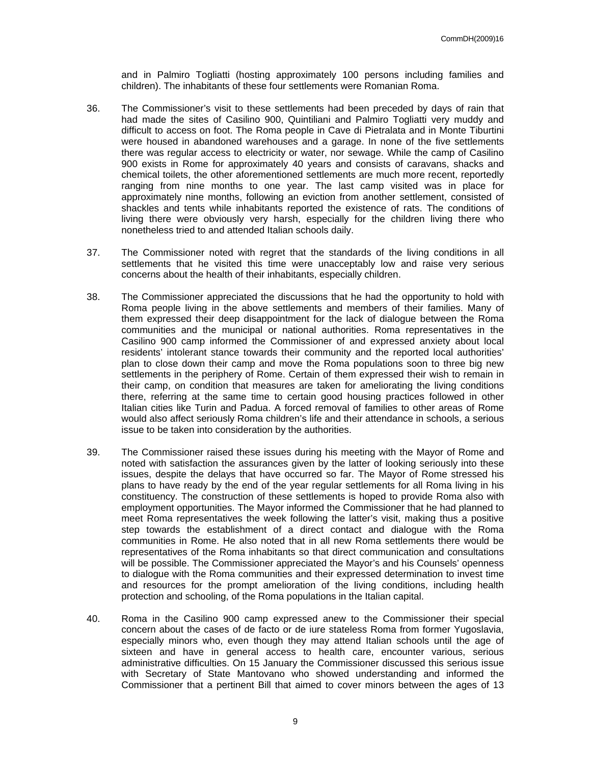and in Palmiro Togliatti (hosting approximately 100 persons including families and children). The inhabitants of these four settlements were Romanian Roma.

36. The Commissioner's visit to these settlements had been preceded by days of rain that had made the sites of Casilino 900, Quintiliani and Palmiro Togliatti very muddy and difficult to access on foot. The Roma people in Cave di Pietralata and in Monte Tiburtini were housed in abandoned warehouses and a garage. In none of the five settlements there was regular access to electricity or water, nor sewage. While the camp of Casilino 900 exists in Rome for approximately 40 years and consists of caravans, shacks and chemical toilets, the other aforementioned settlements are much more recent, reportedly ranging from nine months to one year. The last camp visited was in place for approximately nine months, following an eviction from another settlement, consisted of shackles and tents while inhabitants reported the existence of rats. The conditions of living there were obviously very harsh, especially for the children living there who nonetheless tried to and attended Italian schools daily.

37. The Commissioner noted with regret that the standards of the living conditions in all settlements that he visited this time were unacceptably low and raise very serious concerns about the health of their inhabitants, especially children.

38. The Commissioner appreciated the discussions that he had the opportunity to hold with Roma people living in the above settlements and members of their families. Many of them expressed their deep disappointment for the lack of dialogue between the Roma communities and the municipal or national authorities. Roma representatives in the Casilino 900 camp informed the Commissioner of and expressed anxiety about local residents' intolerant stance towards their community and the reported local authorities' plan to close down their camp and move the Roma populations soon to three big new settlements in the periphery of Rome. Certain of them expressed their wish to remain in their camp, on condition that measures are taken for ameliorating the living conditions there, referring at the same time to certain good housing practices followed in other Italian cities like Turin and Padua. A forced removal of families to other areas of Rome would also affect seriously Roma children's life and their attendance in schools, a serious issue to be taken into consideration by the authorities.

39. The Commissioner raised these issues during his meeting with the Mayor of Rome and noted with satisfaction the assurances given by the latter of looking seriously into these issues, despite the delays that have occurred so far. The Mayor of Rome stressed his plans to have ready by the end of the year regular settlements for all Roma living in his constituency. The construction of these settlements is hoped to provide Roma also with employment opportunities. The Mayor informed the Commissioner that he had planned to meet Roma representatives the week following the latter's visit, making thus a positive step towards the establishment of a direct contact and dialogue with the Roma communities in Rome. He also noted that in all new Roma settlements there would be representatives of the Roma inhabitants so that direct communication and consultations will be possible. The Commissioner appreciated the Mayor's and his Counsels' openness to dialogue with the Roma communities and their expressed determination to invest time and resources for the prompt amelioration of the living conditions, including health protection and schooling, of the Roma populations in the Italian capital.

40. Roma in the Casilino 900 camp expressed anew to the Commissioner their special concern about the cases of de facto or de iure stateless Roma from former Yugoslavia, especially minors who, even though they may attend Italian schools until the age of sixteen and have in general access to health care, encounter various, serious administrative difficulties. On 15 January the Commissioner discussed this serious issue with Secretary of State Mantovano who showed understanding and informed the Commissioner that a pertinent Bill that aimed to cover minors between the ages of 13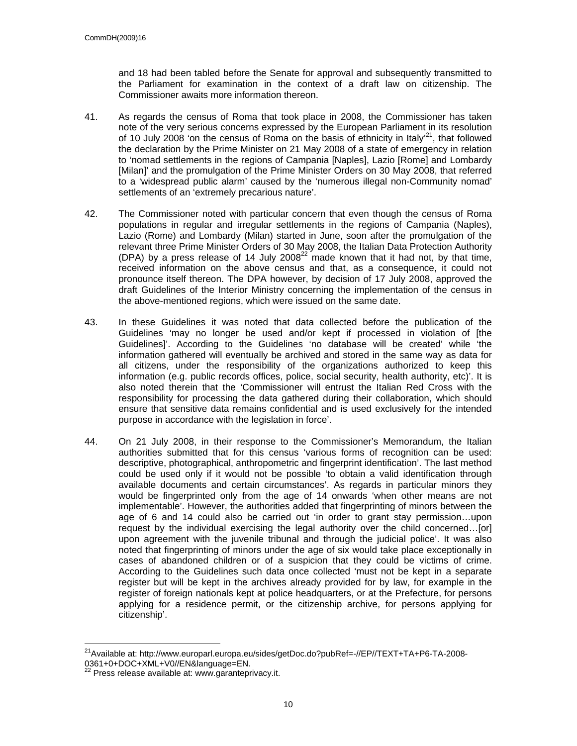and 18 had been tabled before the Senate for approval and subsequently transmitted to the Parliament for examination in the context of a draft law on citizenship. The Commissioner awaits more information thereon.

41. As regards the census of Roma that took place in 2008, the Commissioner has taken note of the very serious concerns expressed by the European Parliament in its resolution of 10 July 2008 'on the census of Roma on the basis of ethnicity in Italy'[21], that followed the declaration by the Prime Minister on 21 May 2008 of a state of emergency in relation to 'nomad settlements in the regions of Campania [Naples], Lazio [Rome] and Lombardy [Milan]' and the promulgation of the Prime Minister Orders on 30 May 2008, that referred to a 'widespread public alarm' caused by the 'numerous illegal non-Community nomad' settlements of an 'extremely precarious nature'.

42. The Commissioner noted with particular concern that even though the census of Roma populations in regular and irregular settlements in the regions of Campania (Naples), Lazio (Rome) and Lombardy (Milan) started in June, soon after the promulgation of the relevant three Prime Minister Orders of 30 May 2008, the Italian Data Protection Authority (DPA) by a press release of 14 July 2008[22] made known that it had not, by that time, received information on the above census and that, as a consequence, it could not pronounce itself thereon. The DPA however, by decision of 17 July 2008, approved the draft Guidelines of the Interior Ministry concerning the implementation of the census in the above-mentioned regions, which were issued on the same date.

43. In these Guidelines it was noted that data collected before the publication of the Guidelines 'may no longer be used and/or kept if processed in violation of [the Guidelines]'. According to the Guidelines 'no database will be created' while 'the information gathered will eventually be archived and stored in the same way as data for all citizens, under the responsibility of the organizations authorized to keep this information (e.g. public records offices, police, social security, health authority, etc)'. It is also noted therein that the 'Commissioner will entrust the Italian Red Cross with the responsibility for processing the data gathered during their collaboration, which should ensure that sensitive data remains confidential and is used exclusively for the intended purpose in accordance with the legislation in force'.

44. On 21 July 2008, in their response to the Commissioner's Memorandum, the Italian authorities submitted that for this census 'various forms of recognition can be used: descriptive, photographical, anthropometric and fingerprint identification'. The last method could be used only if it would not be possible 'to obtain a valid identification through available documents and certain circumstances'. As regards in particular minors they would be fingerprinted only from the age of 14 onwards 'when other means are not implementable'. However, the authorities added that fingerprinting of minors between the age of 6 and 14 could also be carried out 'in order to grant stay permission…upon request by the individual exercising the legal authority over the child concerned…[or] upon agreement with the juvenile tribunal and through the judicial police'. It was also noted that fingerprinting of minors under the age of six would take place exceptionally in cases of abandoned children or of a suspicion that they could be victims of crime. According to the Guidelines such data once collected 'must not be kept in a separate register but will be kept in the archives already provided for by law, for example in the register of foreign nationals kept at police headquarters, or at the Prefecture, for persons applying for a residence permit, or the citizenship archive, for persons applying for citizenship'.

---

[21] Available at: http://www.europarl.europa.eu/sides/getDoc.do?pubRef=-//EP//TEXT+TA+P6-TA-2008-0361+0+DOC+XML+V0//EN&language=EN.

[22] Press release available at: www.garanteprivacy.it.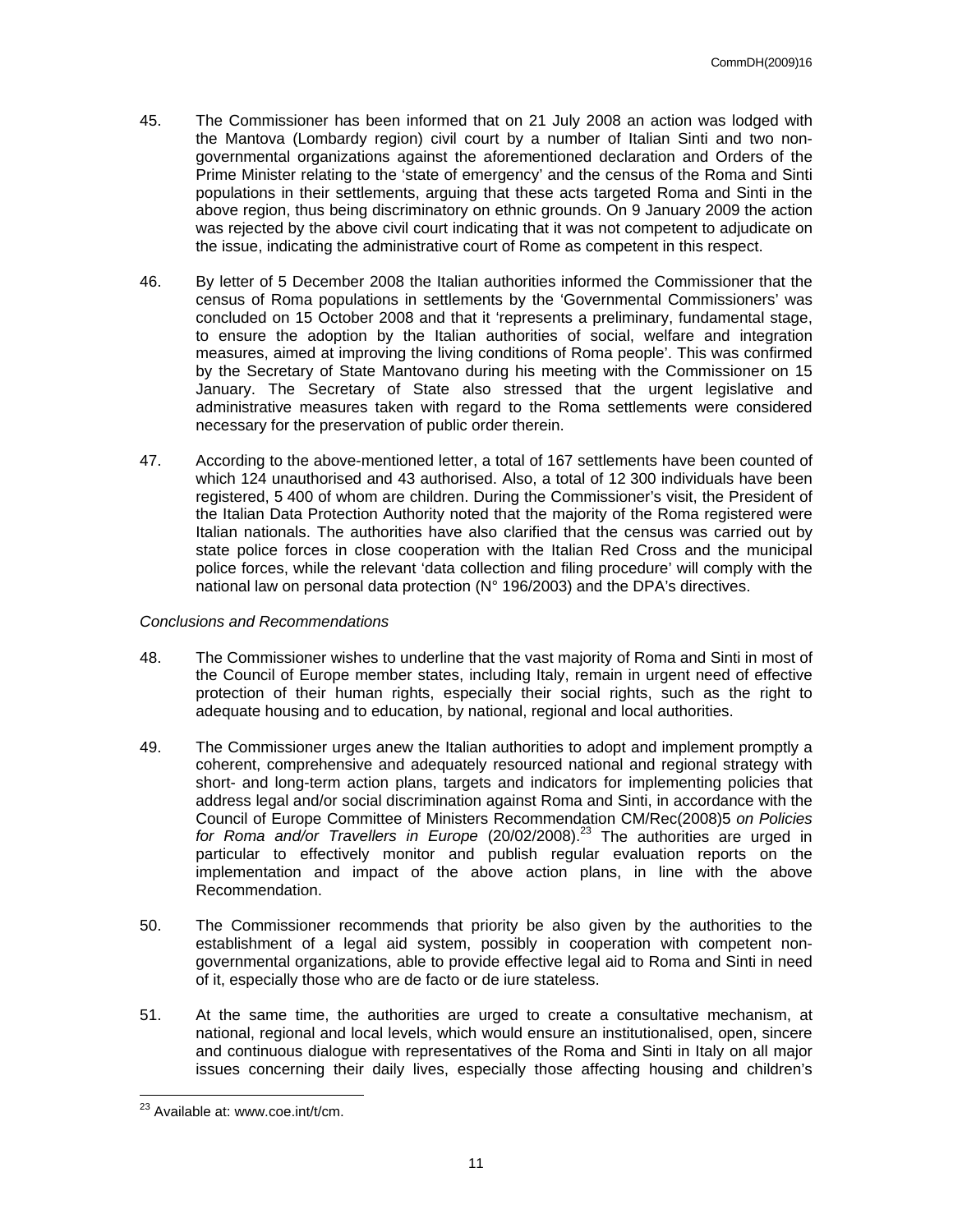45. The Commissioner has been informed that on 21 July 2008 an action was lodged with the Mantova (Lombardy region) civil court by a number of Italian Sinti and two non-governmental organizations against the aforementioned declaration and Orders of the Prime Minister relating to the 'state of emergency' and the census of the Roma and Sinti populations in their settlements, arguing that these acts targeted Roma and Sinti in the above region, thus being discriminatory on ethnic grounds. On 9 January 2009 the action was rejected by the above civil court indicating that it was not competent to adjudicate on the issue, indicating the administrative court of Rome as competent in this respect.

46. By letter of 5 December 2008 the Italian authorities informed the Commissioner that the census of Roma populations in settlements by the 'Governmental Commissioners' was concluded on 15 October 2008 and that it 'represents a preliminary, fundamental stage, to ensure the adoption by the Italian authorities of social, welfare and integration measures, aimed at improving the living conditions of Roma people'. This was confirmed by the Secretary of State Mantovano during his meeting with the Commissioner on 15 January. The Secretary of State also stressed that the urgent legislative and administrative measures taken with regard to the Roma settlements were considered necessary for the preservation of public order therein.

47. According to the above-mentioned letter, a total of 167 settlements have been counted of which 124 unauthorised and 43 authorised. Also, a total of 12 300 individuals have been registered, 5 400 of whom are children. During the Commissioner's visit, the President of the Italian Data Protection Authority noted that the majority of the Roma registered were Italian nationals. The authorities have also clarified that the census was carried out by state police forces in close cooperation with the Italian Red Cross and the municipal police forces, while the relevant 'data collection and filing procedure' will comply with the national law on personal data protection (N° 196/2003) and the DPA's directives.

*Conclusions and Recommendations*

48. The Commissioner wishes to underline that the vast majority of Roma and Sinti in most of the Council of Europe member states, including Italy, remain in urgent need of effective protection of their human rights, especially their social rights, such as the right to adequate housing and to education, by national, regional and local authorities.

49. The Commissioner urges anew the Italian authorities to adopt and implement promptly a coherent, comprehensive and adequately resourced national and regional strategy with short- and long-term action plans, targets and indicators for implementing policies that address legal and/or social discrimination against Roma and Sinti, in accordance with the Council of Europe Committee of Ministers Recommendation CM/Rec(2008)5 *on Policies for Roma and/or Travellers in Europe* (20/02/2008).[23] The authorities are urged in particular to effectively monitor and publish regular evaluation reports on the implementation and impact of the above action plans, in line with the above Recommendation.

50. The Commissioner recommends that priority be also given by the authorities to the establishment of a legal aid system, possibly in cooperation with competent non-governmental organizations, able to provide effective legal aid to Roma and Sinti in need of it, especially those who are de facto or de iure stateless.

51. At the same time, the authorities are urged to create a consultative mechanism, at national, regional and local levels, which would ensure an institutionalised, open, sincere and continuous dialogue with representatives of the Roma and Sinti in Italy on all major issues concerning their daily lives, especially those affecting housing and children's

[23] Available at: www.coe.int/t/cm.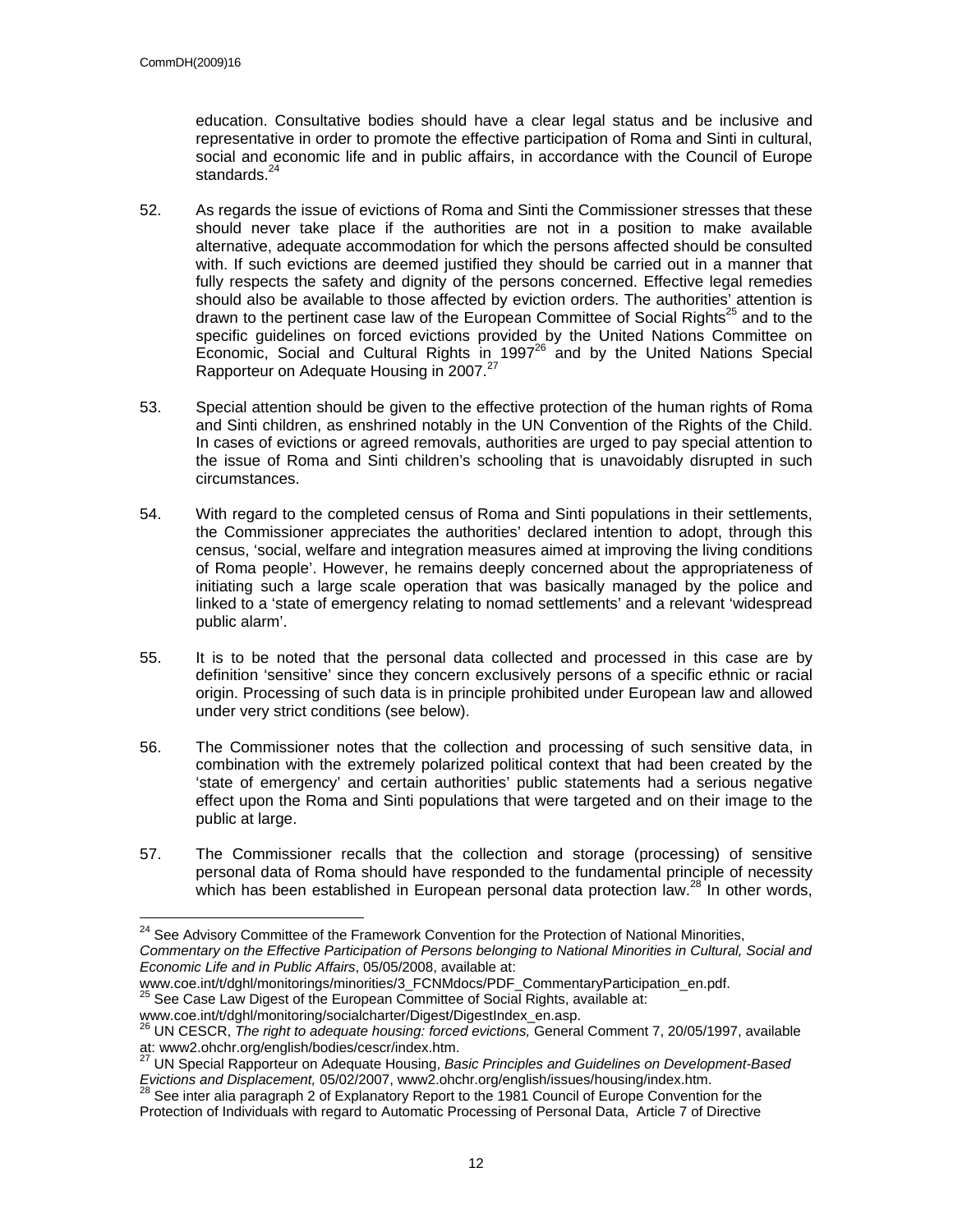education. Consultative bodies should have a clear legal status and be inclusive and representative in order to promote the effective participation of Roma and Sinti in cultural, social and economic life and in public affairs, in accordance with the Council of Europe standards.[24]

52. As regards the issue of evictions of Roma and Sinti the Commissioner stresses that these should never take place if the authorities are not in a position to make available alternative, adequate accommodation for which the persons affected should be consulted with. If such evictions are deemed justified they should be carried out in a manner that fully respects the safety and dignity of the persons concerned. Effective legal remedies should also be available to those affected by eviction orders. The authorities' attention is drawn to the pertinent case law of the European Committee of Social Rights[25] and to the specific guidelines on forced evictions provided by the United Nations Committee on Economic, Social and Cultural Rights in 1997[26] and by the United Nations Special Rapporteur on Adequate Housing in 2007.[27]

53. Special attention should be given to the effective protection of the human rights of Roma and Sinti children, as enshrined notably in the UN Convention of the Rights of the Child. In cases of evictions or agreed removals, authorities are urged to pay special attention to the issue of Roma and Sinti children's schooling that is unavoidably disrupted in such circumstances.

54. With regard to the completed census of Roma and Sinti populations in their settlements, the Commissioner appreciates the authorities' declared intention to adopt, through this census, 'social, welfare and integration measures aimed at improving the living conditions of Roma people'. However, he remains deeply concerned about the appropriateness of initiating such a large scale operation that was basically managed by the police and linked to a 'state of emergency relating to nomad settlements' and a relevant 'widespread public alarm'.

55. It is to be noted that the personal data collected and processed in this case are by definition 'sensitive' since they concern exclusively persons of a specific ethnic or racial origin. Processing of such data is in principle prohibited under European law and allowed under very strict conditions (see below).

56. The Commissioner notes that the collection and processing of such sensitive data, in combination with the extremely polarized political context that had been created by the 'state of emergency' and certain authorities' public statements had a serious negative effect upon the Roma and Sinti populations that were targeted and on their image to the public at large.

57. The Commissioner recalls that the collection and storage (processing) of sensitive personal data of Roma should have responded to the fundamental principle of necessity which has been established in European personal data protection law.[28] In other words,

---

[24] See Advisory Committee of the Framework Convention for the Protection of National Minorities, *Commentary on the Effective Participation of Persons belonging to National Minorities in Cultural, Social and Economic Life and in Public Affairs*, 05/05/2008, available at: www.coe.int/t/dghl/monitorings/minorities/3_FCNMdocs/PDF_CommentaryParticipation_en.pdf.

[25] See Case Law Digest of the European Committee of Social Rights, available at: www.coe.int/t/dghl/monitoring/socialcharter/Digest/DigestIndex_en.asp.

[26] UN CESCR, *The right to adequate housing: forced evictions,* General Comment 7, 20/05/1997, available at: www2.ohchr.org/english/bodies/cescr/index.htm.

[27] UN Special Rapporteur on Adequate Housing, *Basic Principles and Guidelines on Development-Based Evictions and Displacement,* 05/02/2007, www2.ohchr.org/english/issues/housing/index.htm.

[28] See inter alia paragraph 2 of Explanatory Report to the 1981 Council of Europe Convention for the Protection of Individuals with regard to Automatic Processing of Personal Data, Article 7 of Directive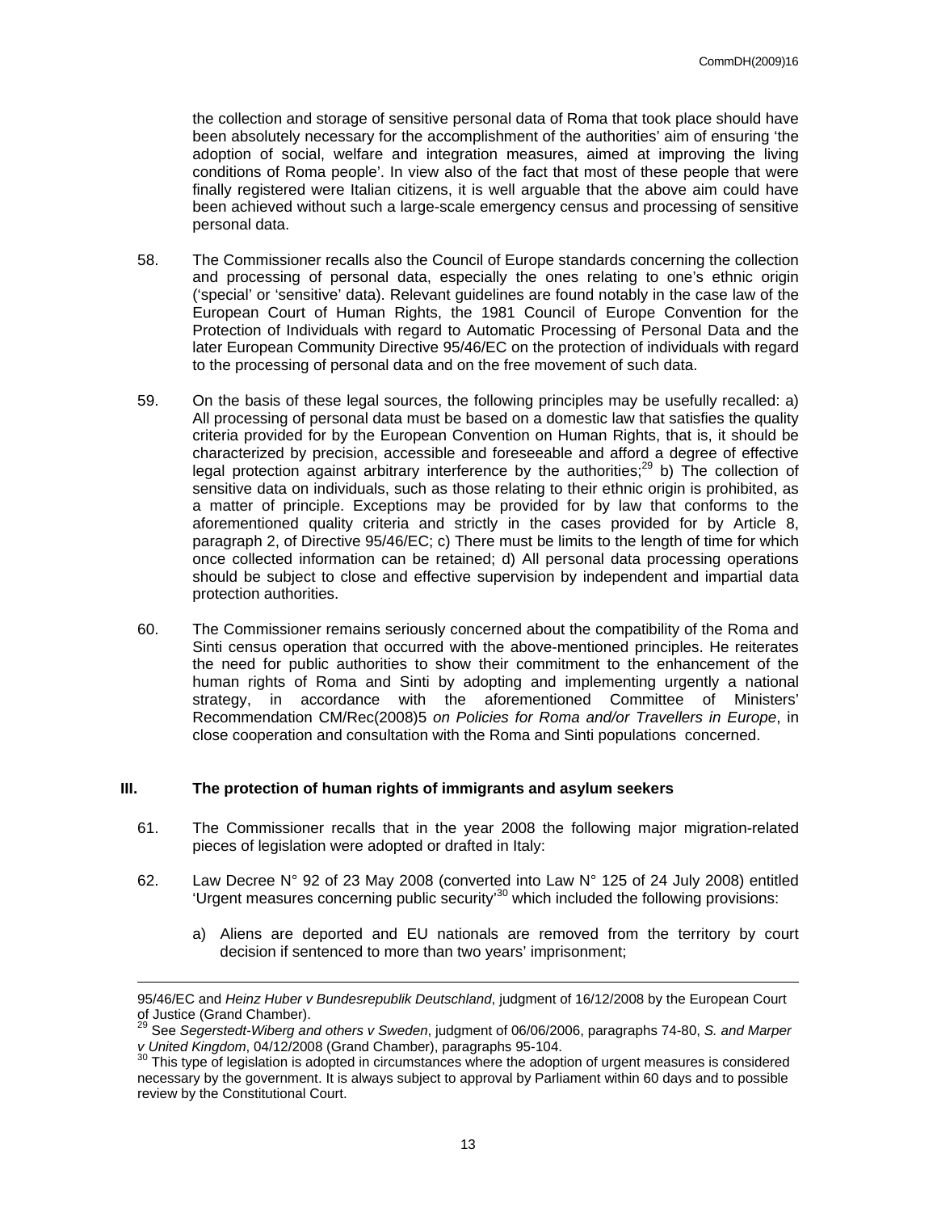the collection and storage of sensitive personal data of Roma that took place should have been absolutely necessary for the accomplishment of the authorities' aim of ensuring 'the adoption of social, welfare and integration measures, aimed at improving the living conditions of Roma people'. In view also of the fact that most of these people that were finally registered were Italian citizens, it is well arguable that the above aim could have been achieved without such a large-scale emergency census and processing of sensitive personal data.

58. The Commissioner recalls also the Council of Europe standards concerning the collection and processing of personal data, especially the ones relating to one's ethnic origin ('special' or 'sensitive' data). Relevant guidelines are found notably in the case law of the European Court of Human Rights, the 1981 Council of Europe Convention for the Protection of Individuals with regard to Automatic Processing of Personal Data and the later European Community Directive 95/46/EC on the protection of individuals with regard to the processing of personal data and on the free movement of such data.

59. On the basis of these legal sources, the following principles may be usefully recalled: a) All processing of personal data must be based on a domestic law that satisfies the quality criteria provided for by the European Convention on Human Rights, that is, it should be characterized by precision, accessible and foreseeable and afford a degree of effective legal protection against arbitrary interference by the authorities;[29] b) The collection of sensitive data on individuals, such as those relating to their ethnic origin is prohibited, as a matter of principle. Exceptions may be provided for by law that conforms to the aforementioned quality criteria and strictly in the cases provided for by Article 8, paragraph 2, of Directive 95/46/EC; c) There must be limits to the length of time for which once collected information can be retained; d) All personal data processing operations should be subject to close and effective supervision by independent and impartial data protection authorities.

60. The Commissioner remains seriously concerned about the compatibility of the Roma and Sinti census operation that occurred with the above-mentioned principles. He reiterates the need for public authorities to show their commitment to the enhancement of the human rights of Roma and Sinti by adopting and implementing urgently a national strategy, in accordance with the aforementioned Committee of Ministers' Recommendation CM/Rec(2008)5 *on Policies for Roma and/or Travellers in Europe*, in close cooperation and consultation with the Roma and Sinti populations concerned.

## III. The protection of human rights of immigrants and asylum seekers

61. The Commissioner recalls that in the year 2008 the following major migration-related pieces of legislation were adopted or drafted in Italy:

62. Law Decree N° 92 of 23 May 2008 (converted into Law N° 125 of 24 July 2008) entitled 'Urgent measures concerning public security'[30] which included the following provisions:

   a) Aliens are deported and EU nationals are removed from the territory by court decision if sentenced to more than two years' imprisonment;

---

95/46/EC and *Heinz Huber v Bundesrepublik Deutschland*, judgment of 16/12/2008 by the European Court of Justice (Grand Chamber).

[29] See *Segerstedt-Wiberg and others v Sweden*, judgment of 06/06/2006, paragraphs 74-80, *S. and Marper v United Kingdom*, 04/12/2008 (Grand Chamber), paragraphs 95-104.

[30] This type of legislation is adopted in circumstances where the adoption of urgent measures is considered necessary by the government. It is always subject to approval by Parliament within 60 days and to possible review by the Constitutional Court.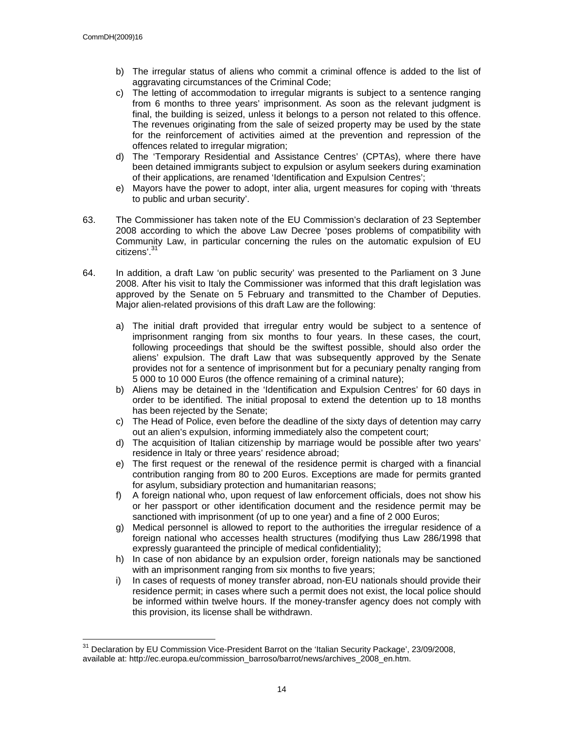b) The irregular status of aliens who commit a criminal offence is added to the list of aggravating circumstances of the Criminal Code;
c) The letting of accommodation to irregular migrants is subject to a sentence ranging from 6 months to three years' imprisonment. As soon as the relevant judgment is final, the building is seized, unless it belongs to a person not related to this offence. The revenues originating from the sale of seized property may be used by the state for the reinforcement of activities aimed at the prevention and repression of the offences related to irregular migration;
d) The 'Temporary Residential and Assistance Centres' (CPTAs), where there have been detained immigrants subject to expulsion or asylum seekers during examination of their applications, are renamed 'Identification and Expulsion Centres';
e) Mayors have the power to adopt, inter alia, urgent measures for coping with 'threats to public and urban security'.

63. The Commissioner has taken note of the EU Commission's declaration of 23 September 2008 according to which the above Law Decree 'poses problems of compatibility with Community Law, in particular concerning the rules on the automatic expulsion of EU citizens'.[31]

64. In addition, a draft Law 'on public security' was presented to the Parliament on 3 June 2008. After his visit to Italy the Commissioner was informed that this draft legislation was approved by the Senate on 5 February and transmitted to the Chamber of Deputies. Major alien-related provisions of this draft Law are the following:

a) The initial draft provided that irregular entry would be subject to a sentence of imprisonment ranging from six months to four years. In these cases, the court, following proceedings that should be the swiftest possible, should also order the aliens' expulsion. The draft Law that was subsequently approved by the Senate provides not for a sentence of imprisonment but for a pecuniary penalty ranging from 5 000 to 10 000 Euros (the offence remaining of a criminal nature);
b) Aliens may be detained in the 'Identification and Expulsion Centres' for 60 days in order to be identified. The initial proposal to extend the detention up to 18 months has been rejected by the Senate;
c) The Head of Police, even before the deadline of the sixty days of detention may carry out an alien's expulsion, informing immediately also the competent court;
d) The acquisition of Italian citizenship by marriage would be possible after two years' residence in Italy or three years' residence abroad;
e) The first request or the renewal of the residence permit is charged with a financial contribution ranging from 80 to 200 Euros. Exceptions are made for permits granted for asylum, subsidiary protection and humanitarian reasons;
f) A foreign national who, upon request of law enforcement officials, does not show his or her passport or other identification document and the residence permit may be sanctioned with imprisonment (of up to one year) and a fine of 2 000 Euros;
g) Medical personnel is allowed to report to the authorities the irregular residence of a foreign national who accesses health structures (modifying thus Law 286/1998 that expressly guaranteed the principle of medical confidentiality);
h) In case of non abidance by an expulsion order, foreign nationals may be sanctioned with an imprisonment ranging from six months to five years;
i) In cases of requests of money transfer abroad, non-EU nationals should provide their residence permit; in cases where such a permit does not exist, the local police should be informed within twelve hours. If the money-transfer agency does not comply with this provision, its license shall be withdrawn.

---

[31] Declaration by EU Commission Vice-President Barrot on the 'Italian Security Package', 23/09/2008, available at: http://ec.europa.eu/commission_barroso/barrot/news/archives_2008_en.htm.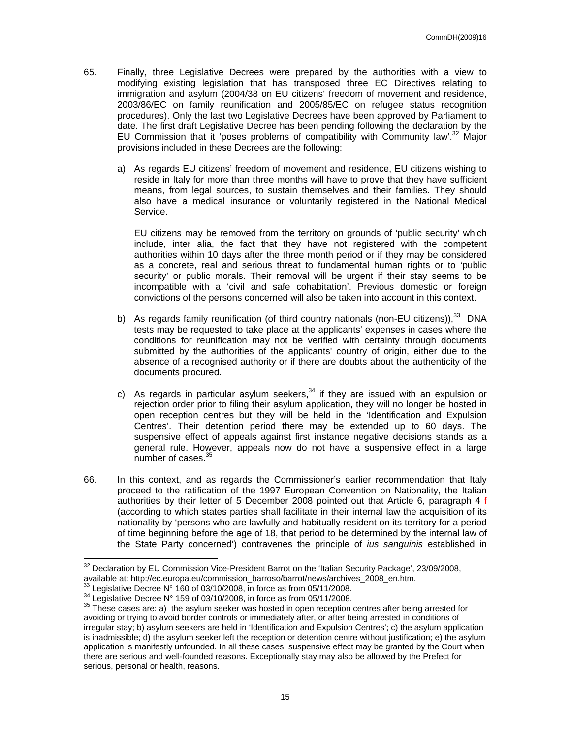65. Finally, three Legislative Decrees were prepared by the authorities with a view to modifying existing legislation that has transposed three EC Directives relating to immigration and asylum (2004/38 on EU citizens' freedom of movement and residence, 2003/86/EC on family reunification and 2005/85/EC on refugee status recognition procedures). Only the last two Legislative Decrees have been approved by Parliament to date. The first draft Legislative Decree has been pending following the declaration by the EU Commission that it 'poses problems of compatibility with Community law'.[32] Major provisions included in these Decrees are the following:

   a) As regards EU citizens' freedom of movement and residence, EU citizens wishing to reside in Italy for more than three months will have to prove that they have sufficient means, from legal sources, to sustain themselves and their families. They should also have a medical insurance or voluntarily registered in the National Medical Service.

      EU citizens may be removed from the territory on grounds of 'public security' which include, inter alia, the fact that they have not registered with the competent authorities within 10 days after the three month period or if they may be considered as a concrete, real and serious threat to fundamental human rights or to 'public security' or public morals. Their removal will be urgent if their stay seems to be incompatible with a 'civil and safe cohabitation'. Previous domestic or foreign convictions of the persons concerned will also be taken into account in this context.

   b) As regards family reunification (of third country nationals (non-EU citizens)),[33] DNA tests may be requested to take place at the applicants' expenses in cases where the conditions for reunification may not be verified with certainty through documents submitted by the authorities of the applicants' country of origin, either due to the absence of a recognised authority or if there are doubts about the authenticity of the documents procured.

   c) As regards in particular asylum seekers,[34] if they are issued with an expulsion or rejection order prior to filing their asylum application, they will no longer be hosted in open reception centres but they will be held in the 'Identification and Expulsion Centres'. Their detention period there may be extended up to 60 days. The suspensive effect of appeals against first instance negative decisions stands as a general rule. However, appeals now do not have a suspensive effect in a large number of cases.[35]

66. In this context, and as regards the Commissioner's earlier recommendation that Italy proceed to the ratification of the 1997 European Convention on Nationality, the Italian authorities by their letter of 5 December 2008 pointed out that Article 6, paragraph 4 f (according to which states parties shall facilitate in their internal law the acquisition of its nationality by 'persons who are lawfully and habitually resident on its territory for a period of time beginning before the age of 18, that period to be determined by the internal law of the State Party concerned') contravenes the principle of *ius sanguinis* established in

---

[32] Declaration by EU Commission Vice-President Barrot on the 'Italian Security Package', 23/09/2008, available at: http://ec.europa.eu/commission_barroso/barrot/news/archives_2008_en.htm.

[33] Legislative Decree N° 160 of 03/10/2008, in force as from 05/11/2008.

[34] Legislative Decree N° 159 of 03/10/2008, in force as from 05/11/2008.

[35] These cases are: a) the asylum seeker was hosted in open reception centres after being arrested for avoiding or trying to avoid border controls or immediately after, or after being arrested in conditions of irregular stay; b) asylum seekers are held in 'Identification and Expulsion Centres'; c) the asylum application is inadmissible; d) the asylum seeker left the reception or detention centre without justification; e) the asylum application is manifestly unfounded. In all these cases, suspensive effect may be granted by the Court when there are serious and well-founded reasons. Exceptionally stay may also be allowed by the Prefect for serious, personal or health, reasons.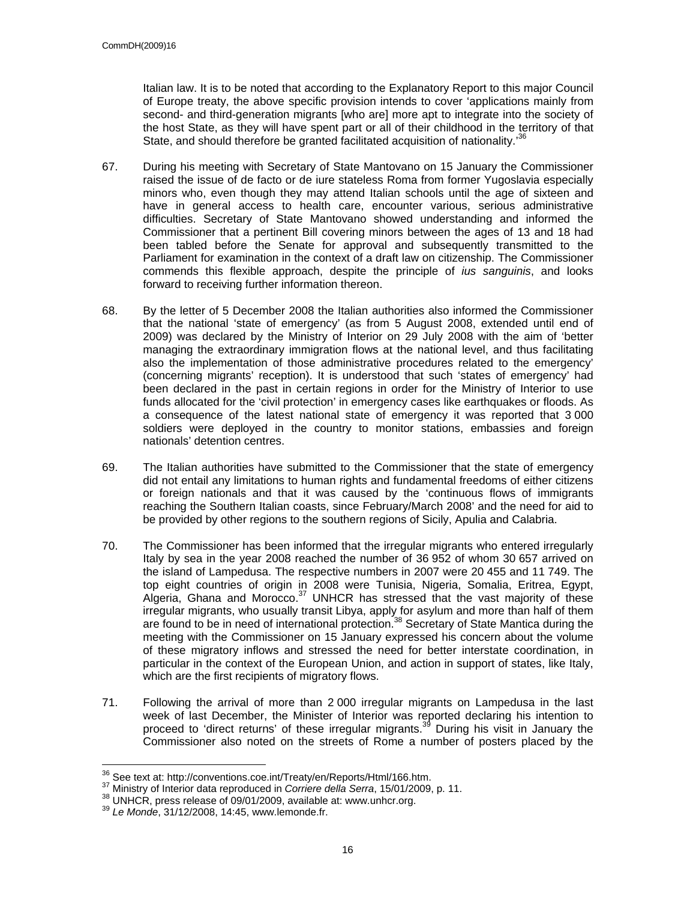Italian law. It is to be noted that according to the Explanatory Report to this major Council of Europe treaty, the above specific provision intends to cover 'applications mainly from second- and third-generation migrants [who are] more apt to integrate into the society of the host State, as they will have spent part or all of their childhood in the territory of that State, and should therefore be granted facilitated acquisition of nationality.'[36]

67. During his meeting with Secretary of State Mantovano on 15 January the Commissioner raised the issue of de facto or de iure stateless Roma from former Yugoslavia especially minors who, even though they may attend Italian schools until the age of sixteen and have in general access to health care, encounter various, serious administrative difficulties. Secretary of State Mantovano showed understanding and informed the Commissioner that a pertinent Bill covering minors between the ages of 13 and 18 had been tabled before the Senate for approval and subsequently transmitted to the Parliament for examination in the context of a draft law on citizenship. The Commissioner commends this flexible approach, despite the principle of *ius sanguinis*, and looks forward to receiving further information thereon.

68. By the letter of 5 December 2008 the Italian authorities also informed the Commissioner that the national 'state of emergency' (as from 5 August 2008, extended until end of 2009) was declared by the Ministry of Interior on 29 July 2008 with the aim of 'better managing the extraordinary immigration flows at the national level, and thus facilitating also the implementation of those administrative procedures related to the emergency' (concerning migrants' reception). It is understood that such 'states of emergency' had been declared in the past in certain regions in order for the Ministry of Interior to use funds allocated for the 'civil protection' in emergency cases like earthquakes or floods. As a consequence of the latest national state of emergency it was reported that 3 000 soldiers were deployed in the country to monitor stations, embassies and foreign nationals' detention centres.

69. The Italian authorities have submitted to the Commissioner that the state of emergency did not entail any limitations to human rights and fundamental freedoms of either citizens or foreign nationals and that it was caused by the 'continuous flows of immigrants reaching the Southern Italian coasts, since February/March 2008' and the need for aid to be provided by other regions to the southern regions of Sicily, Apulia and Calabria.

70. The Commissioner has been informed that the irregular migrants who entered irregularly Italy by sea in the year 2008 reached the number of 36 952 of whom 30 657 arrived on the island of Lampedusa. The respective numbers in 2007 were 20 455 and 11 749. The top eight countries of origin in 2008 were Tunisia, Nigeria, Somalia, Eritrea, Egypt, Algeria, Ghana and Morocco.[37] UNHCR has stressed that the vast majority of these irregular migrants, who usually transit Libya, apply for asylum and more than half of them are found to be in need of international protection.[38] Secretary of State Mantica during the meeting with the Commissioner on 15 January expressed his concern about the volume of these migratory inflows and stressed the need for better interstate coordination, in particular in the context of the European Union, and action in support of states, like Italy, which are the first recipients of migratory flows.

71. Following the arrival of more than 2 000 irregular migrants on Lampedusa in the last week of last December, the Minister of Interior was reported declaring his intention to proceed to 'direct returns' of these irregular migrants.[39] During his visit in January the Commissioner also noted on the streets of Rome a number of posters placed by the

---

[36] See text at: http://conventions.coe.int/Treaty/en/Reports/Html/166.htm.
[37] Ministry of Interior data reproduced in *Corriere della Serra*, 15/01/2009, p. 11.
[38] UNHCR, press release of 09/01/2009, available at: www.unhcr.org.
[39] *Le Monde*, 31/12/2008, 14:45, www.lemonde.fr.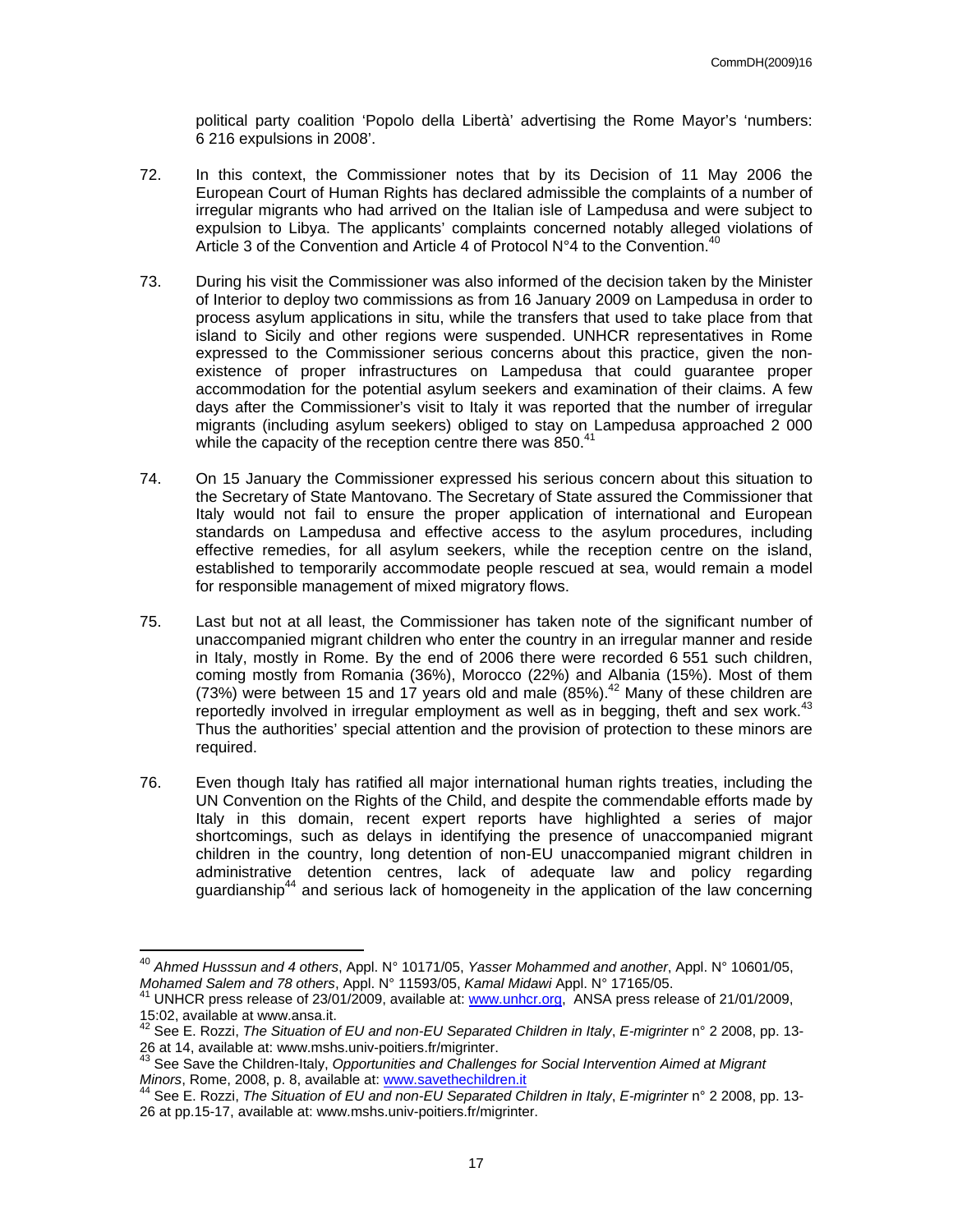political party coalition 'Popolo della Libertà' advertising the Rome Mayor's 'numbers: 6 216 expulsions in 2008'.

72. In this context, the Commissioner notes that by its Decision of 11 May 2006 the European Court of Human Rights has declared admissible the complaints of a number of irregular migrants who had arrived on the Italian isle of Lampedusa and were subject to expulsion to Libya. The applicants' complaints concerned notably alleged violations of Article 3 of the Convention and Article 4 of Protocol N°4 to the Convention.[40]

73. During his visit the Commissioner was also informed of the decision taken by the Minister of Interior to deploy two commissions as from 16 January 2009 on Lampedusa in order to process asylum applications in situ, while the transfers that used to take place from that island to Sicily and other regions were suspended. UNHCR representatives in Rome expressed to the Commissioner serious concerns about this practice, given the non-existence of proper infrastructures on Lampedusa that could guarantee proper accommodation for the potential asylum seekers and examination of their claims. A few days after the Commissioner's visit to Italy it was reported that the number of irregular migrants (including asylum seekers) obliged to stay on Lampedusa approached 2 000 while the capacity of the reception centre there was 850.[41]

74. On 15 January the Commissioner expressed his serious concern about this situation to the Secretary of State Mantovano. The Secretary of State assured the Commissioner that Italy would not fail to ensure the proper application of international and European standards on Lampedusa and effective access to the asylum procedures, including effective remedies, for all asylum seekers, while the reception centre on the island, established to temporarily accommodate people rescued at sea, would remain a model for responsible management of mixed migratory flows.

75. Last but not at all least, the Commissioner has taken note of the significant number of unaccompanied migrant children who enter the country in an irregular manner and reside in Italy, mostly in Rome. By the end of 2006 there were recorded 6 551 such children, coming mostly from Romania (36%), Morocco (22%) and Albania (15%). Most of them (73%) were between 15 and 17 years old and male (85%).[42] Many of these children are reportedly involved in irregular employment as well as in begging, theft and sex work.[43] Thus the authorities' special attention and the provision of protection to these minors are required.

76. Even though Italy has ratified all major international human rights treaties, including the UN Convention on the Rights of the Child, and despite the commendable efforts made by Italy in this domain, recent expert reports have highlighted a series of major shortcomings, such as delays in identifying the presence of unaccompanied migrant children in the country, long detention of non-EU unaccompanied migrant children in administrative detention centres, lack of adequate law and policy regarding guardianship[44] and serious lack of homogeneity in the application of the law concerning

---

[40] *Ahmed Husssun and 4 others*, Appl. N° 10171/05, *Yasser Mohammed and another*, Appl. N° 10601/05, *Mohamed Salem and 78 others*, Appl. N° 11593/05, *Kamal Midawi* Appl. N° 17165/05.

[41] UNHCR press release of 23/01/2009, available at: www.unhcr.org, ANSA press release of 21/01/2009, 15:02, available at www.ansa.it.

[42] See E. Rozzi, *The Situation of EU and non-EU Separated Children in Italy*, *E-migrinter* n° 2 2008, pp. 13-26 at 14, available at: www.mshs.univ-poitiers.fr/migrinter.

[43] See Save the Children-Italy, *Opportunities and Challenges for Social Intervention Aimed at Migrant Minors*, Rome, 2008, p. 8, available at: www.savethechildren.it

[44] See E. Rozzi, *The Situation of EU and non-EU Separated Children in Italy*, *E-migrinter* n° 2 2008, pp. 13-26 at pp.15-17, available at: www.mshs.univ-poitiers.fr/migrinter.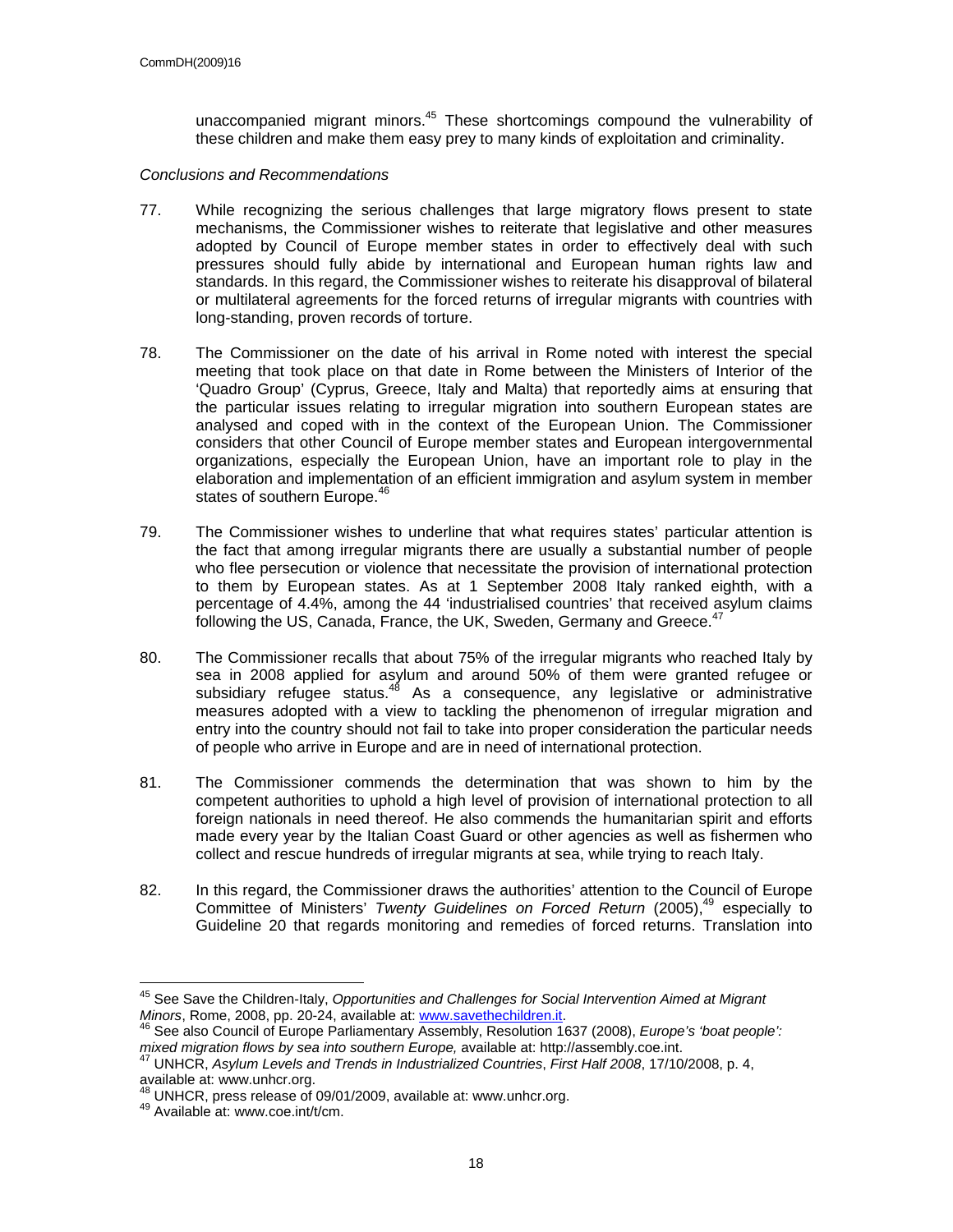unaccompanied migrant minors.[45] These shortcomings compound the vulnerability of these children and make them easy prey to many kinds of exploitation and criminality.

*Conclusions and Recommendations*

77. While recognizing the serious challenges that large migratory flows present to state mechanisms, the Commissioner wishes to reiterate that legislative and other measures adopted by Council of Europe member states in order to effectively deal with such pressures should fully abide by international and European human rights law and standards. In this regard, the Commissioner wishes to reiterate his disapproval of bilateral or multilateral agreements for the forced returns of irregular migrants with countries with long-standing, proven records of torture.

78. The Commissioner on the date of his arrival in Rome noted with interest the special meeting that took place on that date in Rome between the Ministers of Interior of the 'Quadro Group' (Cyprus, Greece, Italy and Malta) that reportedly aims at ensuring that the particular issues relating to irregular migration into southern European states are analysed and coped with in the context of the European Union. The Commissioner considers that other Council of Europe member states and European intergovernmental organizations, especially the European Union, have an important role to play in the elaboration and implementation of an efficient immigration and asylum system in member states of southern Europe.[46]

79. The Commissioner wishes to underline that what requires states' particular attention is the fact that among irregular migrants there are usually a substantial number of people who flee persecution or violence that necessitate the provision of international protection to them by European states. As at 1 September 2008 Italy ranked eighth, with a percentage of 4.4%, among the 44 'industrialised countries' that received asylum claims following the US, Canada, France, the UK, Sweden, Germany and Greece.[47]

80. The Commissioner recalls that about 75% of the irregular migrants who reached Italy by sea in 2008 applied for asylum and around 50% of them were granted refugee or subsidiary refugee status.[48] As a consequence, any legislative or administrative measures adopted with a view to tackling the phenomenon of irregular migration and entry into the country should not fail to take into proper consideration the particular needs of people who arrive in Europe and are in need of international protection.

81. The Commissioner commends the determination that was shown to him by the competent authorities to uphold a high level of provision of international protection to all foreign nationals in need thereof. He also commends the humanitarian spirit and efforts made every year by the Italian Coast Guard or other agencies as well as fishermen who collect and rescue hundreds of irregular migrants at sea, while trying to reach Italy.

82. In this regard, the Commissioner draws the authorities' attention to the Council of Europe Committee of Ministers' *Twenty Guidelines on Forced Return* (2005),[49] especially to Guideline 20 that regards monitoring and remedies of forced returns. Translation into

---

[45] See Save the Children-Italy, *Opportunities and Challenges for Social Intervention Aimed at Migrant Minors*, Rome, 2008, pp. 20-24, available at: www.savethechildren.it.

[46] See also Council of Europe Parliamentary Assembly, Resolution 1637 (2008), *Europe's 'boat people': mixed migration flows by sea into southern Europe,* available at: http://assembly.coe.int.

[47] UNHCR, *Asylum Levels and Trends in Industrialized Countries*, *First Half 2008*, 17/10/2008, p. 4, available at: www.unhcr.org.

[48] UNHCR, press release of 09/01/2009, available at: www.unhcr.org.

[49] Available at: www.coe.int/t/cm.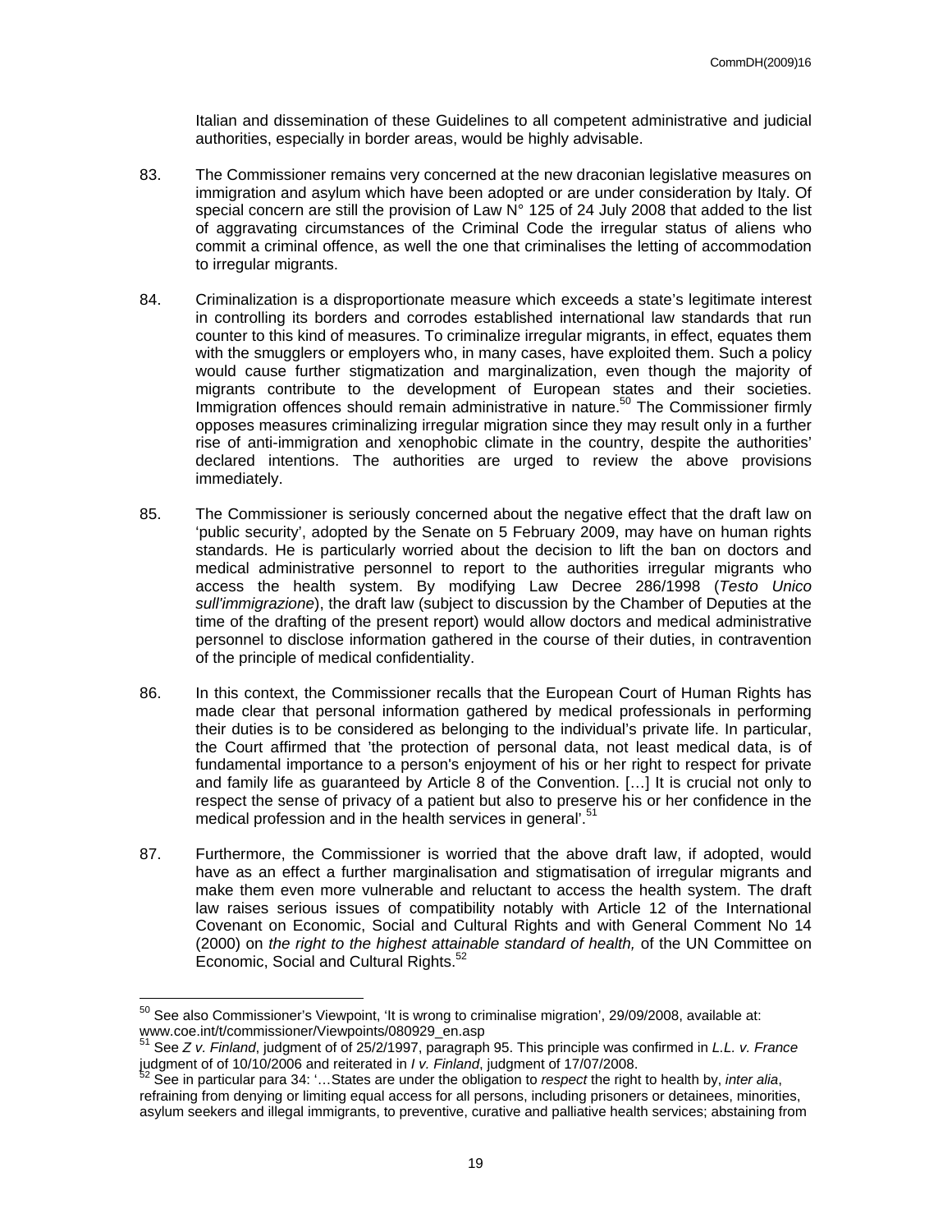Italian and dissemination of these Guidelines to all competent administrative and judicial authorities, especially in border areas, would be highly advisable.

83. The Commissioner remains very concerned at the new draconian legislative measures on immigration and asylum which have been adopted or are under consideration by Italy. Of special concern are still the provision of Law N° 125 of 24 July 2008 that added to the list of aggravating circumstances of the Criminal Code the irregular status of aliens who commit a criminal offence, as well the one that criminalises the letting of accommodation to irregular migrants.

84. Criminalization is a disproportionate measure which exceeds a state's legitimate interest in controlling its borders and corrodes established international law standards that run counter to this kind of measures. To criminalize irregular migrants, in effect, equates them with the smugglers or employers who, in many cases, have exploited them. Such a policy would cause further stigmatization and marginalization, even though the majority of migrants contribute to the development of European states and their societies. Immigration offences should remain administrative in nature.[50] The Commissioner firmly opposes measures criminalizing irregular migration since they may result only in a further rise of anti-immigration and xenophobic climate in the country, despite the authorities' declared intentions. The authorities are urged to review the above provisions immediately.

85. The Commissioner is seriously concerned about the negative effect that the draft law on 'public security', adopted by the Senate on 5 February 2009, may have on human rights standards. He is particularly worried about the decision to lift the ban on doctors and medical administrative personnel to report to the authorities irregular migrants who access the health system. By modifying Law Decree 286/1998 (*Testo Unico sull'immigrazione*), the draft law (subject to discussion by the Chamber of Deputies at the time of the drafting of the present report) would allow doctors and medical administrative personnel to disclose information gathered in the course of their duties, in contravention of the principle of medical confidentiality.

86. In this context, the Commissioner recalls that the European Court of Human Rights has made clear that personal information gathered by medical professionals in performing their duties is to be considered as belonging to the individual's private life. In particular, the Court affirmed that 'the protection of personal data, not least medical data, is of fundamental importance to a person's enjoyment of his or her right to respect for private and family life as guaranteed by Article 8 of the Convention. […] It is crucial not only to respect the sense of privacy of a patient but also to preserve his or her confidence in the medical profession and in the health services in general'.[51]

87. Furthermore, the Commissioner is worried that the above draft law, if adopted, would have as an effect a further marginalisation and stigmatisation of irregular migrants and make them even more vulnerable and reluctant to access the health system. The draft law raises serious issues of compatibility notably with Article 12 of the International Covenant on Economic, Social and Cultural Rights and with General Comment No 14 (2000) on *the right to the highest attainable standard of health,* of the UN Committee on Economic, Social and Cultural Rights.[52]

---

[50] See also Commissioner's Viewpoint, 'It is wrong to criminalise migration', 29/09/2008, available at: www.coe.int/t/commissioner/Viewpoints/080929_en.asp

[51] See *Z v. Finland*, judgment of of 25/2/1997, paragraph 95. This principle was confirmed in *L.L. v. France* judgment of of 10/10/2006 and reiterated in *I v. Finland*, judgment of 17/07/2008.

[52] See in particular para 34: '…States are under the obligation to *respect* the right to health by, *inter alia*, refraining from denying or limiting equal access for all persons, including prisoners or detainees, minorities, asylum seekers and illegal immigrants, to preventive, curative and palliative health services; abstaining from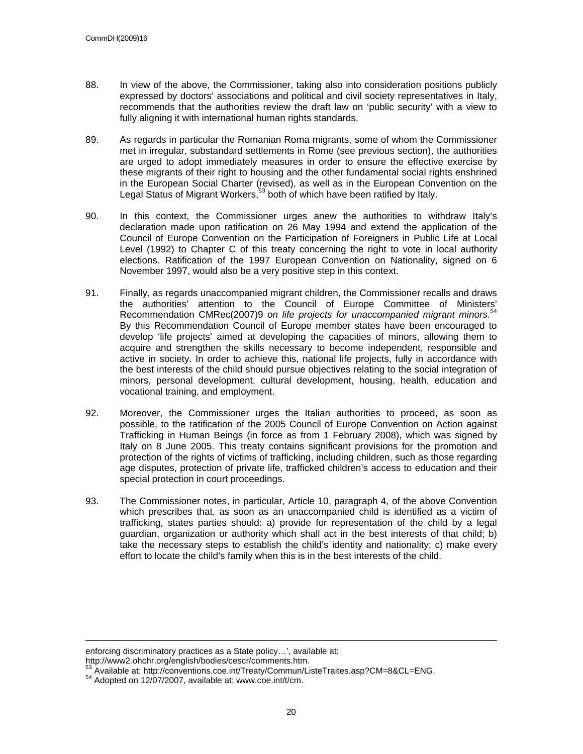88. In view of the above, the Commissioner, taking also into consideration positions publicly expressed by doctors' associations and political and civil society representatives in Italy, recommends that the authorities review the draft law on 'public security' with a view to fully aligning it with international human rights standards.

89. As regards in particular the Romanian Roma migrants, some of whom the Commissioner met in irregular, substandard settlements in Rome (see previous section), the authorities are urged to adopt immediately measures in order to ensure the effective exercise by these migrants of their right to housing and the other fundamental social rights enshrined in the European Social Charter (revised), as well as in the European Convention on the Legal Status of Migrant Workers,[53] both of which have been ratified by Italy.

90. In this context, the Commissioner urges anew the authorities to withdraw Italy's declaration made upon ratification on 26 May 1994 and extend the application of the Council of Europe Convention on the Participation of Foreigners in Public Life at Local Level (1992) to Chapter C of this treaty concerning the right to vote in local authority elections. Ratification of the 1997 European Convention on Nationality, signed on 6 November 1997, would also be a very positive step in this context.

91. Finally, as regards unaccompanied migrant children, the Commissioner recalls and draws the authorities' attention to the Council of Europe Committee of Ministers' Recommendation CMRec(2007)9 *on life projects for unaccompanied migrant minors.*[54] By this Recommendation Council of Europe member states have been encouraged to develop 'life projects' aimed at developing the capacities of minors, allowing them to acquire and strengthen the skills necessary to become independent, responsible and active in society. In order to achieve this, national life projects, fully in accordance with the best interests of the child should pursue objectives relating to the social integration of minors, personal development, cultural development, housing, health, education and vocational training, and employment.

92. Moreover, the Commissioner urges the Italian authorities to proceed, as soon as possible, to the ratification of the 2005 Council of Europe Convention on Action against Trafficking in Human Beings (in force as from 1 February 2008), which was signed by Italy on 8 June 2005. This treaty contains significant provisions for the promotion and protection of the rights of victims of trafficking, including children, such as those regarding age disputes, protection of private life, trafficked children's access to education and their special protection in court proceedings.

93. The Commissioner notes, in particular, Article 10, paragraph 4, of the above Convention which prescribes that, as soon as an unaccompanied child is identified as a victim of trafficking, states parties should: a) provide for representation of the child by a legal guardian, organization or authority which shall act in the best interests of that child; b) take the necessary steps to establish the child's identity and nationality; c) make every effort to locate the child's family when this is in the best interests of the child.

---

enforcing discriminatory practices as a State policy…', available at: http://www2.ohchr.org/english/bodies/cescr/comments.htm.

[53] Available at: http://conventions.coe.int/Treaty/Commun/ListeTraites.asp?CM=8&CL=ENG.

[54] Adopted on 12/07/2007, available at: www.coe.int/t/cm.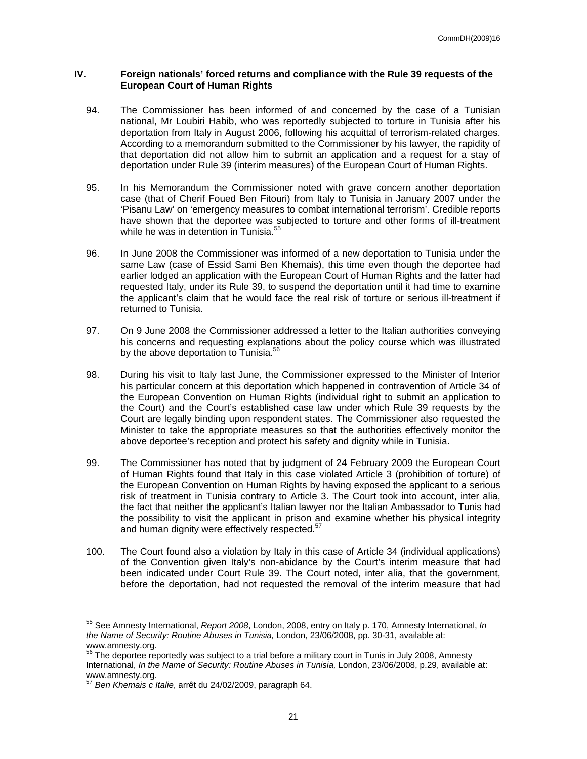## IV. Foreign nationals' forced returns and compliance with the Rule 39 requests of the European Court of Human Rights

94. The Commissioner has been informed of and concerned by the case of a Tunisian national, Mr Loubiri Habib, who was reportedly subjected to torture in Tunisia after his deportation from Italy in August 2006, following his acquittal of terrorism-related charges. According to a memorandum submitted to the Commissioner by his lawyer, the rapidity of that deportation did not allow him to submit an application and a request for a stay of deportation under Rule 39 (interim measures) of the European Court of Human Rights.

95. In his Memorandum the Commissioner noted with grave concern another deportation case (that of Cherif Foued Ben Fitouri) from Italy to Tunisia in January 2007 under the 'Pisanu Law' on 'emergency measures to combat international terrorism'. Credible reports have shown that the deportee was subjected to torture and other forms of ill-treatment while he was in detention in Tunisia.[55]

96. In June 2008 the Commissioner was informed of a new deportation to Tunisia under the same Law (case of Essid Sami Ben Khemais), this time even though the deportee had earlier lodged an application with the European Court of Human Rights and the latter had requested Italy, under its Rule 39, to suspend the deportation until it had time to examine the applicant's claim that he would face the real risk of torture or serious ill-treatment if returned to Tunisia.

97. On 9 June 2008 the Commissioner addressed a letter to the Italian authorities conveying his concerns and requesting explanations about the policy course which was illustrated by the above deportation to Tunisia.[56]

98. During his visit to Italy last June, the Commissioner expressed to the Minister of Interior his particular concern at this deportation which happened in contravention of Article 34 of the European Convention on Human Rights (individual right to submit an application to the Court) and the Court's established case law under which Rule 39 requests by the Court are legally binding upon respondent states. The Commissioner also requested the Minister to take the appropriate measures so that the authorities effectively monitor the above deportee's reception and protect his safety and dignity while in Tunisia.

99. The Commissioner has noted that by judgment of 24 February 2009 the European Court of Human Rights found that Italy in this case violated Article 3 (prohibition of torture) of the European Convention on Human Rights by having exposed the applicant to a serious risk of treatment in Tunisia contrary to Article 3. The Court took into account, inter alia, the fact that neither the applicant's Italian lawyer nor the Italian Ambassador to Tunis had the possibility to visit the applicant in prison and examine whether his physical integrity and human dignity were effectively respected.[57]

100. The Court found also a violation by Italy in this case of Article 34 (individual applications) of the Convention given Italy's non-abidance by the Court's interim measure that had been indicated under Court Rule 39. The Court noted, inter alia, that the government, before the deportation, had not requested the removal of the interim measure that had

---

[55] See Amnesty International, *Report 2008*, London, 2008, entry on Italy p. 170, Amnesty International, *In the Name of Security: Routine Abuses in Tunisia,* London, 23/06/2008, pp. 30-31, available at: www.amnesty.org.

[56] The deportee reportedly was subject to a trial before a military court in Tunis in July 2008, Amnesty International, *In the Name of Security: Routine Abuses in Tunisia,* London, 23/06/2008, p.29, available at: www.amnesty.org.

[57] *Ben Khemais c Italie*, arrêt du 24/02/2009, paragraph 64.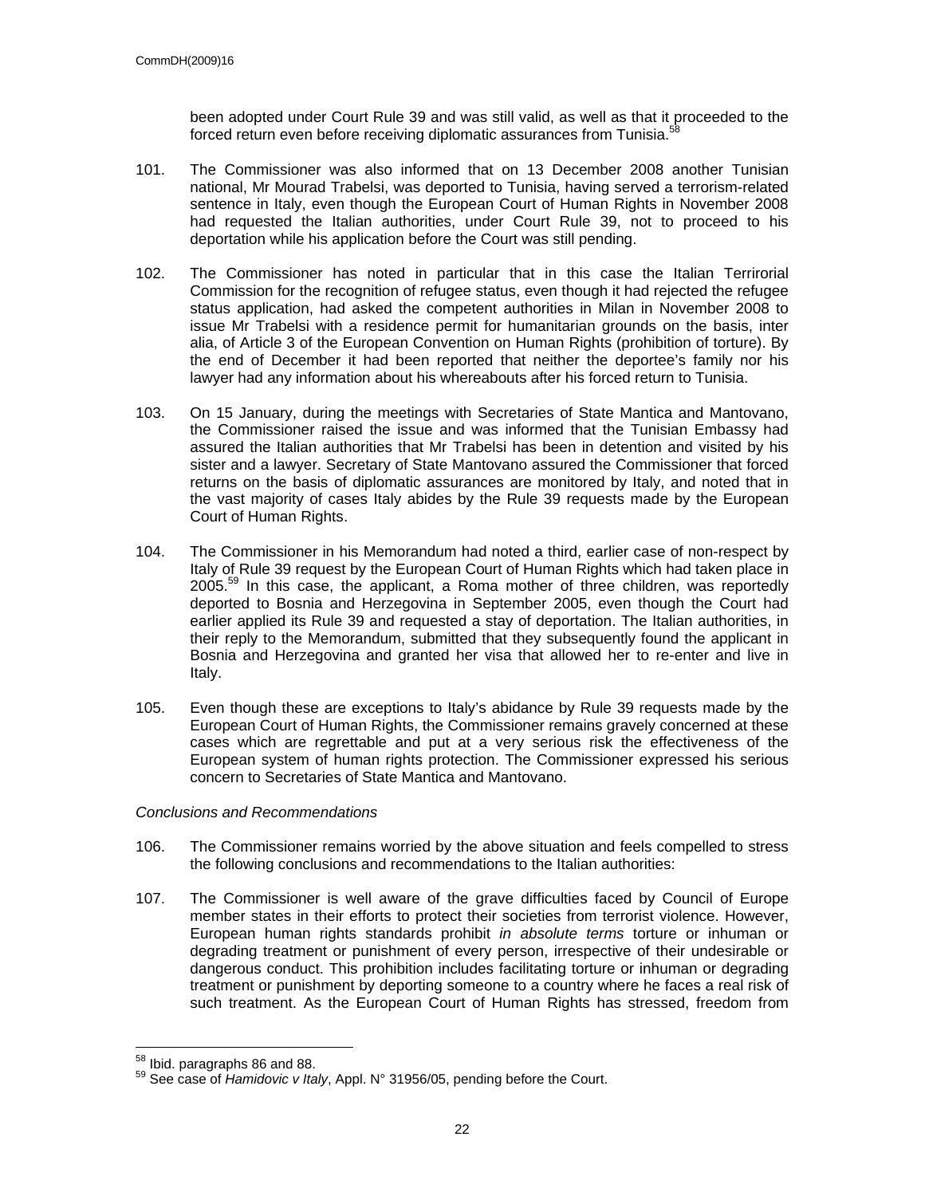been adopted under Court Rule 39 and was still valid, as well as that it proceeded to the forced return even before receiving diplomatic assurances from Tunisia.[58]

101. The Commissioner was also informed that on 13 December 2008 another Tunisian national, Mr Mourad Trabelsi, was deported to Tunisia, having served a terrorism-related sentence in Italy, even though the European Court of Human Rights in November 2008 had requested the Italian authorities, under Court Rule 39, not to proceed to his deportation while his application before the Court was still pending.

102. The Commissioner has noted in particular that in this case the Italian Terrirorial Commission for the recognition of refugee status, even though it had rejected the refugee status application, had asked the competent authorities in Milan in November 2008 to issue Mr Trabelsi with a residence permit for humanitarian grounds on the basis, inter alia, of Article 3 of the European Convention on Human Rights (prohibition of torture). By the end of December it had been reported that neither the deportee's family nor his lawyer had any information about his whereabouts after his forced return to Tunisia.

103. On 15 January, during the meetings with Secretaries of State Mantica and Mantovano, the Commissioner raised the issue and was informed that the Tunisian Embassy had assured the Italian authorities that Mr Trabelsi has been in detention and visited by his sister and a lawyer. Secretary of State Mantovano assured the Commissioner that forced returns on the basis of diplomatic assurances are monitored by Italy, and noted that in the vast majority of cases Italy abides by the Rule 39 requests made by the European Court of Human Rights.

104. The Commissioner in his Memorandum had noted a third, earlier case of non-respect by Italy of Rule 39 request by the European Court of Human Rights which had taken place in 2005.[59] In this case, the applicant, a Roma mother of three children, was reportedly deported to Bosnia and Herzegovina in September 2005, even though the Court had earlier applied its Rule 39 and requested a stay of deportation. The Italian authorities, in their reply to the Memorandum, submitted that they subsequently found the applicant in Bosnia and Herzegovina and granted her visa that allowed her to re-enter and live in Italy.

105. Even though these are exceptions to Italy's abidance by Rule 39 requests made by the European Court of Human Rights, the Commissioner remains gravely concerned at these cases which are regrettable and put at a very serious risk the effectiveness of the European system of human rights protection. The Commissioner expressed his serious concern to Secretaries of State Mantica and Mantovano.

*Conclusions and Recommendations*

106. The Commissioner remains worried by the above situation and feels compelled to stress the following conclusions and recommendations to the Italian authorities:

107. The Commissioner is well aware of the grave difficulties faced by Council of Europe member states in their efforts to protect their societies from terrorist violence. However, European human rights standards prohibit *in absolute terms* torture or inhuman or degrading treatment or punishment of every person, irrespective of their undesirable or dangerous conduct. This prohibition includes facilitating torture or inhuman or degrading treatment or punishment by deporting someone to a country where he faces a real risk of such treatment. As the European Court of Human Rights has stressed, freedom from

[58] Ibid. paragraphs 86 and 88.

[59] See case of *Hamidovic v Italy*, Appl. N° 31956/05, pending before the Court.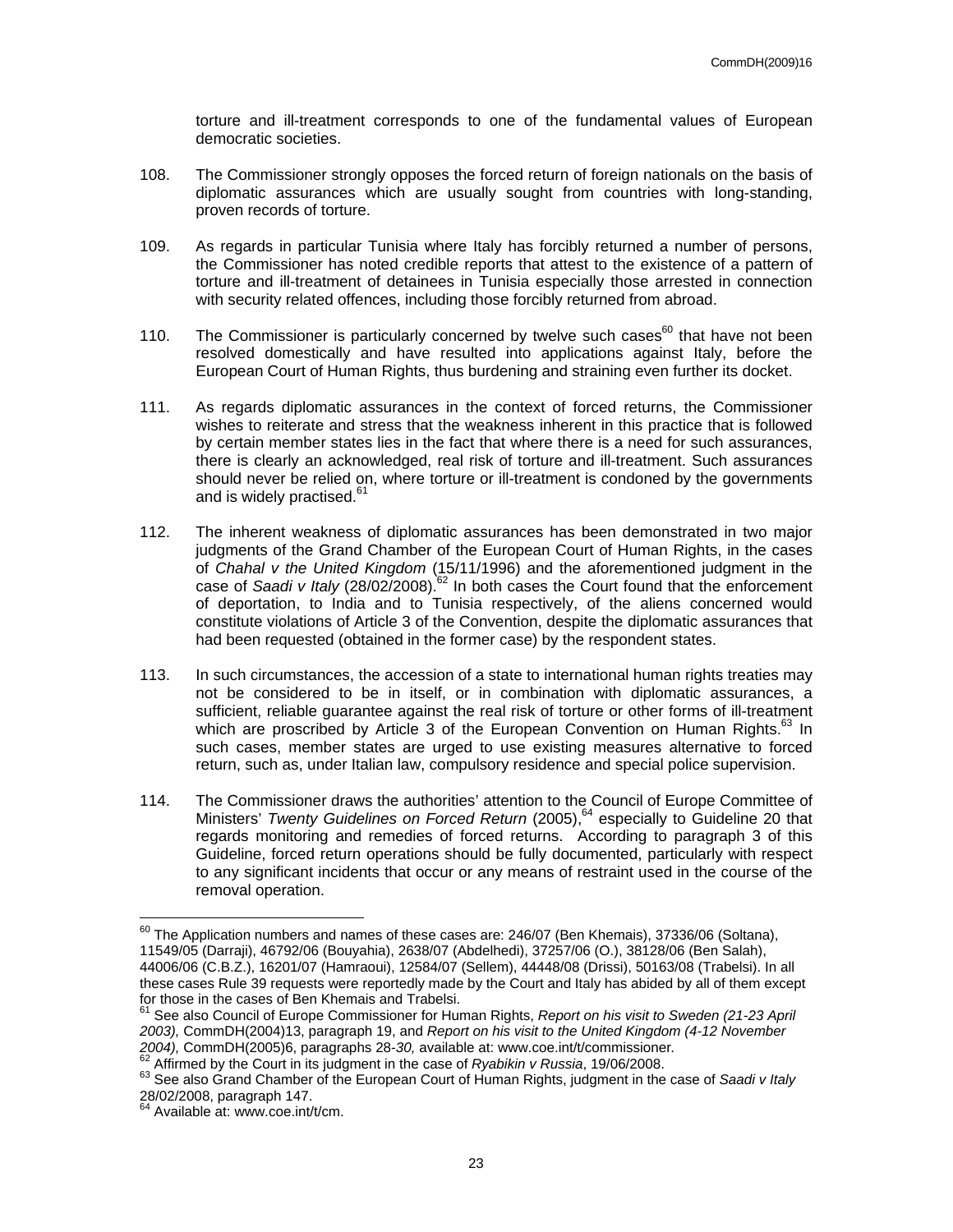torture and ill-treatment corresponds to one of the fundamental values of European democratic societies.

108. The Commissioner strongly opposes the forced return of foreign nationals on the basis of diplomatic assurances which are usually sought from countries with long-standing, proven records of torture.

109. As regards in particular Tunisia where Italy has forcibly returned a number of persons, the Commissioner has noted credible reports that attest to the existence of a pattern of torture and ill-treatment of detainees in Tunisia especially those arrested in connection with security related offences, including those forcibly returned from abroad.

110. The Commissioner is particularly concerned by twelve such cases[60] that have not been resolved domestically and have resulted into applications against Italy, before the European Court of Human Rights, thus burdening and straining even further its docket.

111. As regards diplomatic assurances in the context of forced returns, the Commissioner wishes to reiterate and stress that the weakness inherent in this practice that is followed by certain member states lies in the fact that where there is a need for such assurances, there is clearly an acknowledged, real risk of torture and ill-treatment. Such assurances should never be relied on, where torture or ill-treatment is condoned by the governments and is widely practised.[61]

112. The inherent weakness of diplomatic assurances has been demonstrated in two major judgments of the Grand Chamber of the European Court of Human Rights, in the cases of *Chahal v the United Kingdom* (15/11/1996) and the aforementioned judgment in the case of *Saadi v Italy* (28/02/2008).[62] In both cases the Court found that the enforcement of deportation, to India and to Tunisia respectively, of the aliens concerned would constitute violations of Article 3 of the Convention, despite the diplomatic assurances that had been requested (obtained in the former case) by the respondent states.

113. In such circumstances, the accession of a state to international human rights treaties may not be considered to be in itself, or in combination with diplomatic assurances, a sufficient, reliable guarantee against the real risk of torture or other forms of ill-treatment which are proscribed by Article 3 of the European Convention on Human Rights.[63] In such cases, member states are urged to use existing measures alternative to forced return, such as, under Italian law, compulsory residence and special police supervision.

114. The Commissioner draws the authorities' attention to the Council of Europe Committee of Ministers' *Twenty Guidelines on Forced Return* (2005),[64] especially to Guideline 20 that regards monitoring and remedies of forced returns. According to paragraph 3 of this Guideline, forced return operations should be fully documented, particularly with respect to any significant incidents that occur or any means of restraint used in the course of the removal operation.

---

[60] The Application numbers and names of these cases are: 246/07 (Ben Khemais), 37336/06 (Soltana), 11549/05 (Darraji), 46792/06 (Bouyahia), 2638/07 (Abdelhedi), 37257/06 (O.), 38128/06 (Ben Salah), 44006/06 (C.B.Z.), 16201/07 (Hamraoui), 12584/07 (Sellem), 44448/08 (Drissi), 50163/08 (Trabelsi). In all these cases Rule 39 requests were reportedly made by the Court and Italy has abided by all of them except for those in the cases of Ben Khemais and Trabelsi.

[61] See also Council of Europe Commissioner for Human Rights, *Report on his visit to Sweden (21-23 April 2003),* CommDH(2004)13, paragraph 19, and *Report on his visit to the United Kingdom (4-12 November 2004),* CommDH(2005)6, paragraphs 28-*30,* available at: www.coe.int/t/commissioner*.*

[62] Affirmed by the Court in its judgment in the case of *Ryabikin v Russia*, 19/06/2008.

[63] See also Grand Chamber of the European Court of Human Rights, judgment in the case of *Saadi v Italy* 28/02/2008, paragraph 147.

[64] Available at: www.coe.int/t/cm.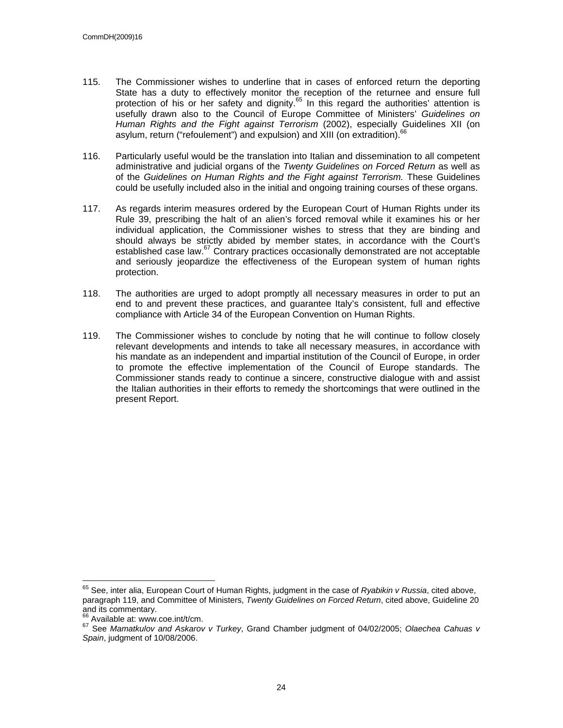115. The Commissioner wishes to underline that in cases of enforced return the deporting State has a duty to effectively monitor the reception of the returnee and ensure full protection of his or her safety and dignity.[65] In this regard the authorities' attention is usefully drawn also to the Council of Europe Committee of Ministers' *Guidelines on Human Rights and the Fight against Terrorism* (2002), especially Guidelines XII (on asylum, return ("refoulement") and expulsion) and XIII (on extradition).[66]

116. Particularly useful would be the translation into Italian and dissemination to all competent administrative and judicial organs of the *Twenty Guidelines on Forced Return* as well as of the *Guidelines on Human Rights and the Fight against Terrorism.* These Guidelines could be usefully included also in the initial and ongoing training courses of these organs.

117. As regards interim measures ordered by the European Court of Human Rights under its Rule 39, prescribing the halt of an alien's forced removal while it examines his or her individual application, the Commissioner wishes to stress that they are binding and should always be strictly abided by member states, in accordance with the Court's established case law.[67] Contrary practices occasionally demonstrated are not acceptable and seriously jeopardize the effectiveness of the European system of human rights protection.

118. The authorities are urged to adopt promptly all necessary measures in order to put an end to and prevent these practices, and guarantee Italy's consistent, full and effective compliance with Article 34 of the European Convention on Human Rights.

119. The Commissioner wishes to conclude by noting that he will continue to follow closely relevant developments and intends to take all necessary measures, in accordance with his mandate as an independent and impartial institution of the Council of Europe, in order to promote the effective implementation of the Council of Europe standards. The Commissioner stands ready to continue a sincere, constructive dialogue with and assist the Italian authorities in their efforts to remedy the shortcomings that were outlined in the present Report.

---

[65] See, inter alia, European Court of Human Rights, judgment in the case of *Ryabikin v Russia*, cited above, paragraph 119, and Committee of Ministers, *Twenty Guidelines on Forced Return*, cited above, Guideline 20 and its commentary.

[66] Available at: www.coe.int/t/cm.

[67] See *Mamatkulov and Askarov v Turkey*, Grand Chamber judgment of 04/02/2005; *Olaechea Cahuas v Spain*, judgment of 10/08/2006.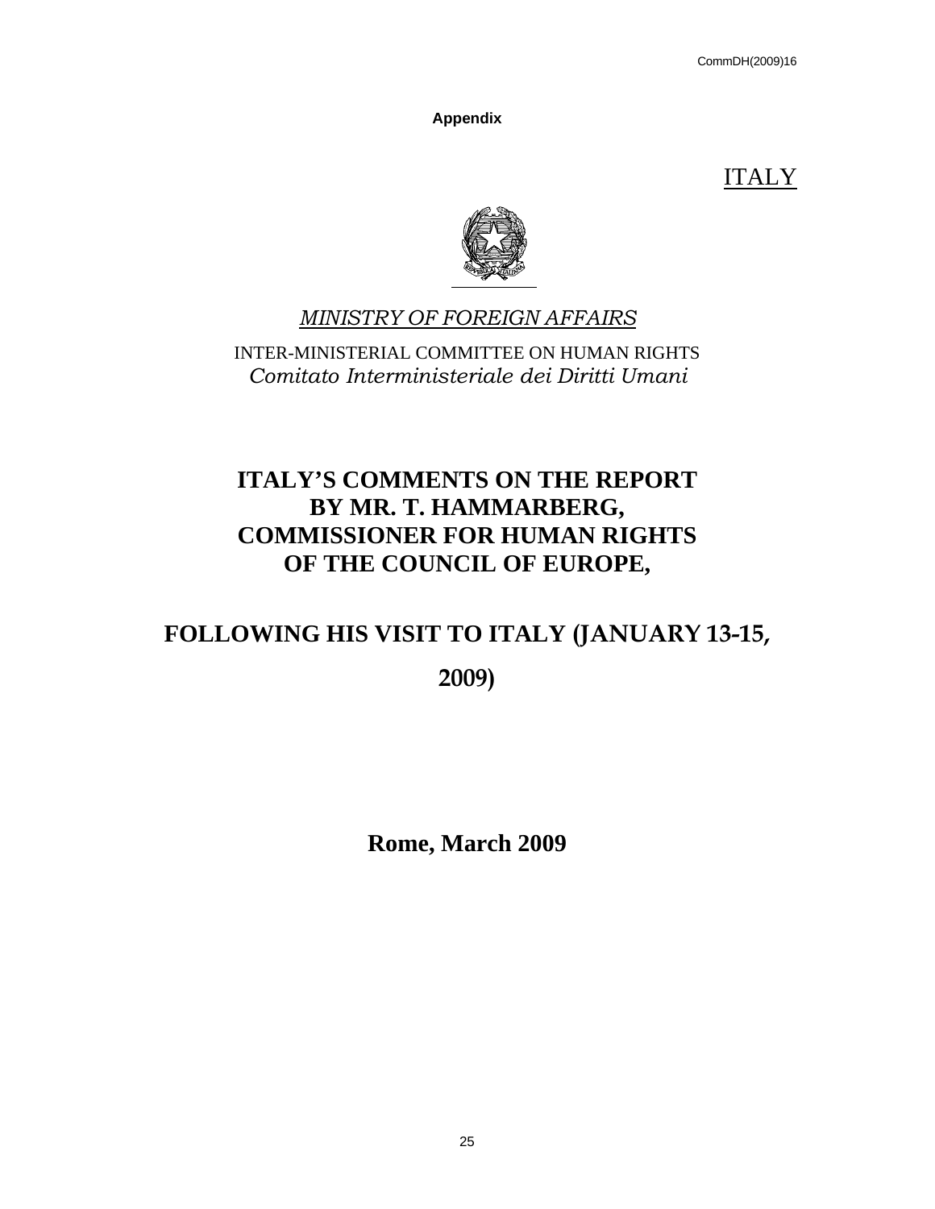**Appendix**

ITALY

*MINISTRY OF FOREIGN AFFAIRS*

INTER-MINISTERIAL COMMITTEE ON HUMAN RIGHTS
*Comitato Interministeriale dei Diritti Umani*

# ITALY'S COMMENTS ON THE REPORT BY MR. T. HAMMARBERG, COMMISSIONER FOR HUMAN RIGHTS OF THE COUNCIL OF EUROPE,

# FOLLOWING HIS VISIT TO ITALY (JANUARY 13-15, 2009)

**Rome, March 2009**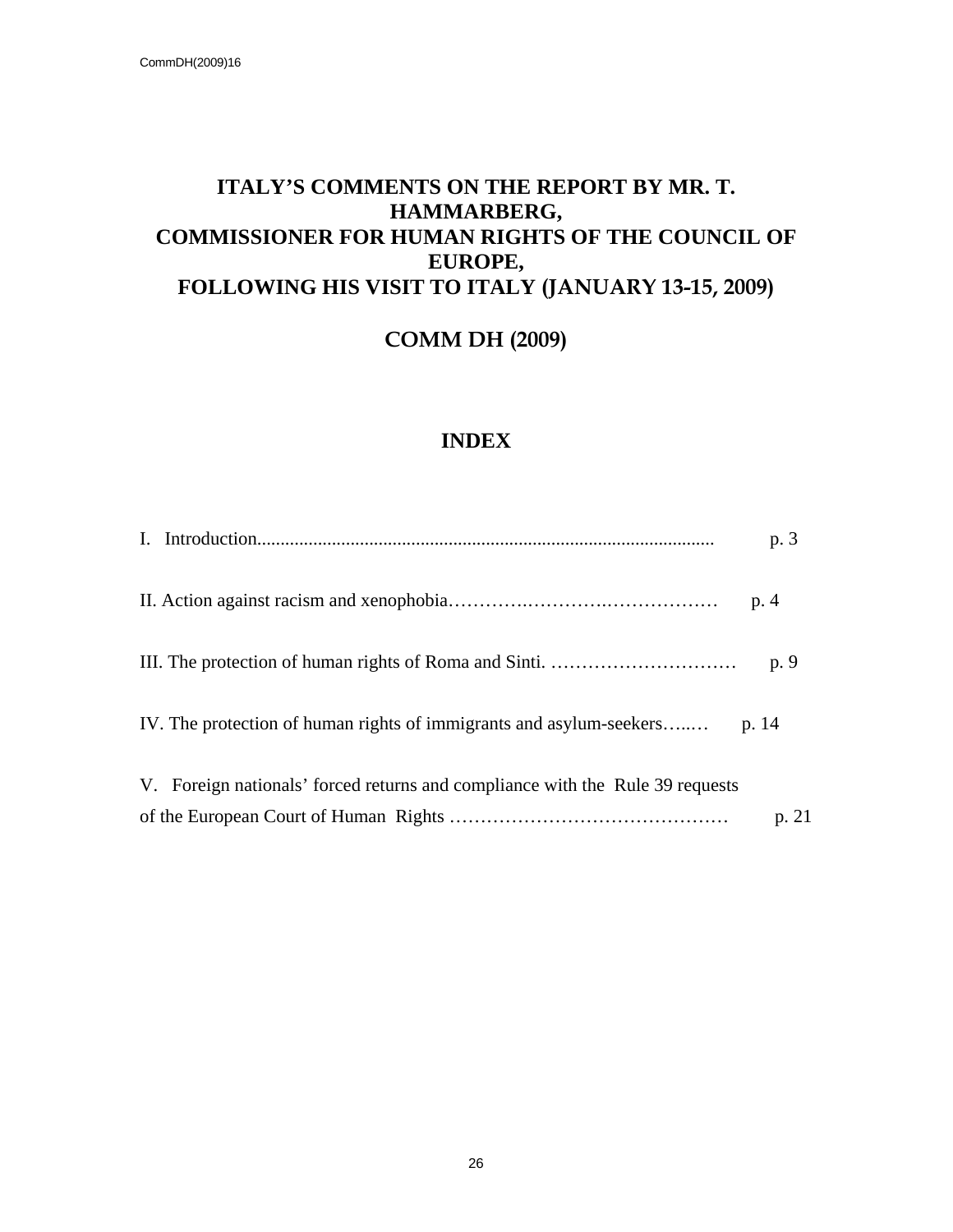# ITALY'S COMMENTS ON THE REPORT BY MR. T. HAMMARBERG, COMMISSIONER FOR HUMAN RIGHTS OF THE COUNCIL OF EUROPE, FOLLOWING HIS VISIT TO ITALY (JANUARY 13-15, 2009)

## COMM DH (2009)

## INDEX

I. Introduction................................................................................................ p. 3

II. Action against racism and xenophobia………….………….……………… p. 4

III. The protection of human rights of Roma and Sinti. ………………………… p. 9

IV. The protection of human rights of immigrants and asylum-seekers…..… p. 14

V. Foreign nationals' forced returns and compliance with the Rule 39 requests of the European Court of Human Rights ……………………………………… p. 21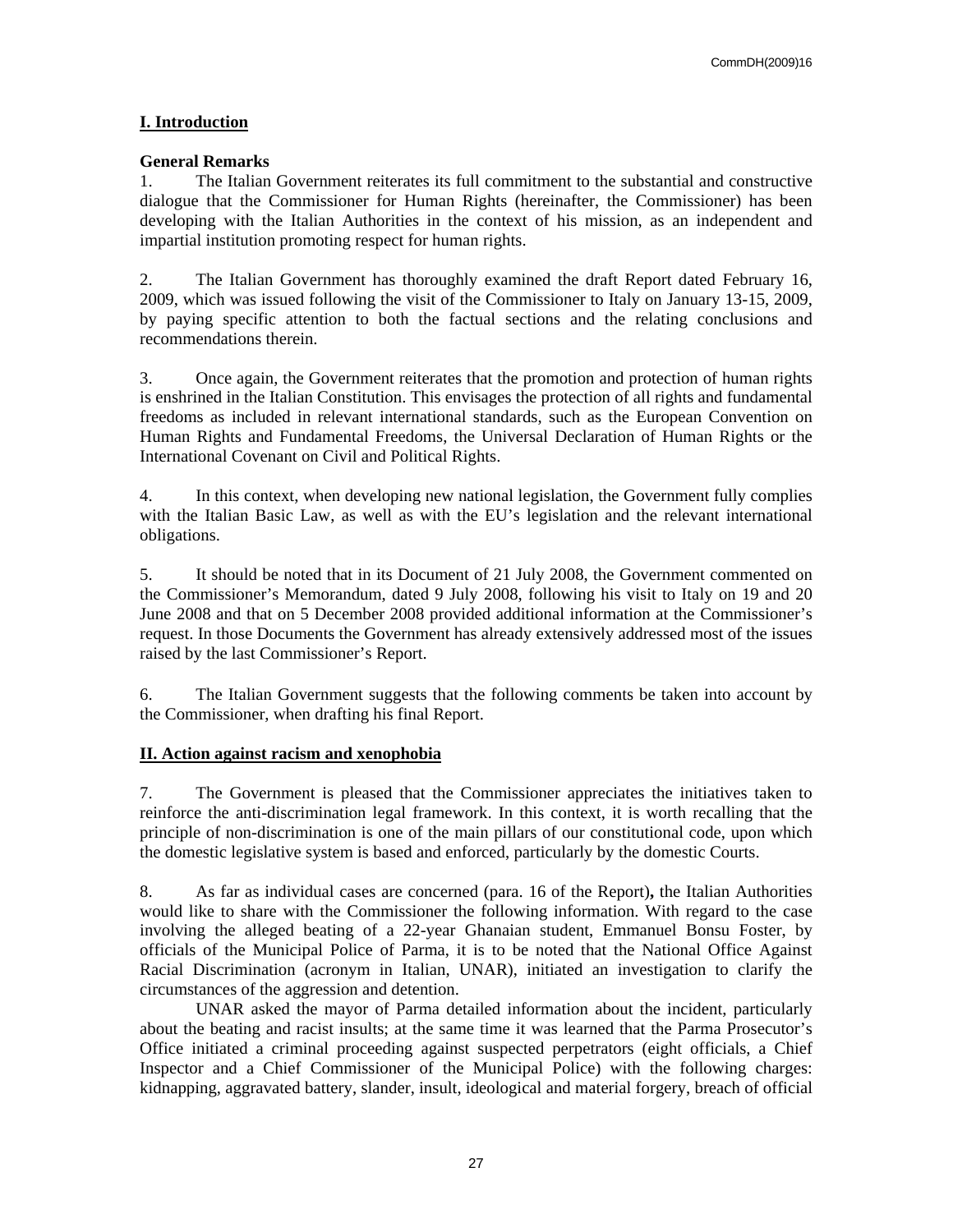## I. Introduction

**General Remarks**

1. The Italian Government reiterates its full commitment to the substantial and constructive dialogue that the Commissioner for Human Rights (hereinafter, the Commissioner) has been developing with the Italian Authorities in the context of his mission, as an independent and impartial institution promoting respect for human rights.

2. The Italian Government has thoroughly examined the draft Report dated February 16, 2009, which was issued following the visit of the Commissioner to Italy on January 13-15, 2009, by paying specific attention to both the factual sections and the relating conclusions and recommendations therein.

3. Once again, the Government reiterates that the promotion and protection of human rights is enshrined in the Italian Constitution. This envisages the protection of all rights and fundamental freedoms as included in relevant international standards, such as the European Convention on Human Rights and Fundamental Freedoms, the Universal Declaration of Human Rights or the International Covenant on Civil and Political Rights.

4. In this context, when developing new national legislation, the Government fully complies with the Italian Basic Law, as well as with the EU's legislation and the relevant international obligations.

5. It should be noted that in its Document of 21 July 2008, the Government commented on the Commissioner's Memorandum, dated 9 July 2008, following his visit to Italy on 19 and 20 June 2008 and that on 5 December 2008 provided additional information at the Commissioner's request. In those Documents the Government has already extensively addressed most of the issues raised by the last Commissioner's Report.

6. The Italian Government suggests that the following comments be taken into account by the Commissioner, when drafting his final Report.

## II. Action against racism and xenophobia

7. The Government is pleased that the Commissioner appreciates the initiatives taken to reinforce the anti-discrimination legal framework. In this context, it is worth recalling that the principle of non-discrimination is one of the main pillars of our constitutional code, upon which the domestic legislative system is based and enforced, particularly by the domestic Courts.

8. As far as individual cases are concerned (para. 16 of the Report)**,** the Italian Authorities would like to share with the Commissioner the following information. With regard to the case involving the alleged beating of a 22-year Ghanaian student, Emmanuel Bonsu Foster, by officials of the Municipal Police of Parma, it is to be noted that the National Office Against Racial Discrimination (acronym in Italian, UNAR), initiated an investigation to clarify the circumstances of the aggression and detention.

UNAR asked the mayor of Parma detailed information about the incident, particularly about the beating and racist insults; at the same time it was learned that the Parma Prosecutor's Office initiated a criminal proceeding against suspected perpetrators (eight officials, a Chief Inspector and a Chief Commissioner of the Municipal Police) with the following charges: kidnapping, aggravated battery, slander, insult, ideological and material forgery, breach of official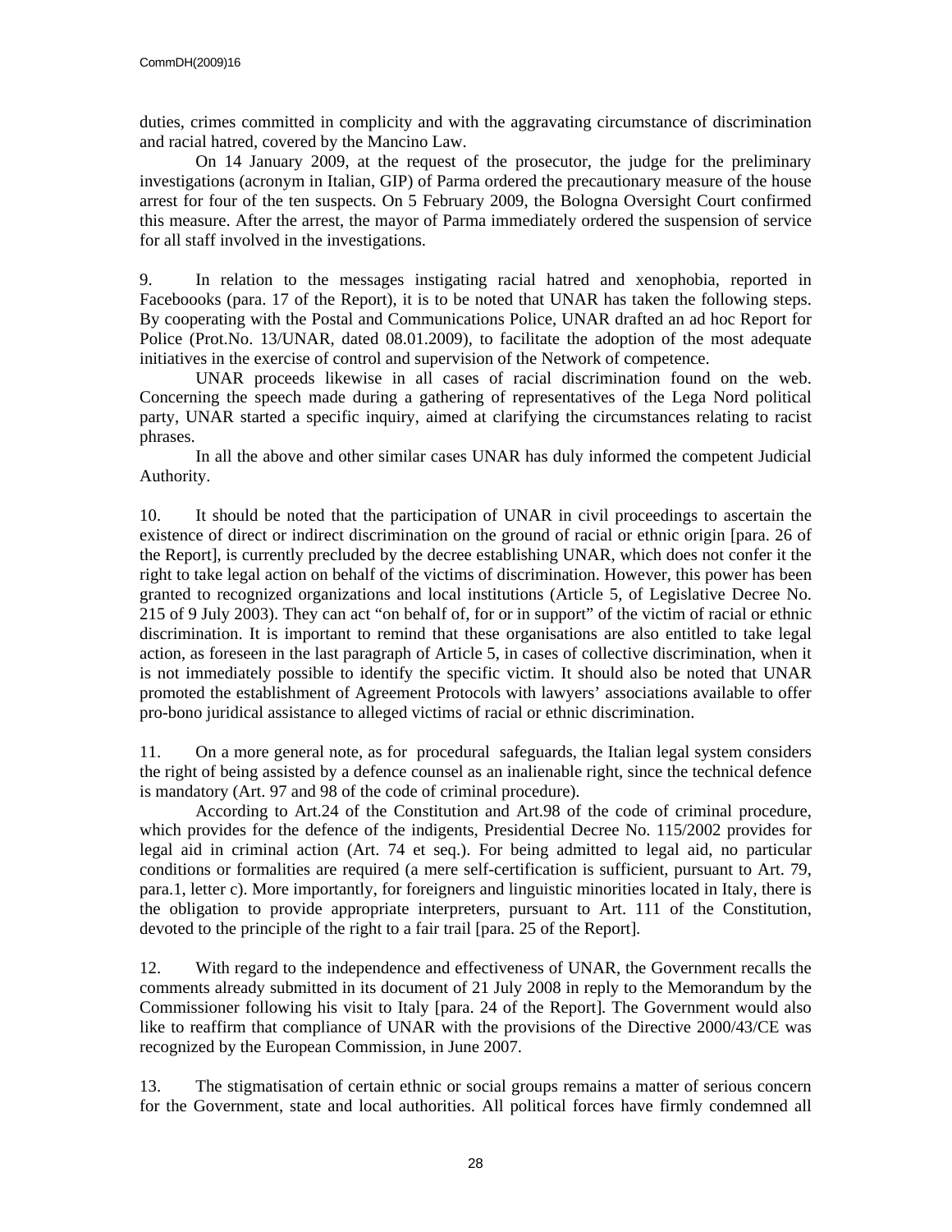duties, crimes committed in complicity and with the aggravating circumstance of discrimination and racial hatred, covered by the Mancino Law.

On 14 January 2009, at the request of the prosecutor, the judge for the preliminary investigations (acronym in Italian, GIP) of Parma ordered the precautionary measure of the house arrest for four of the ten suspects. On 5 February 2009, the Bologna Oversight Court confirmed this measure. After the arrest, the mayor of Parma immediately ordered the suspension of service for all staff involved in the investigations.

9. In relation to the messages instigating racial hatred and xenophobia, reported in Faceboooks (para. 17 of the Report), it is to be noted that UNAR has taken the following steps. By cooperating with the Postal and Communications Police, UNAR drafted an ad hoc Report for Police (Prot.No. 13/UNAR, dated 08.01.2009), to facilitate the adoption of the most adequate initiatives in the exercise of control and supervision of the Network of competence.

UNAR proceeds likewise in all cases of racial discrimination found on the web. Concerning the speech made during a gathering of representatives of the Lega Nord political party, UNAR started a specific inquiry, aimed at clarifying the circumstances relating to racist phrases.

In all the above and other similar cases UNAR has duly informed the competent Judicial Authority.

10. It should be noted that the participation of UNAR in civil proceedings to ascertain the existence of direct or indirect discrimination on the ground of racial or ethnic origin [para. 26 of the Report], is currently precluded by the decree establishing UNAR, which does not confer it the right to take legal action on behalf of the victims of discrimination. However, this power has been granted to recognized organizations and local institutions (Article 5, of Legislative Decree No. 215 of 9 July 2003). They can act "on behalf of, for or in support" of the victim of racial or ethnic discrimination. It is important to remind that these organisations are also entitled to take legal action, as foreseen in the last paragraph of Article 5, in cases of collective discrimination, when it is not immediately possible to identify the specific victim. It should also be noted that UNAR promoted the establishment of Agreement Protocols with lawyers' associations available to offer pro-bono juridical assistance to alleged victims of racial or ethnic discrimination.

11. On a more general note, as for procedural safeguards, the Italian legal system considers the right of being assisted by a defence counsel as an inalienable right, since the technical defence is mandatory (Art. 97 and 98 of the code of criminal procedure).

According to Art.24 of the Constitution and Art.98 of the code of criminal procedure, which provides for the defence of the indigents, Presidential Decree No. 115/2002 provides for legal aid in criminal action (Art. 74 et seq.). For being admitted to legal aid, no particular conditions or formalities are required (a mere self-certification is sufficient, pursuant to Art. 79, para.1, letter c). More importantly, for foreigners and linguistic minorities located in Italy, there is the obligation to provide appropriate interpreters, pursuant to Art. 111 of the Constitution, devoted to the principle of the right to a fair trail [para. 25 of the Report].

12. With regard to the independence and effectiveness of UNAR, the Government recalls the comments already submitted in its document of 21 July 2008 in reply to the Memorandum by the Commissioner following his visit to Italy [para. 24 of the Report]. The Government would also like to reaffirm that compliance of UNAR with the provisions of the Directive 2000/43/CE was recognized by the European Commission, in June 2007.

13. The stigmatisation of certain ethnic or social groups remains a matter of serious concern for the Government, state and local authorities. All political forces have firmly condemned all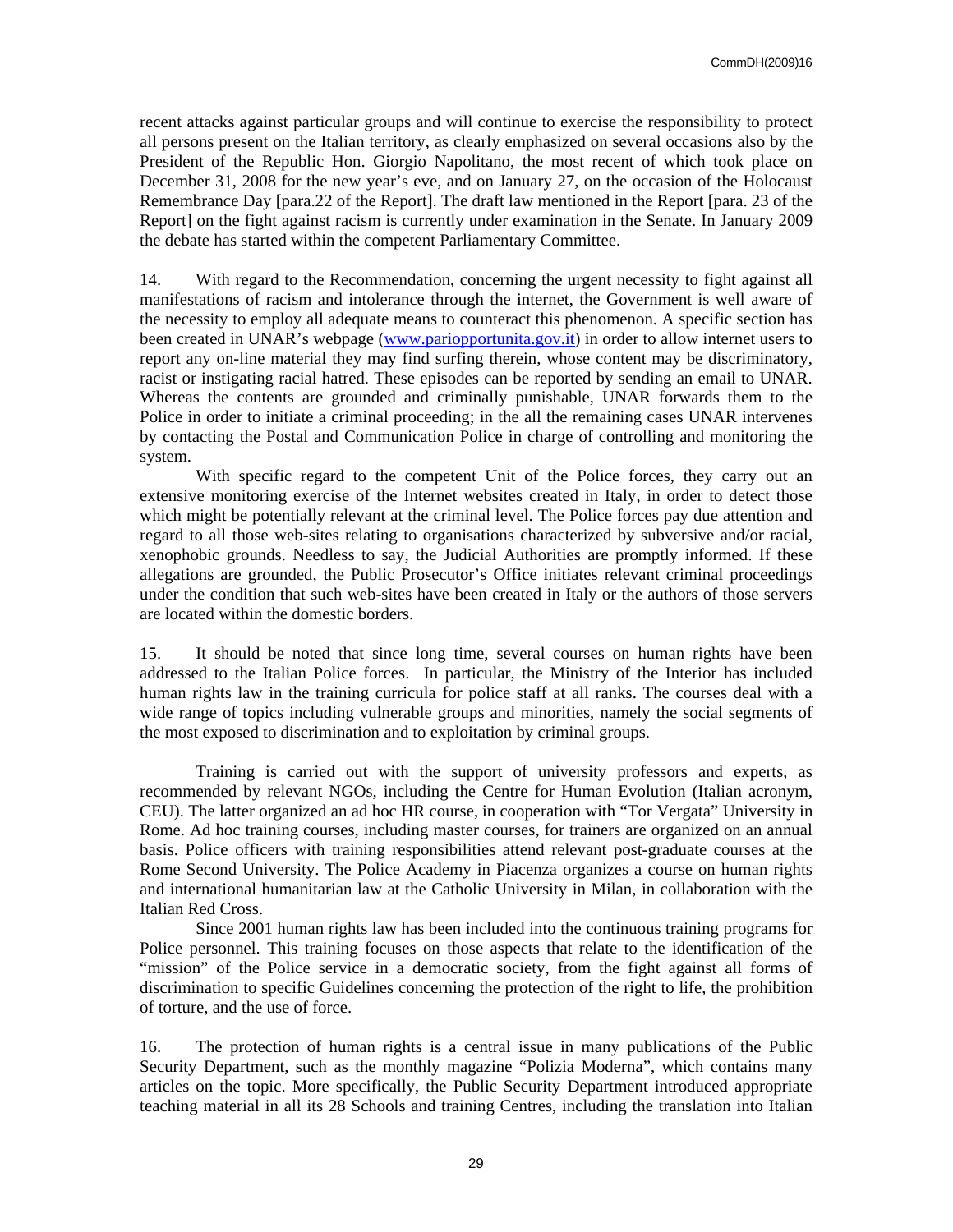recent attacks against particular groups and will continue to exercise the responsibility to protect all persons present on the Italian territory, as clearly emphasized on several occasions also by the President of the Republic Hon. Giorgio Napolitano, the most recent of which took place on December 31, 2008 for the new year's eve, and on January 27, on the occasion of the Holocaust Remembrance Day [para.22 of the Report]. The draft law mentioned in the Report [para. 23 of the Report] on the fight against racism is currently under examination in the Senate. In January 2009 the debate has started within the competent Parliamentary Committee.

14. With regard to the Recommendation, concerning the urgent necessity to fight against all manifestations of racism and intolerance through the internet, the Government is well aware of the necessity to employ all adequate means to counteract this phenomenon. A specific section has been created in UNAR's webpage (www.pariopportunita.gov.it) in order to allow internet users to report any on-line material they may find surfing therein, whose content may be discriminatory, racist or instigating racial hatred. These episodes can be reported by sending an email to UNAR. Whereas the contents are grounded and criminally punishable, UNAR forwards them to the Police in order to initiate a criminal proceeding; in the all the remaining cases UNAR intervenes by contacting the Postal and Communication Police in charge of controlling and monitoring the system.

With specific regard to the competent Unit of the Police forces, they carry out an extensive monitoring exercise of the Internet websites created in Italy, in order to detect those which might be potentially relevant at the criminal level. The Police forces pay due attention and regard to all those web-sites relating to organisations characterized by subversive and/or racial, xenophobic grounds. Needless to say, the Judicial Authorities are promptly informed. If these allegations are grounded, the Public Prosecutor's Office initiates relevant criminal proceedings under the condition that such web-sites have been created in Italy or the authors of those servers are located within the domestic borders.

15. It should be noted that since long time, several courses on human rights have been addressed to the Italian Police forces. In particular, the Ministry of the Interior has included human rights law in the training curricula for police staff at all ranks. The courses deal with a wide range of topics including vulnerable groups and minorities, namely the social segments of the most exposed to discrimination and to exploitation by criminal groups.

Training is carried out with the support of university professors and experts, as recommended by relevant NGOs, including the Centre for Human Evolution (Italian acronym, CEU). The latter organized an ad hoc HR course, in cooperation with "Tor Vergata" University in Rome. Ad hoc training courses, including master courses, for trainers are organized on an annual basis. Police officers with training responsibilities attend relevant post-graduate courses at the Rome Second University. The Police Academy in Piacenza organizes a course on human rights and international humanitarian law at the Catholic University in Milan, in collaboration with the Italian Red Cross.

Since 2001 human rights law has been included into the continuous training programs for Police personnel. This training focuses on those aspects that relate to the identification of the "mission" of the Police service in a democratic society, from the fight against all forms of discrimination to specific Guidelines concerning the protection of the right to life, the prohibition of torture, and the use of force.

16. The protection of human rights is a central issue in many publications of the Public Security Department, such as the monthly magazine "Polizia Moderna", which contains many articles on the topic. More specifically, the Public Security Department introduced appropriate teaching material in all its 28 Schools and training Centres, including the translation into Italian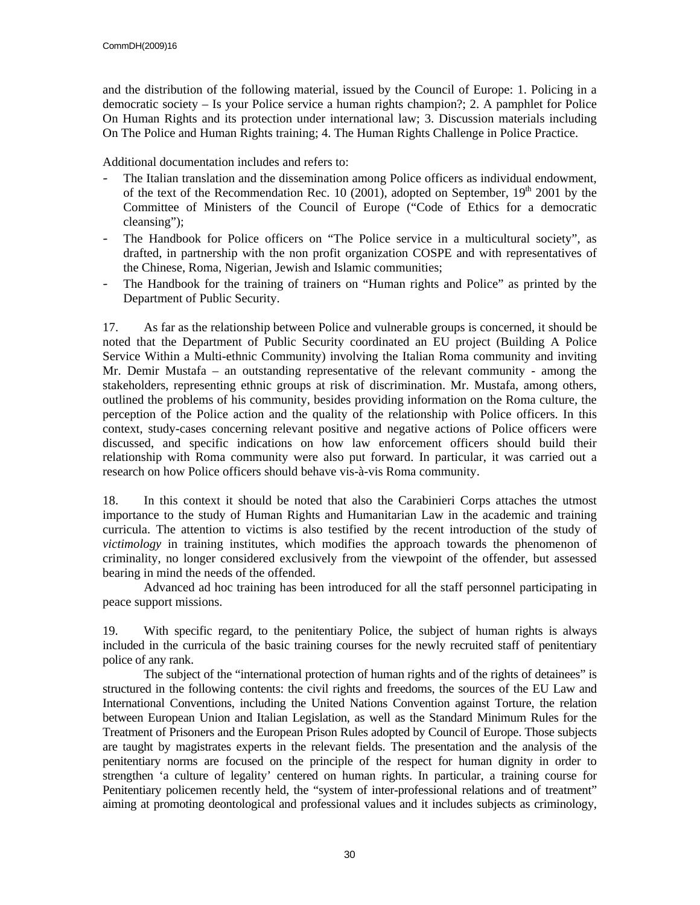and the distribution of the following material, issued by the Council of Europe: 1. Policing in a democratic society – Is your Police service a human rights champion?; 2. A pamphlet for Police On Human Rights and its protection under international law; 3. Discussion materials including On The Police and Human Rights training; 4. The Human Rights Challenge in Police Practice.

Additional documentation includes and refers to:

- The Italian translation and the dissemination among Police officers as individual endowment, of the text of the Recommendation Rec. 10 (2001), adopted on September, 19th 2001 by the Committee of Ministers of the Council of Europe ("Code of Ethics for a democratic cleansing");
- The Handbook for Police officers on "The Police service in a multicultural society", as drafted, in partnership with the non profit organization COSPE and with representatives of the Chinese, Roma, Nigerian, Jewish and Islamic communities;
- The Handbook for the training of trainers on "Human rights and Police" as printed by the Department of Public Security.

17. As far as the relationship between Police and vulnerable groups is concerned, it should be noted that the Department of Public Security coordinated an EU project (Building A Police Service Within a Multi-ethnic Community) involving the Italian Roma community and inviting Mr. Demir Mustafa – an outstanding representative of the relevant community - among the stakeholders, representing ethnic groups at risk of discrimination. Mr. Mustafa, among others, outlined the problems of his community, besides providing information on the Roma culture, the perception of the Police action and the quality of the relationship with Police officers. In this context, study-cases concerning relevant positive and negative actions of Police officers were discussed, and specific indications on how law enforcement officers should build their relationship with Roma community were also put forward. In particular, it was carried out a research on how Police officers should behave vis-à-vis Roma community.

18. In this context it should be noted that also the Carabinieri Corps attaches the utmost importance to the study of Human Rights and Humanitarian Law in the academic and training curricula. The attention to victims is also testified by the recent introduction of the study of *victimology* in training institutes, which modifies the approach towards the phenomenon of criminality, no longer considered exclusively from the viewpoint of the offender, but assessed bearing in mind the needs of the offended.

Advanced ad hoc training has been introduced for all the staff personnel participating in peace support missions.

19. With specific regard, to the penitentiary Police, the subject of human rights is always included in the curricula of the basic training courses for the newly recruited staff of penitentiary police of any rank.

The subject of the "international protection of human rights and of the rights of detainees" is structured in the following contents: the civil rights and freedoms, the sources of the EU Law and International Conventions, including the United Nations Convention against Torture, the relation between European Union and Italian Legislation, as well as the Standard Minimum Rules for the Treatment of Prisoners and the European Prison Rules adopted by Council of Europe. Those subjects are taught by magistrates experts in the relevant fields. The presentation and the analysis of the penitentiary norms are focused on the principle of the respect for human dignity in order to strengthen 'a culture of legality' centered on human rights. In particular, a training course for Penitentiary policemen recently held, the "system of inter-professional relations and of treatment" aiming at promoting deontological and professional values and it includes subjects as criminology,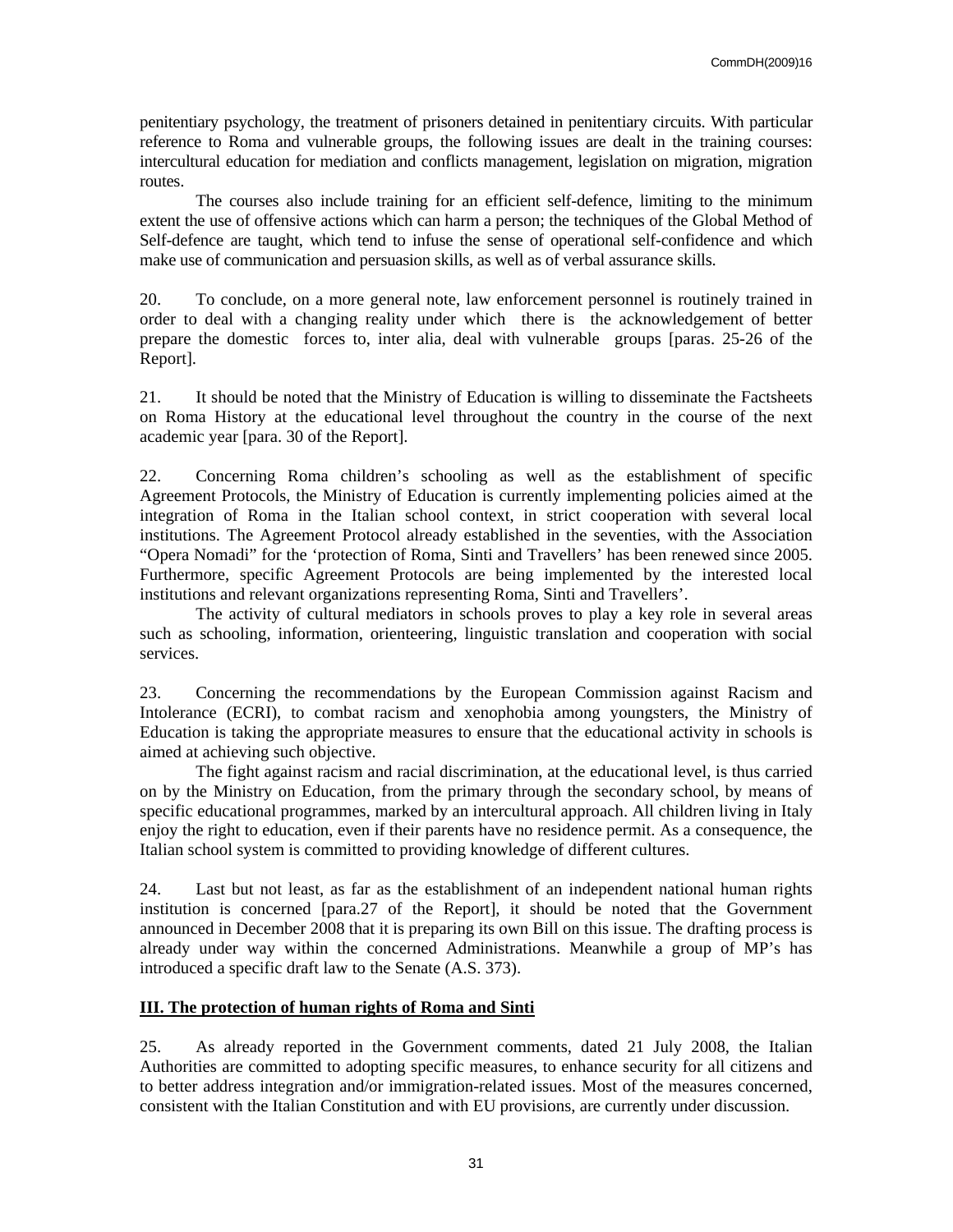penitentiary psychology, the treatment of prisoners detained in penitentiary circuits. With particular reference to Roma and vulnerable groups, the following issues are dealt in the training courses: intercultural education for mediation and conflicts management, legislation on migration, migration routes.

The courses also include training for an efficient self-defence, limiting to the minimum extent the use of offensive actions which can harm a person; the techniques of the Global Method of Self-defence are taught, which tend to infuse the sense of operational self-confidence and which make use of communication and persuasion skills, as well as of verbal assurance skills.

20. To conclude, on a more general note, law enforcement personnel is routinely trained in order to deal with a changing reality under which there is the acknowledgement of better prepare the domestic forces to, inter alia, deal with vulnerable groups [paras. 25-26 of the Report].

21. It should be noted that the Ministry of Education is willing to disseminate the Factsheets on Roma History at the educational level throughout the country in the course of the next academic year [para. 30 of the Report].

22. Concerning Roma children's schooling as well as the establishment of specific Agreement Protocols, the Ministry of Education is currently implementing policies aimed at the integration of Roma in the Italian school context, in strict cooperation with several local institutions. The Agreement Protocol already established in the seventies, with the Association "Opera Nomadi" for the 'protection of Roma, Sinti and Travellers' has been renewed since 2005. Furthermore, specific Agreement Protocols are being implemented by the interested local institutions and relevant organizations representing Roma, Sinti and Travellers'.

The activity of cultural mediators in schools proves to play a key role in several areas such as schooling, information, orienteering, linguistic translation and cooperation with social services.

23. Concerning the recommendations by the European Commission against Racism and Intolerance (ECRI), to combat racism and xenophobia among youngsters, the Ministry of Education is taking the appropriate measures to ensure that the educational activity in schools is aimed at achieving such objective.

The fight against racism and racial discrimination, at the educational level, is thus carried on by the Ministry on Education, from the primary through the secondary school, by means of specific educational programmes, marked by an intercultural approach. All children living in Italy enjoy the right to education, even if their parents have no residence permit. As a consequence, the Italian school system is committed to providing knowledge of different cultures.

24. Last but not least, as far as the establishment of an independent national human rights institution is concerned [para.27 of the Report], it should be noted that the Government announced in December 2008 that it is preparing its own Bill on this issue. The drafting process is already under way within the concerned Administrations. Meanwhile a group of MP's has introduced a specific draft law to the Senate (A.S. 373).

## III. The protection of human rights of Roma and Sinti

25. As already reported in the Government comments, dated 21 July 2008, the Italian Authorities are committed to adopting specific measures, to enhance security for all citizens and to better address integration and/or immigration-related issues. Most of the measures concerned, consistent with the Italian Constitution and with EU provisions, are currently under discussion.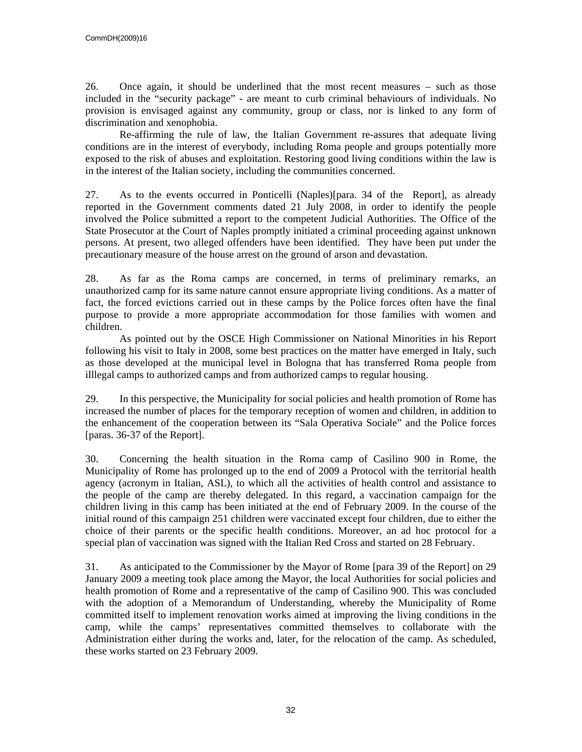26. Once again, it should be underlined that the most recent measures – such as those included in the "security package" - are meant to curb criminal behaviours of individuals. No provision is envisaged against any community, group or class, nor is linked to any form of discrimination and xenophobia.

Re-affirming the rule of law, the Italian Government re-assures that adequate living conditions are in the interest of everybody, including Roma people and groups potentially more exposed to the risk of abuses and exploitation. Restoring good living conditions within the law is in the interest of the Italian society, including the communities concerned.

27. As to the events occurred in Ponticelli (Naples)[para. 34 of the Report], as already reported in the Government comments dated 21 July 2008, in order to identify the people involved the Police submitted a report to the competent Judicial Authorities. The Office of the State Prosecutor at the Court of Naples promptly initiated a criminal proceeding against unknown persons. At present, two alleged offenders have been identified. They have been put under the precautionary measure of the house arrest on the ground of arson and devastation.

28. As far as the Roma camps are concerned, in terms of preliminary remarks, an unauthorized camp for its same nature cannot ensure appropriate living conditions. As a matter of fact, the forced evictions carried out in these camps by the Police forces often have the final purpose to provide a more appropriate accommodation for those families with women and children.

As pointed out by the OSCE High Commissioner on National Minorities in his Report following his visit to Italy in 2008, some best practices on the matter have emerged in Italy, such as those developed at the municipal level in Bologna that has transferred Roma people from illlegal camps to authorized camps and from authorized camps to regular housing.

29. In this perspective, the Municipality for social policies and health promotion of Rome has increased the number of places for the temporary reception of women and children, in addition to the enhancement of the cooperation between its "Sala Operativa Sociale" and the Police forces [paras. 36-37 of the Report].

30. Concerning the health situation in the Roma camp of Casilino 900 in Rome, the Municipality of Rome has prolonged up to the end of 2009 a Protocol with the territorial health agency (acronym in Italian, ASL), to which all the activities of health control and assistance to the people of the camp are thereby delegated. In this regard, a vaccination campaign for the children living in this camp has been initiated at the end of February 2009. In the course of the initial round of this campaign 251 children were vaccinated except four children, due to either the choice of their parents or the specific health conditions. Moreover, an ad hoc protocol for a special plan of vaccination was signed with the Italian Red Cross and started on 28 February.

31. As anticipated to the Commissioner by the Mayor of Rome [para 39 of the Report] on 29 January 2009 a meeting took place among the Mayor, the local Authorities for social policies and health promotion of Rome and a representative of the camp of Casilino 900. This was concluded with the adoption of a Memorandum of Understanding, whereby the Municipality of Rome committed itself to implement renovation works aimed at improving the living conditions in the camp, while the camps' representatives committed themselves to collaborate with the Administration either during the works and, later, for the relocation of the camp. As scheduled, these works started on 23 February 2009.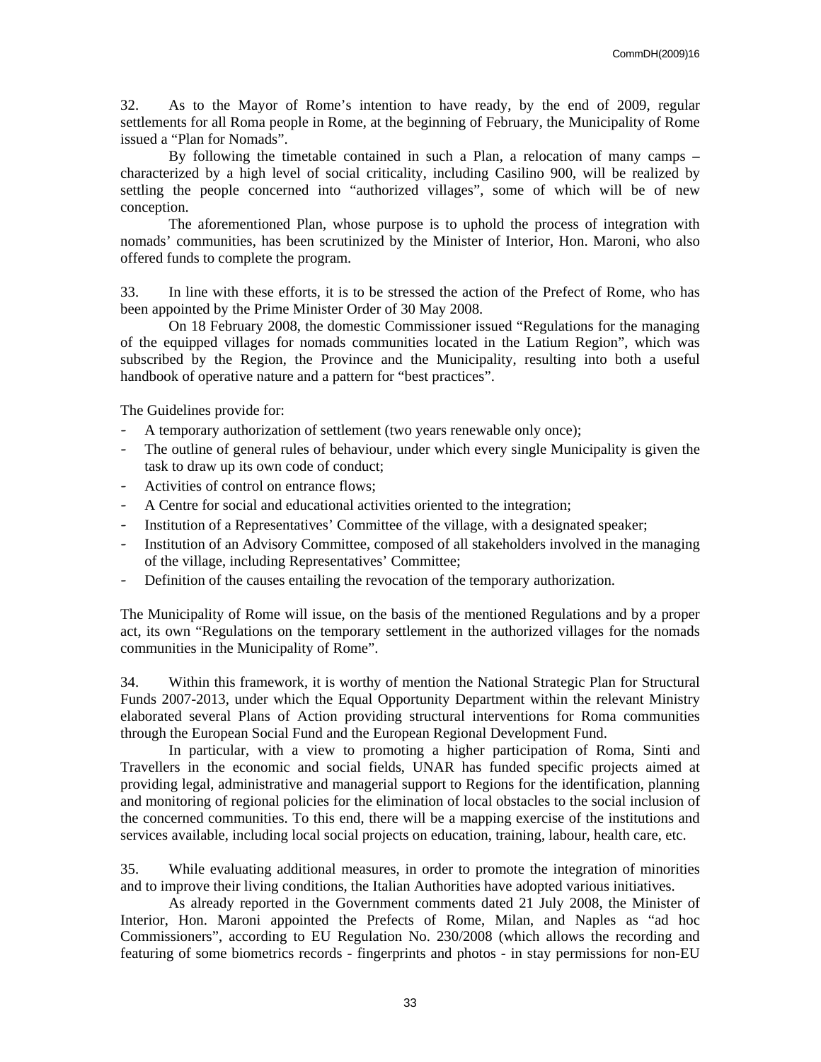32. As to the Mayor of Rome's intention to have ready, by the end of 2009, regular settlements for all Roma people in Rome, at the beginning of February, the Municipality of Rome issued a "Plan for Nomads".

By following the timetable contained in such a Plan, a relocation of many camps – characterized by a high level of social criticality, including Casilino 900, will be realized by settling the people concerned into "authorized villages", some of which will be of new conception.

The aforementioned Plan, whose purpose is to uphold the process of integration with nomads' communities, has been scrutinized by the Minister of Interior, Hon. Maroni, who also offered funds to complete the program.

33. In line with these efforts, it is to be stressed the action of the Prefect of Rome, who has been appointed by the Prime Minister Order of 30 May 2008.

On 18 February 2008, the domestic Commissioner issued "Regulations for the managing of the equipped villages for nomads communities located in the Latium Region", which was subscribed by the Region, the Province and the Municipality, resulting into both a useful handbook of operative nature and a pattern for "best practices".

The Guidelines provide for:

- A temporary authorization of settlement (two years renewable only once);
- The outline of general rules of behaviour, under which every single Municipality is given the task to draw up its own code of conduct;
- Activities of control on entrance flows;
- A Centre for social and educational activities oriented to the integration;
- Institution of a Representatives' Committee of the village, with a designated speaker;
- Institution of an Advisory Committee, composed of all stakeholders involved in the managing of the village, including Representatives' Committee;
- Definition of the causes entailing the revocation of the temporary authorization.

The Municipality of Rome will issue, on the basis of the mentioned Regulations and by a proper act, its own "Regulations on the temporary settlement in the authorized villages for the nomads communities in the Municipality of Rome".

34. Within this framework, it is worthy of mention the National Strategic Plan for Structural Funds 2007-2013, under which the Equal Opportunity Department within the relevant Ministry elaborated several Plans of Action providing structural interventions for Roma communities through the European Social Fund and the European Regional Development Fund.

In particular, with a view to promoting a higher participation of Roma, Sinti and Travellers in the economic and social fields, UNAR has funded specific projects aimed at providing legal, administrative and managerial support to Regions for the identification, planning and monitoring of regional policies for the elimination of local obstacles to the social inclusion of the concerned communities. To this end, there will be a mapping exercise of the institutions and services available, including local social projects on education, training, labour, health care, etc.

35. While evaluating additional measures, in order to promote the integration of minorities and to improve their living conditions, the Italian Authorities have adopted various initiatives.

As already reported in the Government comments dated 21 July 2008, the Minister of Interior, Hon. Maroni appointed the Prefects of Rome, Milan, and Naples as "ad hoc Commissioners", according to EU Regulation No. 230/2008 (which allows the recording and featuring of some biometrics records - fingerprints and photos - in stay permissions for non-EU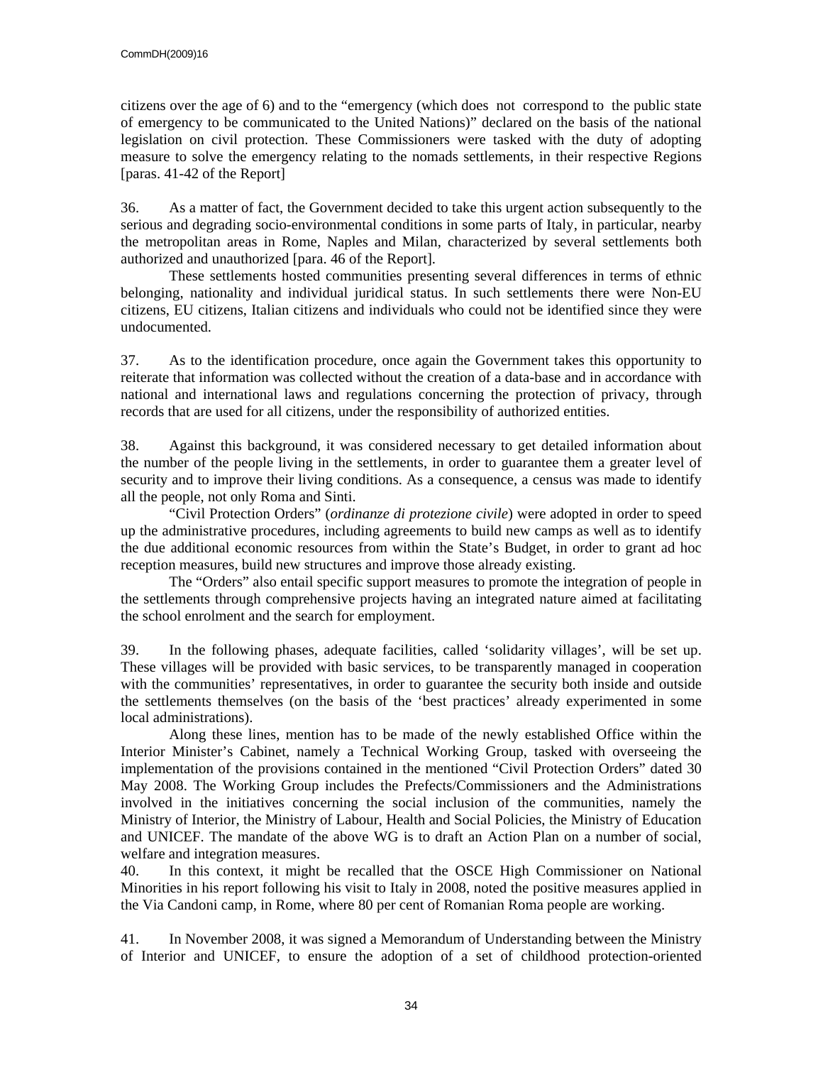citizens over the age of 6) and to the "emergency (which does not correspond to the public state of emergency to be communicated to the United Nations)" declared on the basis of the national legislation on civil protection. These Commissioners were tasked with the duty of adopting measure to solve the emergency relating to the nomads settlements, in their respective Regions [paras. 41-42 of the Report]

36. As a matter of fact, the Government decided to take this urgent action subsequently to the serious and degrading socio-environmental conditions in some parts of Italy, in particular, nearby the metropolitan areas in Rome, Naples and Milan, characterized by several settlements both authorized and unauthorized [para. 46 of the Report].

These settlements hosted communities presenting several differences in terms of ethnic belonging, nationality and individual juridical status. In such settlements there were Non-EU citizens, EU citizens, Italian citizens and individuals who could not be identified since they were undocumented.

37. As to the identification procedure, once again the Government takes this opportunity to reiterate that information was collected without the creation of a data-base and in accordance with national and international laws and regulations concerning the protection of privacy, through records that are used for all citizens, under the responsibility of authorized entities.

38. Against this background, it was considered necessary to get detailed information about the number of the people living in the settlements, in order to guarantee them a greater level of security and to improve their living conditions. As a consequence, a census was made to identify all the people, not only Roma and Sinti.

"Civil Protection Orders" (*ordinanze di protezione civile*) were adopted in order to speed up the administrative procedures, including agreements to build new camps as well as to identify the due additional economic resources from within the State's Budget, in order to grant ad hoc reception measures, build new structures and improve those already existing.

The "Orders" also entail specific support measures to promote the integration of people in the settlements through comprehensive projects having an integrated nature aimed at facilitating the school enrolment and the search for employment.

39. In the following phases, adequate facilities, called 'solidarity villages', will be set up. These villages will be provided with basic services, to be transparently managed in cooperation with the communities' representatives, in order to guarantee the security both inside and outside the settlements themselves (on the basis of the 'best practices' already experimented in some local administrations).

Along these lines, mention has to be made of the newly established Office within the Interior Minister's Cabinet, namely a Technical Working Group, tasked with overseeing the implementation of the provisions contained in the mentioned "Civil Protection Orders" dated 30 May 2008. The Working Group includes the Prefects/Commissioners and the Administrations involved in the initiatives concerning the social inclusion of the communities, namely the Ministry of Interior, the Ministry of Labour, Health and Social Policies, the Ministry of Education and UNICEF. The mandate of the above WG is to draft an Action Plan on a number of social, welfare and integration measures.

40. In this context, it might be recalled that the OSCE High Commissioner on National Minorities in his report following his visit to Italy in 2008, noted the positive measures applied in the Via Candoni camp, in Rome, where 80 per cent of Romanian Roma people are working.

41. In November 2008, it was signed a Memorandum of Understanding between the Ministry of Interior and UNICEF, to ensure the adoption of a set of childhood protection-oriented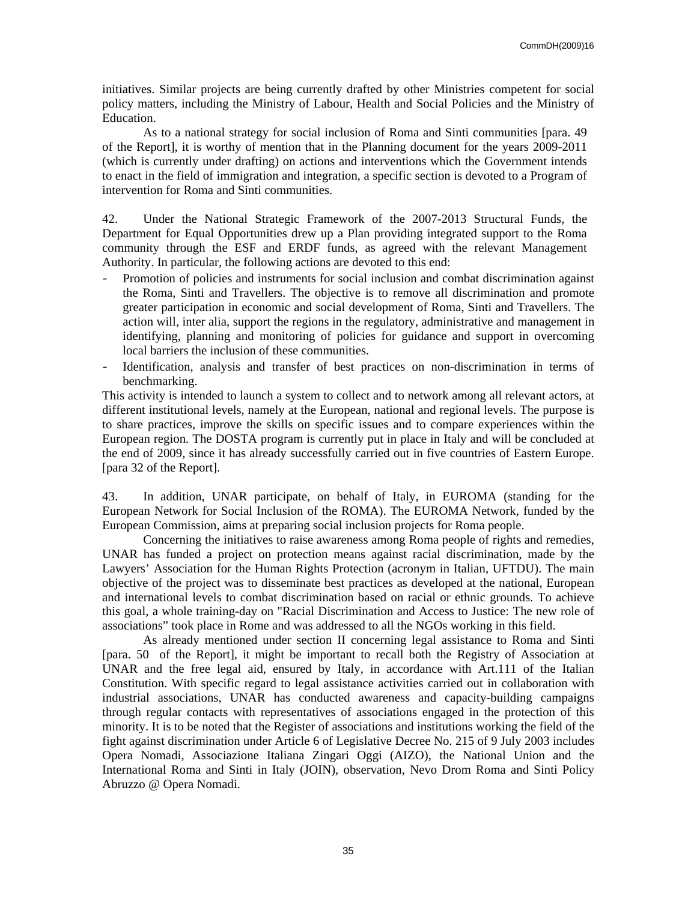initiatives. Similar projects are being currently drafted by other Ministries competent for social policy matters, including the Ministry of Labour, Health and Social Policies and the Ministry of Education.

As to a national strategy for social inclusion of Roma and Sinti communities [para. 49 of the Report], it is worthy of mention that in the Planning document for the years 2009-2011 (which is currently under drafting) on actions and interventions which the Government intends to enact in the field of immigration and integration, a specific section is devoted to a Program of intervention for Roma and Sinti communities.

42. Under the National Strategic Framework of the 2007-2013 Structural Funds, the Department for Equal Opportunities drew up a Plan providing integrated support to the Roma community through the ESF and ERDF funds, as agreed with the relevant Management Authority. In particular, the following actions are devoted to this end:

- Promotion of policies and instruments for social inclusion and combat discrimination against the Roma, Sinti and Travellers. The objective is to remove all discrimination and promote greater participation in economic and social development of Roma, Sinti and Travellers. The action will, inter alia, support the regions in the regulatory, administrative and management in identifying, planning and monitoring of policies for guidance and support in overcoming local barriers the inclusion of these communities.
- Identification, analysis and transfer of best practices on non-discrimination in terms of benchmarking.

This activity is intended to launch a system to collect and to network among all relevant actors, at different institutional levels, namely at the European, national and regional levels. The purpose is to share practices, improve the skills on specific issues and to compare experiences within the European region. The DOSTA program is currently put in place in Italy and will be concluded at the end of 2009, since it has already successfully carried out in five countries of Eastern Europe. [para 32 of the Report].

43. In addition, UNAR participate, on behalf of Italy, in EUROMA (standing for the European Network for Social Inclusion of the ROMA). The EUROMA Network, funded by the European Commission, aims at preparing social inclusion projects for Roma people.

Concerning the initiatives to raise awareness among Roma people of rights and remedies, UNAR has funded a project on protection means against racial discrimination, made by the Lawyers' Association for the Human Rights Protection (acronym in Italian, UFTDU). The main objective of the project was to disseminate best practices as developed at the national, European and international levels to combat discrimination based on racial or ethnic grounds. To achieve this goal, a whole training-day on "Racial Discrimination and Access to Justice: The new role of associations" took place in Rome and was addressed to all the NGOs working in this field.

As already mentioned under section II concerning legal assistance to Roma and Sinti [para. 50 of the Report], it might be important to recall both the Registry of Association at UNAR and the free legal aid, ensured by Italy, in accordance with Art.111 of the Italian Constitution. With specific regard to legal assistance activities carried out in collaboration with industrial associations, UNAR has conducted awareness and capacity-building campaigns through regular contacts with representatives of associations engaged in the protection of this minority. It is to be noted that the Register of associations and institutions working the field of the fight against discrimination under Article 6 of Legislative Decree No. 215 of 9 July 2003 includes Opera Nomadi, Associazione Italiana Zingari Oggi (AIZO), the National Union and the International Roma and Sinti in Italy (JOIN), observation, Nevo Drom Roma and Sinti Policy Abruzzo @ Opera Nomadi.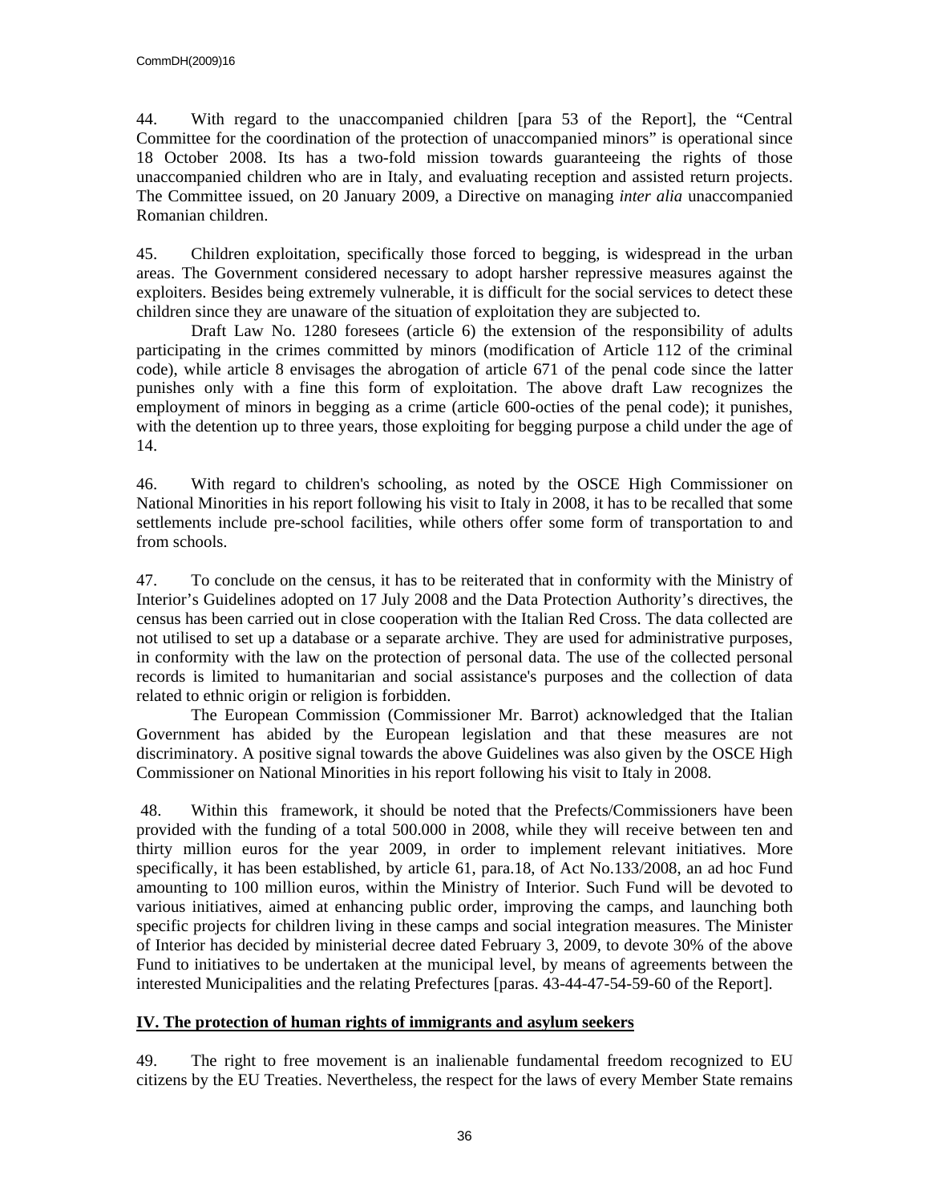44. With regard to the unaccompanied children [para 53 of the Report], the "Central Committee for the coordination of the protection of unaccompanied minors" is operational since 18 October 2008. Its has a two-fold mission towards guaranteeing the rights of those unaccompanied children who are in Italy, and evaluating reception and assisted return projects. The Committee issued, on 20 January 2009, a Directive on managing *inter alia* unaccompanied Romanian children.

45. Children exploitation, specifically those forced to begging, is widespread in the urban areas. The Government considered necessary to adopt harsher repressive measures against the exploiters. Besides being extremely vulnerable, it is difficult for the social services to detect these children since they are unaware of the situation of exploitation they are subjected to.

Draft Law No. 1280 foresees (article 6) the extension of the responsibility of adults participating in the crimes committed by minors (modification of Article 112 of the criminal code), while article 8 envisages the abrogation of article 671 of the penal code since the latter punishes only with a fine this form of exploitation. The above draft Law recognizes the employment of minors in begging as a crime (article 600-octies of the penal code); it punishes, with the detention up to three years, those exploiting for begging purpose a child under the age of 14.

46. With regard to children's schooling, as noted by the OSCE High Commissioner on National Minorities in his report following his visit to Italy in 2008, it has to be recalled that some settlements include pre-school facilities, while others offer some form of transportation to and from schools.

47. To conclude on the census, it has to be reiterated that in conformity with the Ministry of Interior's Guidelines adopted on 17 July 2008 and the Data Protection Authority's directives, the census has been carried out in close cooperation with the Italian Red Cross. The data collected are not utilised to set up a database or a separate archive. They are used for administrative purposes, in conformity with the law on the protection of personal data. The use of the collected personal records is limited to humanitarian and social assistance's purposes and the collection of data related to ethnic origin or religion is forbidden.

The European Commission (Commissioner Mr. Barrot) acknowledged that the Italian Government has abided by the European legislation and that these measures are not discriminatory. A positive signal towards the above Guidelines was also given by the OSCE High Commissioner on National Minorities in his report following his visit to Italy in 2008.

48. Within this framework, it should be noted that the Prefects/Commissioners have been provided with the funding of a total 500.000 in 2008, while they will receive between ten and thirty million euros for the year 2009, in order to implement relevant initiatives. More specifically, it has been established, by article 61, para.18, of Act No.133/2008, an ad hoc Fund amounting to 100 million euros, within the Ministry of Interior. Such Fund will be devoted to various initiatives, aimed at enhancing public order, improving the camps, and launching both specific projects for children living in these camps and social integration measures. The Minister of Interior has decided by ministerial decree dated February 3, 2009, to devote 30% of the above Fund to initiatives to be undertaken at the municipal level, by means of agreements between the interested Municipalities and the relating Prefectures [paras. 43-44-47-54-59-60 of the Report].

## IV. The protection of human rights of immigrants and asylum seekers

49. The right to free movement is an inalienable fundamental freedom recognized to EU citizens by the EU Treaties. Nevertheless, the respect for the laws of every Member State remains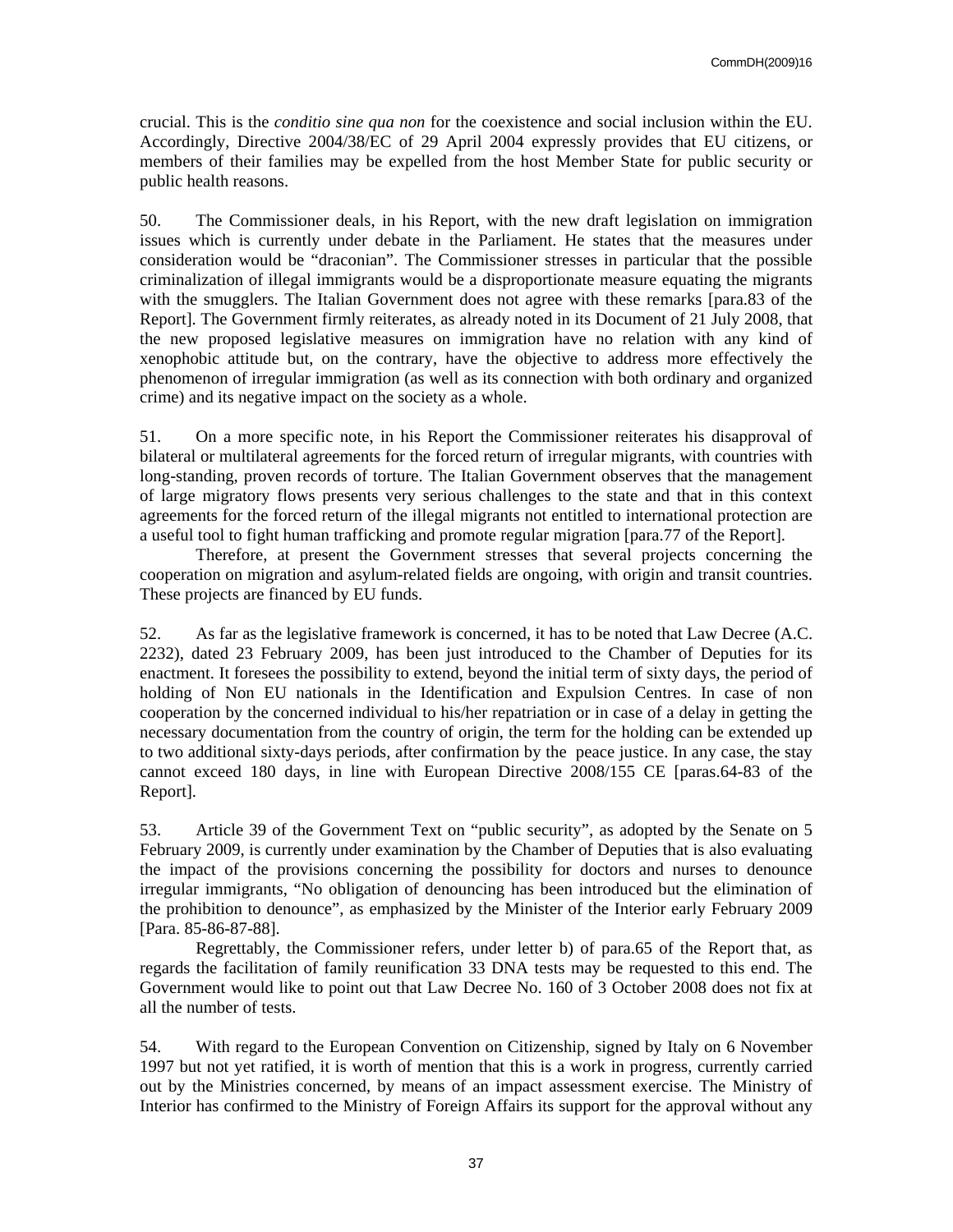crucial. This is the *conditio sine qua non* for the coexistence and social inclusion within the EU. Accordingly, Directive 2004/38/EC of 29 April 2004 expressly provides that EU citizens, or members of their families may be expelled from the host Member State for public security or public health reasons.

50. The Commissioner deals, in his Report, with the new draft legislation on immigration issues which is currently under debate in the Parliament. He states that the measures under consideration would be "draconian". The Commissioner stresses in particular that the possible criminalization of illegal immigrants would be a disproportionate measure equating the migrants with the smugglers. The Italian Government does not agree with these remarks [para.83 of the Report]. The Government firmly reiterates, as already noted in its Document of 21 July 2008, that the new proposed legislative measures on immigration have no relation with any kind of xenophobic attitude but, on the contrary, have the objective to address more effectively the phenomenon of irregular immigration (as well as its connection with both ordinary and organized crime) and its negative impact on the society as a whole.

51. On a more specific note, in his Report the Commissioner reiterates his disapproval of bilateral or multilateral agreements for the forced return of irregular migrants, with countries with long-standing, proven records of torture. The Italian Government observes that the management of large migratory flows presents very serious challenges to the state and that in this context agreements for the forced return of the illegal migrants not entitled to international protection are a useful tool to fight human trafficking and promote regular migration [para.77 of the Report].

Therefore, at present the Government stresses that several projects concerning the cooperation on migration and asylum-related fields are ongoing, with origin and transit countries. These projects are financed by EU funds.

52. As far as the legislative framework is concerned, it has to be noted that Law Decree (A.C. 2232), dated 23 February 2009, has been just introduced to the Chamber of Deputies for its enactment. It foresees the possibility to extend, beyond the initial term of sixty days, the period of holding of Non EU nationals in the Identification and Expulsion Centres. In case of non cooperation by the concerned individual to his/her repatriation or in case of a delay in getting the necessary documentation from the country of origin, the term for the holding can be extended up to two additional sixty-days periods, after confirmation by the peace justice. In any case, the stay cannot exceed 180 days, in line with European Directive 2008/155 CE [paras.64-83 of the Report].

53. Article 39 of the Government Text on "public security", as adopted by the Senate on 5 February 2009, is currently under examination by the Chamber of Deputies that is also evaluating the impact of the provisions concerning the possibility for doctors and nurses to denounce irregular immigrants, "No obligation of denouncing has been introduced but the elimination of the prohibition to denounce", as emphasized by the Minister of the Interior early February 2009 [Para. 85-86-87-88].

Regrettably, the Commissioner refers, under letter b) of para.65 of the Report that, as regards the facilitation of family reunification 33 DNA tests may be requested to this end. The Government would like to point out that Law Decree No. 160 of 3 October 2008 does not fix at all the number of tests.

54. With regard to the European Convention on Citizenship, signed by Italy on 6 November 1997 but not yet ratified, it is worth of mention that this is a work in progress, currently carried out by the Ministries concerned, by means of an impact assessment exercise. The Ministry of Interior has confirmed to the Ministry of Foreign Affairs its support for the approval without any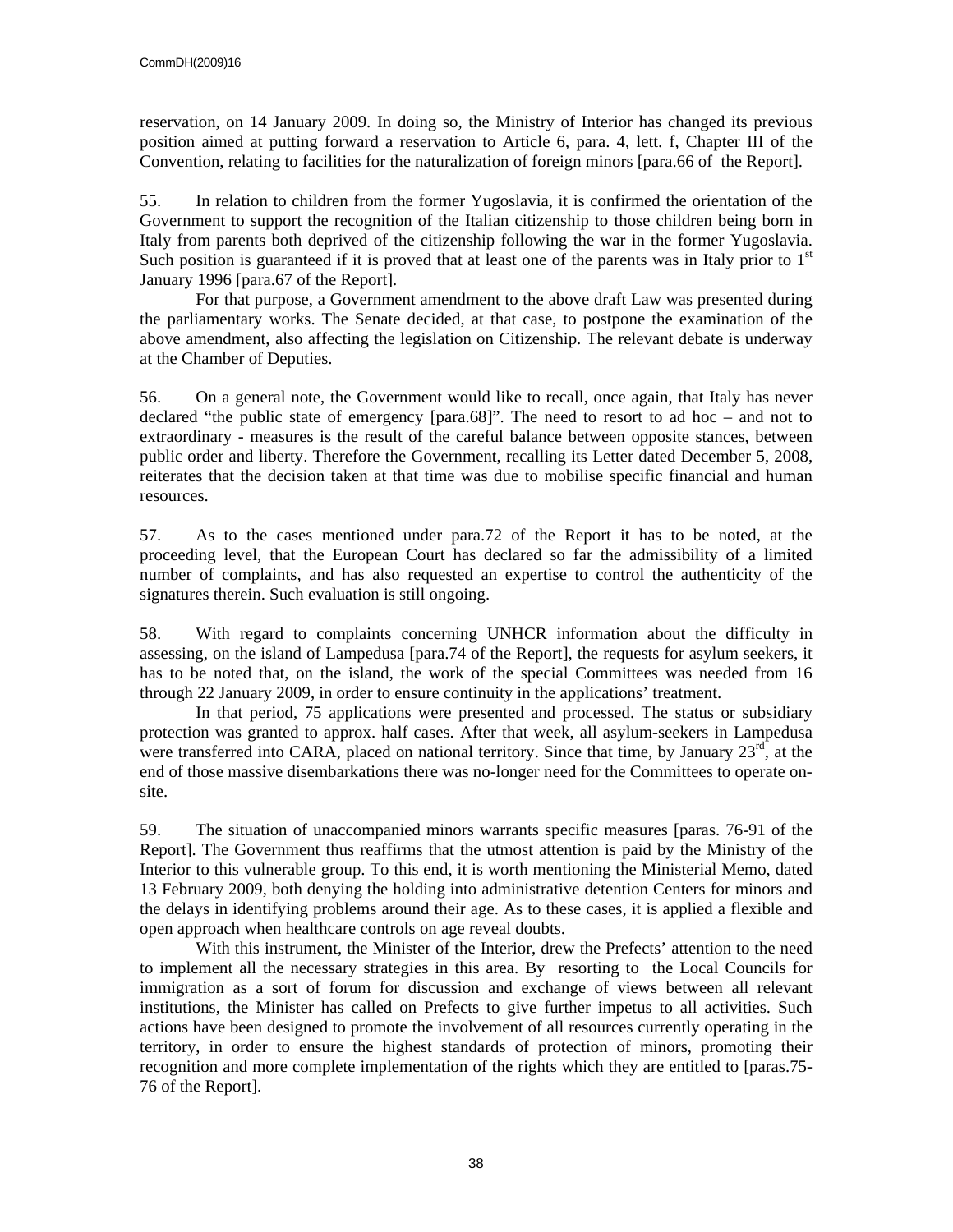reservation, on 14 January 2009. In doing so, the Ministry of Interior has changed its previous position aimed at putting forward a reservation to Article 6, para. 4, lett. f, Chapter III of the Convention, relating to facilities for the naturalization of foreign minors [para.66 of the Report].

55. In relation to children from the former Yugoslavia, it is confirmed the orientation of the Government to support the recognition of the Italian citizenship to those children being born in Italy from parents both deprived of the citizenship following the war in the former Yugoslavia. Such position is guaranteed if it is proved that at least one of the parents was in Italy prior to 1st January 1996 [para.67 of the Report].

For that purpose, a Government amendment to the above draft Law was presented during the parliamentary works. The Senate decided, at that case, to postpone the examination of the above amendment, also affecting the legislation on Citizenship. The relevant debate is underway at the Chamber of Deputies.

56. On a general note, the Government would like to recall, once again, that Italy has never declared "the public state of emergency [para.68]". The need to resort to ad hoc – and not to extraordinary - measures is the result of the careful balance between opposite stances, between public order and liberty. Therefore the Government, recalling its Letter dated December 5, 2008, reiterates that the decision taken at that time was due to mobilise specific financial and human resources.

57. As to the cases mentioned under para.72 of the Report it has to be noted, at the proceeding level, that the European Court has declared so far the admissibility of a limited number of complaints, and has also requested an expertise to control the authenticity of the signatures therein. Such evaluation is still ongoing.

58. With regard to complaints concerning UNHCR information about the difficulty in assessing, on the island of Lampedusa [para.74 of the Report], the requests for asylum seekers, it has to be noted that, on the island, the work of the special Committees was needed from 16 through 22 January 2009, in order to ensure continuity in the applications' treatment.

In that period, 75 applications were presented and processed. The status or subsidiary protection was granted to approx. half cases. After that week, all asylum-seekers in Lampedusa were transferred into CARA, placed on national territory. Since that time, by January 23rd, at the end of those massive disembarkations there was no-longer need for the Committees to operate on-site.

59. The situation of unaccompanied minors warrants specific measures [paras. 76-91 of the Report]. The Government thus reaffirms that the utmost attention is paid by the Ministry of the Interior to this vulnerable group. To this end, it is worth mentioning the Ministerial Memo, dated 13 February 2009, both denying the holding into administrative detention Centers for minors and the delays in identifying problems around their age. As to these cases, it is applied a flexible and open approach when healthcare controls on age reveal doubts.

With this instrument, the Minister of the Interior, drew the Prefects' attention to the need to implement all the necessary strategies in this area. By resorting to the Local Councils for immigration as a sort of forum for discussion and exchange of views between all relevant institutions, the Minister has called on Prefects to give further impetus to all activities. Such actions have been designed to promote the involvement of all resources currently operating in the territory, in order to ensure the highest standards of protection of minors, promoting their recognition and more complete implementation of the rights which they are entitled to [paras.75-76 of the Report].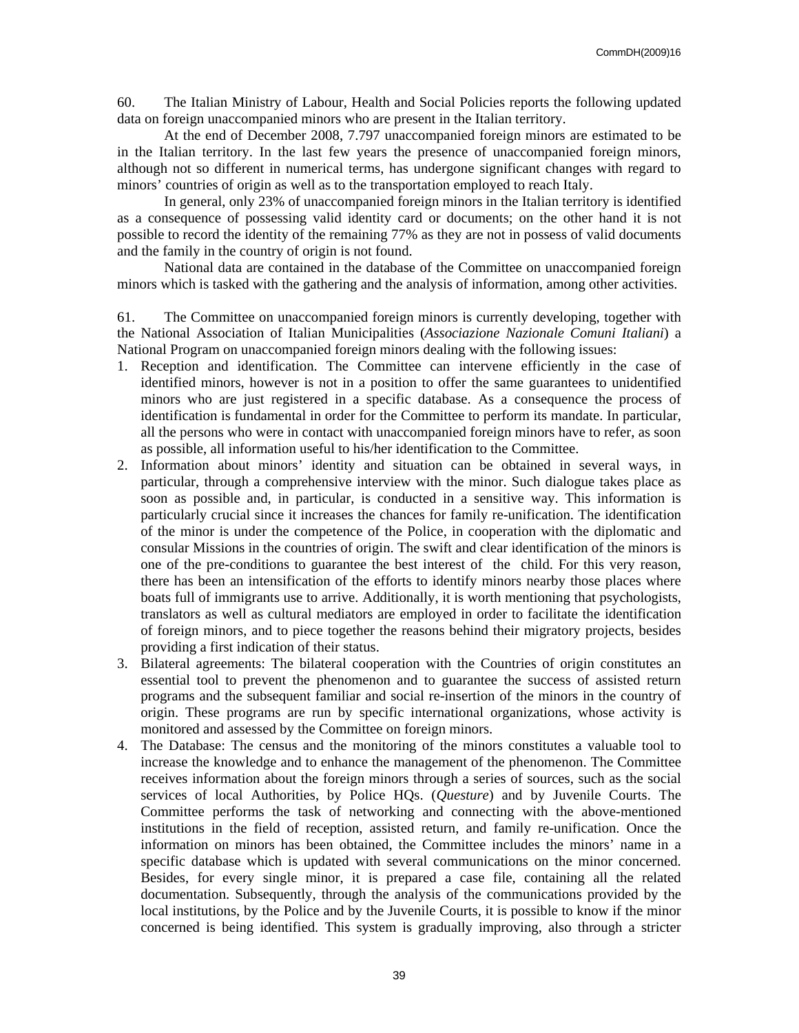60. The Italian Ministry of Labour, Health and Social Policies reports the following updated data on foreign unaccompanied minors who are present in the Italian territory.

At the end of December 2008, 7.797 unaccompanied foreign minors are estimated to be in the Italian territory. In the last few years the presence of unaccompanied foreign minors, although not so different in numerical terms, has undergone significant changes with regard to minors' countries of origin as well as to the transportation employed to reach Italy.

In general, only 23% of unaccompanied foreign minors in the Italian territory is identified as a consequence of possessing valid identity card or documents; on the other hand it is not possible to record the identity of the remaining 77% as they are not in possess of valid documents and the family in the country of origin is not found.

National data are contained in the database of the Committee on unaccompanied foreign minors which is tasked with the gathering and the analysis of information, among other activities.

61. The Committee on unaccompanied foreign minors is currently developing, together with the National Association of Italian Municipalities (*Associazione Nazionale Comuni Italiani*) a National Program on unaccompanied foreign minors dealing with the following issues:

1. Reception and identification. The Committee can intervene efficiently in the case of identified minors, however is not in a position to offer the same guarantees to unidentified minors who are just registered in a specific database. As a consequence the process of identification is fundamental in order for the Committee to perform its mandate. In particular, all the persons who were in contact with unaccompanied foreign minors have to refer, as soon as possible, all information useful to his/her identification to the Committee.
2. Information about minors' identity and situation can be obtained in several ways, in particular, through a comprehensive interview with the minor. Such dialogue takes place as soon as possible and, in particular, is conducted in a sensitive way. This information is particularly crucial since it increases the chances for family re-unification. The identification of the minor is under the competence of the Police, in cooperation with the diplomatic and consular Missions in the countries of origin. The swift and clear identification of the minors is one of the pre-conditions to guarantee the best interest of the child. For this very reason, there has been an intensification of the efforts to identify minors nearby those places where boats full of immigrants use to arrive. Additionally, it is worth mentioning that psychologists, translators as well as cultural mediators are employed in order to facilitate the identification of foreign minors, and to piece together the reasons behind their migratory projects, besides providing a first indication of their status.
3. Bilateral agreements: The bilateral cooperation with the Countries of origin constitutes an essential tool to prevent the phenomenon and to guarantee the success of assisted return programs and the subsequent familiar and social re-insertion of the minors in the country of origin. These programs are run by specific international organizations, whose activity is monitored and assessed by the Committee on foreign minors.
4. The Database: The census and the monitoring of the minors constitutes a valuable tool to increase the knowledge and to enhance the management of the phenomenon. The Committee receives information about the foreign minors through a series of sources, such as the social services of local Authorities, by Police HQs. (*Questure*) and by Juvenile Courts. The Committee performs the task of networking and connecting with the above-mentioned institutions in the field of reception, assisted return, and family re-unification. Once the information on minors has been obtained, the Committee includes the minors' name in a specific database which is updated with several communications on the minor concerned. Besides, for every single minor, it is prepared a case file, containing all the related documentation. Subsequently, through the analysis of the communications provided by the local institutions, by the Police and by the Juvenile Courts, it is possible to know if the minor concerned is being identified. This system is gradually improving, also through a stricter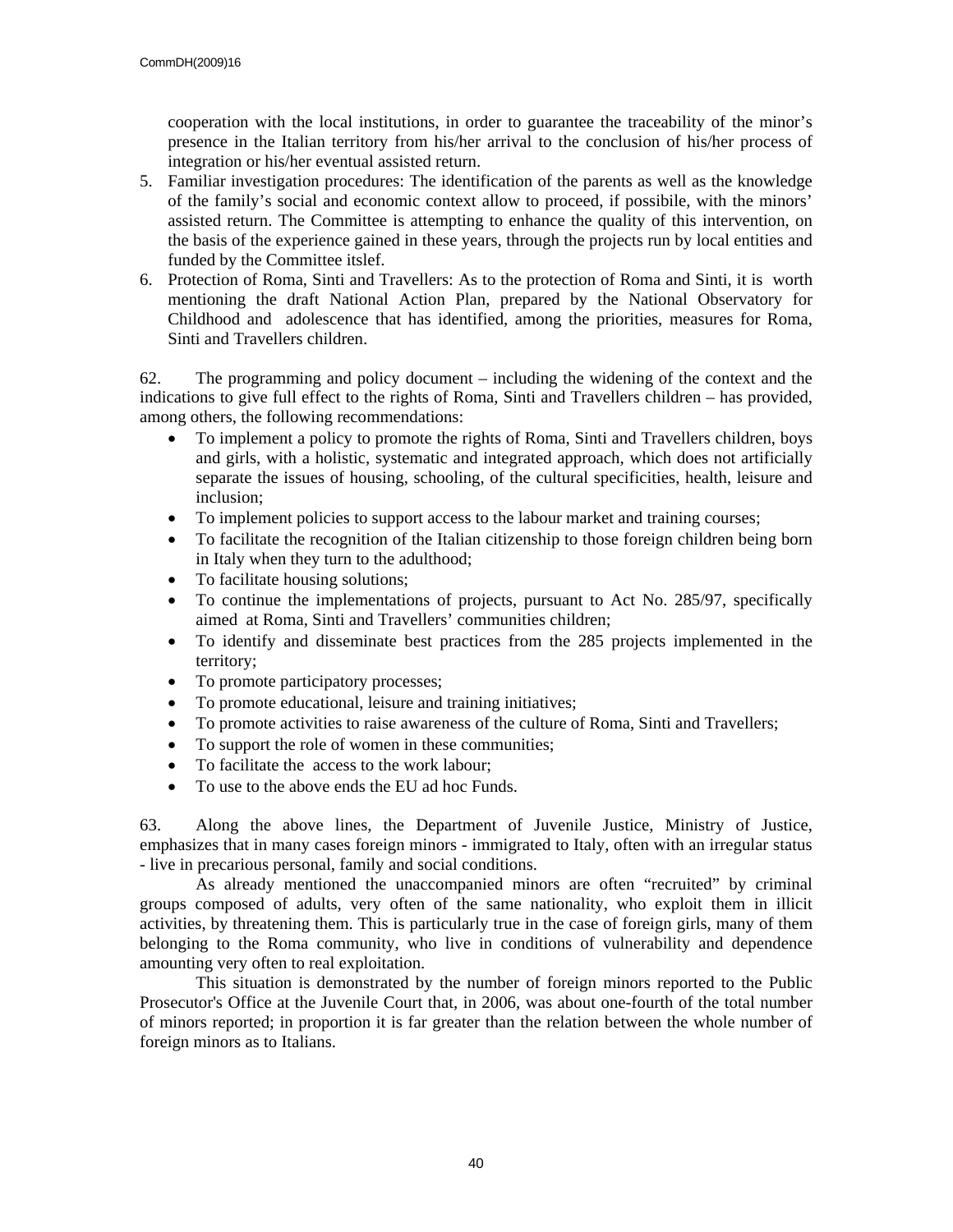cooperation with the local institutions, in order to guarantee the traceability of the minor's presence in the Italian territory from his/her arrival to the conclusion of his/her process of integration or his/her eventual assisted return.

5. Familiar investigation procedures: The identification of the parents as well as the knowledge of the family's social and economic context allow to proceed, if possibile, with the minors' assisted return. The Committee is attempting to enhance the quality of this intervention, on the basis of the experience gained in these years, through the projects run by local entities and funded by the Committee itslef.
6. Protection of Roma, Sinti and Travellers: As to the protection of Roma and Sinti, it is worth mentioning the draft National Action Plan, prepared by the National Observatory for Childhood and adolescence that has identified, among the priorities, measures for Roma, Sinti and Travellers children.

62. The programming and policy document – including the widening of the context and the indications to give full effect to the rights of Roma, Sinti and Travellers children – has provided, among others, the following recommendations:

- To implement a policy to promote the rights of Roma, Sinti and Travellers children, boys and girls, with a holistic, systematic and integrated approach, which does not artificially separate the issues of housing, schooling, of the cultural specificities, health, leisure and inclusion;
- To implement policies to support access to the labour market and training courses;
- To facilitate the recognition of the Italian citizenship to those foreign children being born in Italy when they turn to the adulthood;
- To facilitate housing solutions;
- To continue the implementations of projects, pursuant to Act No. 285/97, specifically aimed at Roma, Sinti and Travellers' communities children;
- To identify and disseminate best practices from the 285 projects implemented in the territory;
- To promote participatory processes;
- To promote educational, leisure and training initiatives;
- To promote activities to raise awareness of the culture of Roma, Sinti and Travellers;
- To support the role of women in these communities;
- To facilitate the access to the work labour;
- To use to the above ends the EU ad hoc Funds.

63. Along the above lines, the Department of Juvenile Justice, Ministry of Justice, emphasizes that in many cases foreign minors - immigrated to Italy, often with an irregular status - live in precarious personal, family and social conditions.

As already mentioned the unaccompanied minors are often "recruited" by criminal groups composed of adults, very often of the same nationality, who exploit them in illicit activities, by threatening them. This is particularly true in the case of foreign girls, many of them belonging to the Roma community, who live in conditions of vulnerability and dependence amounting very often to real exploitation.

This situation is demonstrated by the number of foreign minors reported to the Public Prosecutor's Office at the Juvenile Court that, in 2006, was about one-fourth of the total number of minors reported; in proportion it is far greater than the relation between the whole number of foreign minors as to Italians.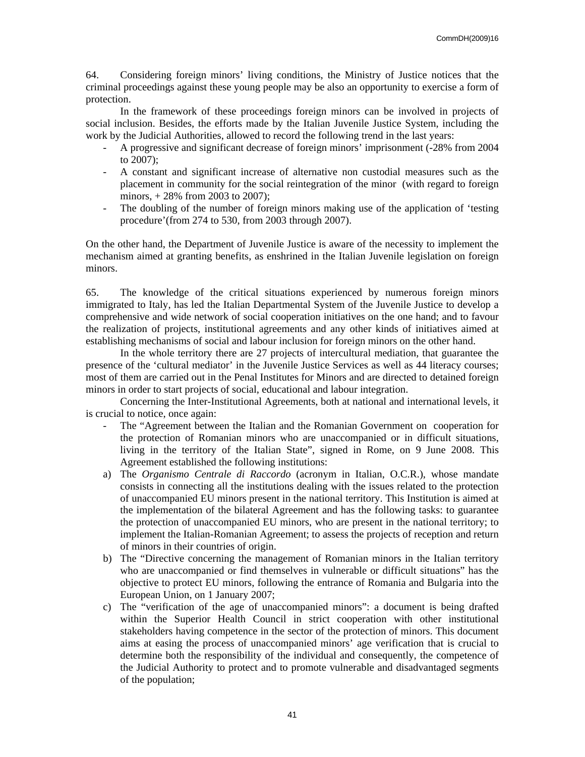64. Considering foreign minors' living conditions, the Ministry of Justice notices that the criminal proceedings against these young people may be also an opportunity to exercise a form of protection.

In the framework of these proceedings foreign minors can be involved in projects of social inclusion. Besides, the efforts made by the Italian Juvenile Justice System, including the work by the Judicial Authorities, allowed to record the following trend in the last years:

- A progressive and significant decrease of foreign minors' imprisonment (-28% from 2004 to 2007);
- A constant and significant increase of alternative non custodial measures such as the placement in community for the social reintegration of the minor (with regard to foreign minors, + 28% from 2003 to 2007);
- The doubling of the number of foreign minors making use of the application of 'testing procedure'(from 274 to 530, from 2003 through 2007).

On the other hand, the Department of Juvenile Justice is aware of the necessity to implement the mechanism aimed at granting benefits, as enshrined in the Italian Juvenile legislation on foreign minors.

65. The knowledge of the critical situations experienced by numerous foreign minors immigrated to Italy, has led the Italian Departmental System of the Juvenile Justice to develop a comprehensive and wide network of social cooperation initiatives on the one hand; and to favour the realization of projects, institutional agreements and any other kinds of initiatives aimed at establishing mechanisms of social and labour inclusion for foreign minors on the other hand.

In the whole territory there are 27 projects of intercultural mediation, that guarantee the presence of the 'cultural mediator' in the Juvenile Justice Services as well as 44 literacy courses; most of them are carried out in the Penal Institutes for Minors and are directed to detained foreign minors in order to start projects of social, educational and labour integration.

Concerning the Inter-Institutional Agreements, both at national and international levels, it is crucial to notice, once again:

- The "Agreement between the Italian and the Romanian Government on cooperation for the protection of Romanian minors who are unaccompanied or in difficult situations, living in the territory of the Italian State", signed in Rome, on 9 June 2008. This Agreement established the following institutions:

a) The *Organismo Centrale di Raccordo* (acronym in Italian, O.C.R.), whose mandate consists in connecting all the institutions dealing with the issues related to the protection of unaccompanied EU minors present in the national territory. This Institution is aimed at the implementation of the bilateral Agreement and has the following tasks: to guarantee the protection of unaccompanied EU minors, who are present in the national territory; to implement the Italian-Romanian Agreement; to assess the projects of reception and return of minors in their countries of origin.

b) The "Directive concerning the management of Romanian minors in the Italian territory who are unaccompanied or find themselves in vulnerable or difficult situations" has the objective to protect EU minors, following the entrance of Romania and Bulgaria into the European Union, on 1 January 2007;

c) The "verification of the age of unaccompanied minors": a document is being drafted within the Superior Health Council in strict cooperation with other institutional stakeholders having competence in the sector of the protection of minors. This document aims at easing the process of unaccompanied minors' age verification that is crucial to determine both the responsibility of the individual and consequently, the competence of the Judicial Authority to protect and to promote vulnerable and disadvantaged segments of the population;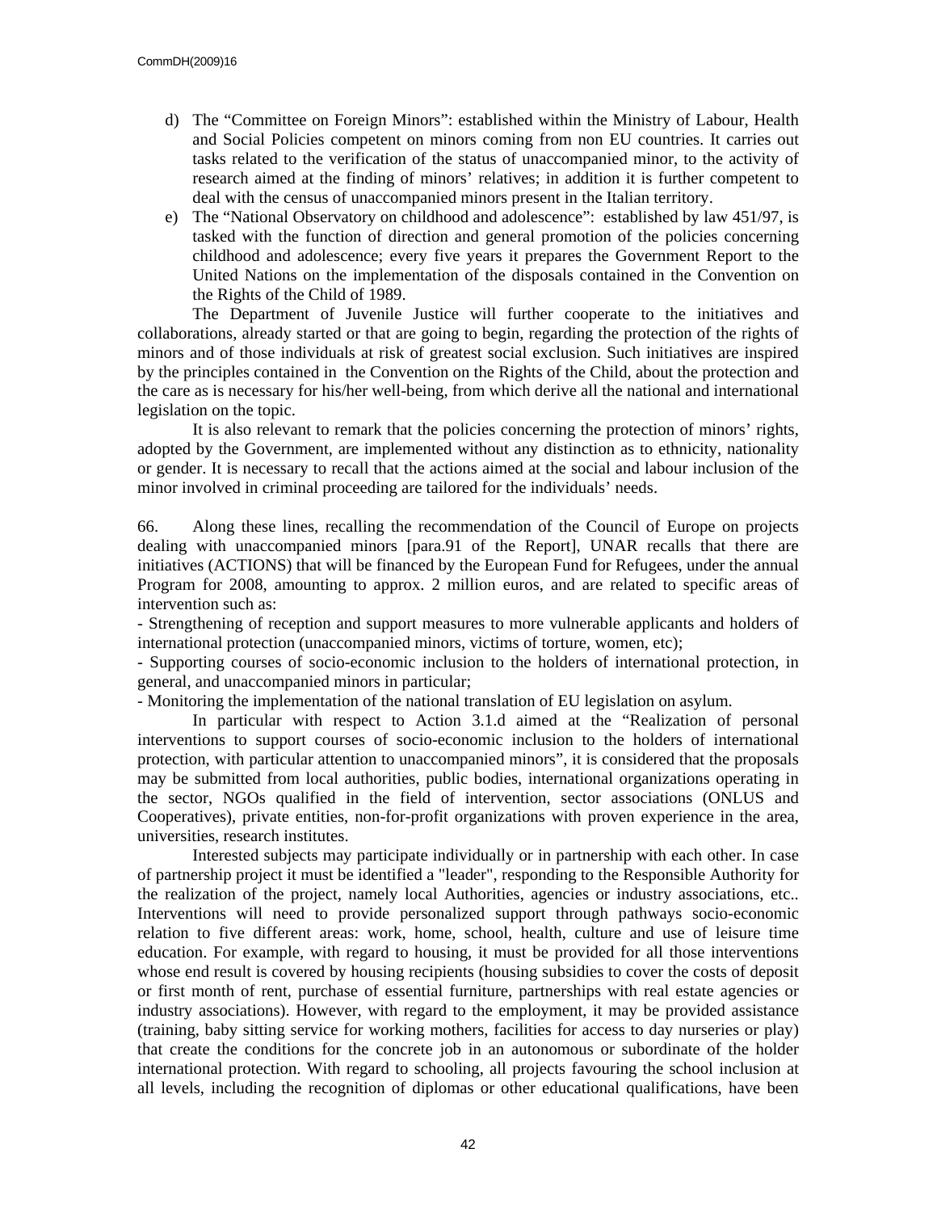d) The "Committee on Foreign Minors": established within the Ministry of Labour, Health and Social Policies competent on minors coming from non EU countries. It carries out tasks related to the verification of the status of unaccompanied minor, to the activity of research aimed at the finding of minors' relatives; in addition it is further competent to deal with the census of unaccompanied minors present in the Italian territory.

e) The "National Observatory on childhood and adolescence": established by law 451/97, is tasked with the function of direction and general promotion of the policies concerning childhood and adolescence; every five years it prepares the Government Report to the United Nations on the implementation of the disposals contained in the Convention on the Rights of the Child of 1989.

The Department of Juvenile Justice will further cooperate to the initiatives and collaborations, already started or that are going to begin, regarding the protection of the rights of minors and of those individuals at risk of greatest social exclusion. Such initiatives are inspired by the principles contained in the Convention on the Rights of the Child, about the protection and the care as is necessary for his/her well-being, from which derive all the national and international legislation on the topic.

It is also relevant to remark that the policies concerning the protection of minors' rights, adopted by the Government, are implemented without any distinction as to ethnicity, nationality or gender. It is necessary to recall that the actions aimed at the social and labour inclusion of the minor involved in criminal proceeding are tailored for the individuals' needs.

66. Along these lines, recalling the recommendation of the Council of Europe on projects dealing with unaccompanied minors [para.91 of the Report], UNAR recalls that there are initiatives (ACTIONS) that will be financed by the European Fund for Refugees, under the annual Program for 2008, amounting to approx. 2 million euros, and are related to specific areas of intervention such as:

- Strengthening of reception and support measures to more vulnerable applicants and holders of international protection (unaccompanied minors, victims of torture, women, etc);
- Supporting courses of socio-economic inclusion to the holders of international protection, in general, and unaccompanied minors in particular;
- Monitoring the implementation of the national translation of EU legislation on asylum.

In particular with respect to Action 3.1.d aimed at the "Realization of personal interventions to support courses of socio-economic inclusion to the holders of international protection, with particular attention to unaccompanied minors", it is considered that the proposals may be submitted from local authorities, public bodies, international organizations operating in the sector, NGOs qualified in the field of intervention, sector associations (ONLUS and Cooperatives), private entities, non-for-profit organizations with proven experience in the area, universities, research institutes.

Interested subjects may participate individually or in partnership with each other. In case of partnership project it must be identified a "leader", responding to the Responsible Authority for the realization of the project, namely local Authorities, agencies or industry associations, etc.. Interventions will need to provide personalized support through pathways socio-economic relation to five different areas: work, home, school, health, culture and use of leisure time education. For example, with regard to housing, it must be provided for all those interventions whose end result is covered by housing recipients (housing subsidies to cover the costs of deposit or first month of rent, purchase of essential furniture, partnerships with real estate agencies or industry associations). However, with regard to the employment, it may be provided assistance (training, baby sitting service for working mothers, facilities for access to day nurseries or play) that create the conditions for the concrete job in an autonomous or subordinate of the holder international protection. With regard to schooling, all projects favouring the school inclusion at all levels, including the recognition of diplomas or other educational qualifications, have been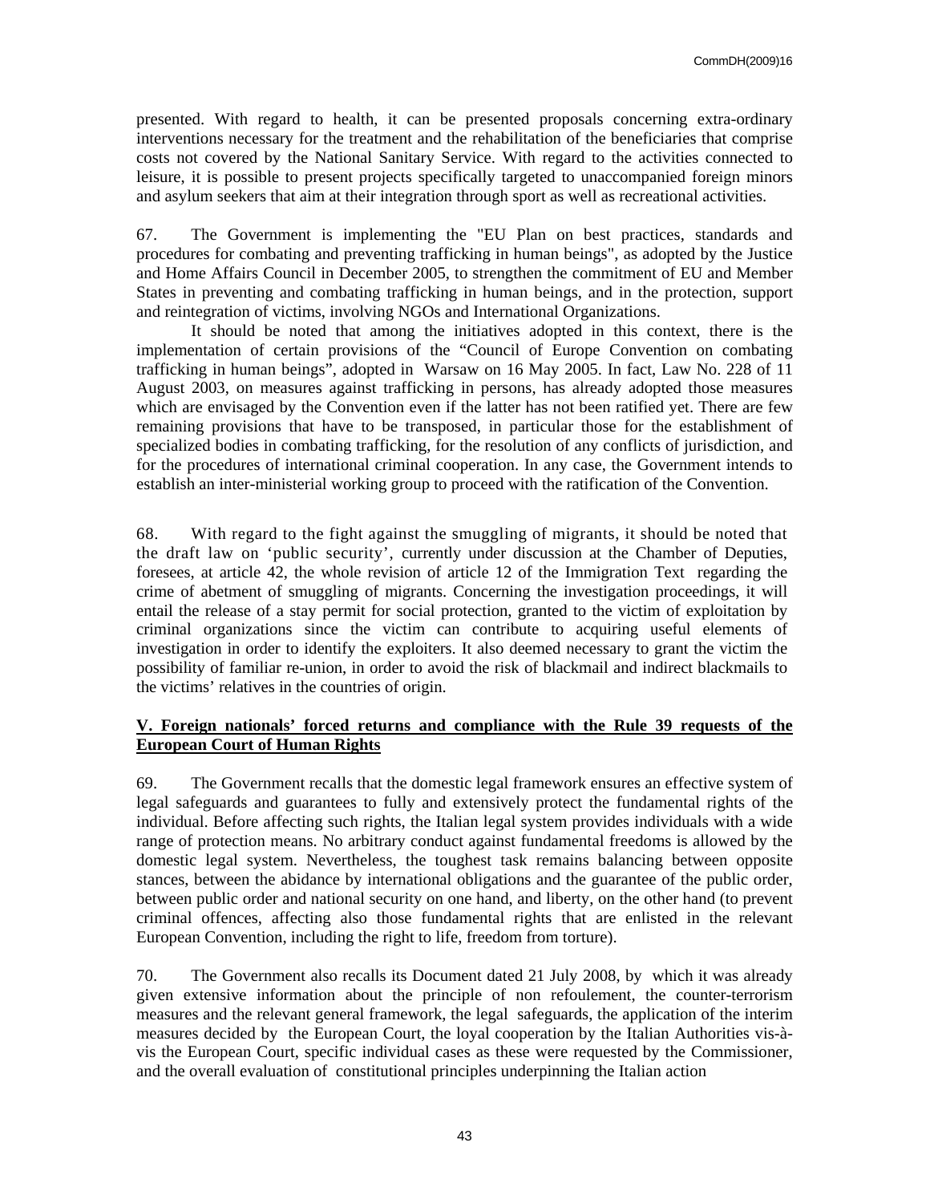presented. With regard to health, it can be presented proposals concerning extra-ordinary interventions necessary for the treatment and the rehabilitation of the beneficiaries that comprise costs not covered by the National Sanitary Service. With regard to the activities connected to leisure, it is possible to present projects specifically targeted to unaccompanied foreign minors and asylum seekers that aim at their integration through sport as well as recreational activities.

67. The Government is implementing the "EU Plan on best practices, standards and procedures for combating and preventing trafficking in human beings", as adopted by the Justice and Home Affairs Council in December 2005, to strengthen the commitment of EU and Member States in preventing and combating trafficking in human beings, and in the protection, support and reintegration of victims, involving NGOs and International Organizations.

It should be noted that among the initiatives adopted in this context, there is the implementation of certain provisions of the "Council of Europe Convention on combating trafficking in human beings", adopted in Warsaw on 16 May 2005. In fact, Law No. 228 of 11 August 2003, on measures against trafficking in persons, has already adopted those measures which are envisaged by the Convention even if the latter has not been ratified yet. There are few remaining provisions that have to be transposed, in particular those for the establishment of specialized bodies in combating trafficking, for the resolution of any conflicts of jurisdiction, and for the procedures of international criminal cooperation. In any case, the Government intends to establish an inter-ministerial working group to proceed with the ratification of the Convention.

68. With regard to the fight against the smuggling of migrants, it should be noted that the draft law on 'public security', currently under discussion at the Chamber of Deputies, foresees, at article 42, the whole revision of article 12 of the Immigration Text regarding the crime of abetment of smuggling of migrants. Concerning the investigation proceedings, it will entail the release of a stay permit for social protection, granted to the victim of exploitation by criminal organizations since the victim can contribute to acquiring useful elements of investigation in order to identify the exploiters. It also deemed necessary to grant the victim the possibility of familiar re-union, in order to avoid the risk of blackmail and indirect blackmails to the victims' relatives in the countries of origin.

## V. Foreign nationals' forced returns and compliance with the Rule 39 requests of the European Court of Human Rights

69. The Government recalls that the domestic legal framework ensures an effective system of legal safeguards and guarantees to fully and extensively protect the fundamental rights of the individual. Before affecting such rights, the Italian legal system provides individuals with a wide range of protection means. No arbitrary conduct against fundamental freedoms is allowed by the domestic legal system. Nevertheless, the toughest task remains balancing between opposite stances, between the abidance by international obligations and the guarantee of the public order, between public order and national security on one hand, and liberty, on the other hand (to prevent criminal offences, affecting also those fundamental rights that are enlisted in the relevant European Convention, including the right to life, freedom from torture).

70. The Government also recalls its Document dated 21 July 2008, by which it was already given extensive information about the principle of non refoulement, the counter-terrorism measures and the relevant general framework, the legal safeguards, the application of the interim measures decided by the European Court, the loyal cooperation by the Italian Authorities vis-à-vis the European Court, specific individual cases as these were requested by the Commissioner, and the overall evaluation of constitutional principles underpinning the Italian action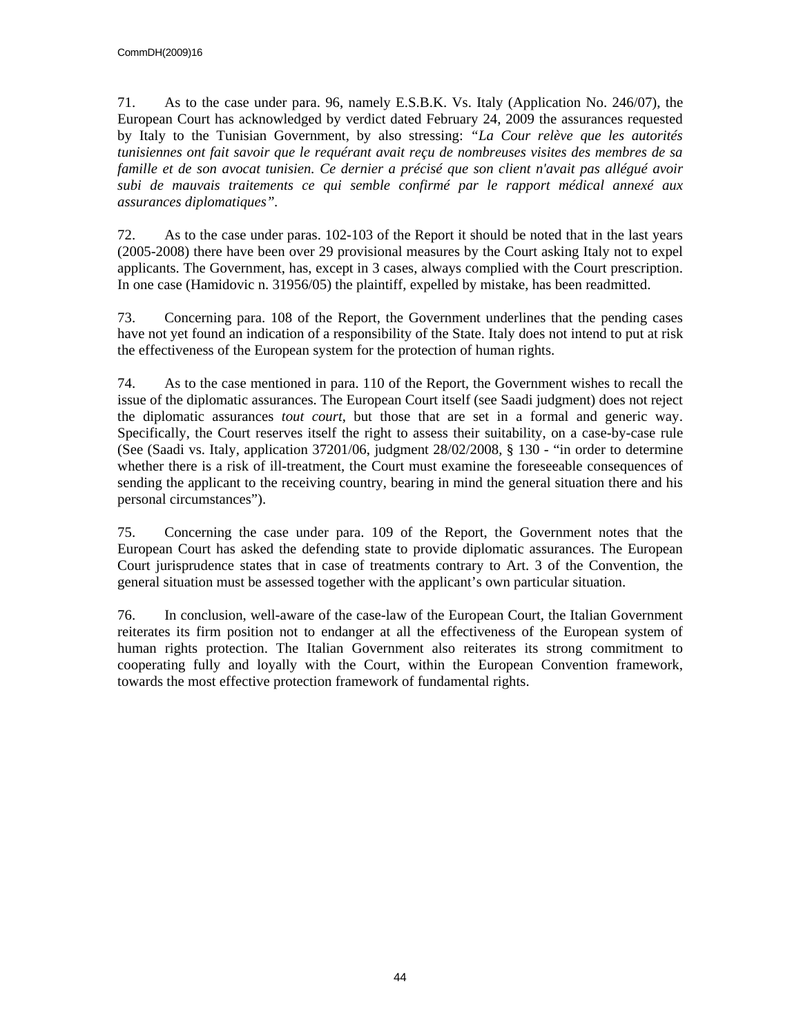71. As to the case under para. 96, namely E.S.B.K. Vs. Italy (Application No. 246/07), the European Court has acknowledged by verdict dated February 24, 2009 the assurances requested by Italy to the Tunisian Government, by also stressing: *"La Cour relève que les autorités tunisiennes ont fait savoir que le requérant avait reçu de nombreuses visites des membres de sa famille et de son avocat tunisien. Ce dernier a précisé que son client n'avait pas allégué avoir subi de mauvais traitements ce qui semble confirmé par le rapport médical annexé aux assurances diplomatiques"*.

72. As to the case under paras. 102-103 of the Report it should be noted that in the last years (2005-2008) there have been over 29 provisional measures by the Court asking Italy not to expel applicants. The Government, has, except in 3 cases, always complied with the Court prescription. In one case (Hamidovic n. 31956/05) the plaintiff, expelled by mistake, has been readmitted.

73. Concerning para. 108 of the Report, the Government underlines that the pending cases have not yet found an indication of a responsibility of the State. Italy does not intend to put at risk the effectiveness of the European system for the protection of human rights.

74. As to the case mentioned in para. 110 of the Report, the Government wishes to recall the issue of the diplomatic assurances. The European Court itself (see Saadi judgment) does not reject the diplomatic assurances *tout court*, but those that are set in a formal and generic way. Specifically, the Court reserves itself the right to assess their suitability, on a case-by-case rule (See (Saadi vs. Italy, application 37201/06, judgment 28/02/2008, § 130 - "in order to determine whether there is a risk of ill-treatment, the Court must examine the foreseeable consequences of sending the applicant to the receiving country, bearing in mind the general situation there and his personal circumstances").

75. Concerning the case under para. 109 of the Report, the Government notes that the European Court has asked the defending state to provide diplomatic assurances. The European Court jurisprudence states that in case of treatments contrary to Art. 3 of the Convention, the general situation must be assessed together with the applicant's own particular situation.

76. In conclusion, well-aware of the case-law of the European Court, the Italian Government reiterates its firm position not to endanger at all the effectiveness of the European system of human rights protection. The Italian Government also reiterates its strong commitment to cooperating fully and loyally with the Court, within the European Convention framework, towards the most effective protection framework of fundamental rights.